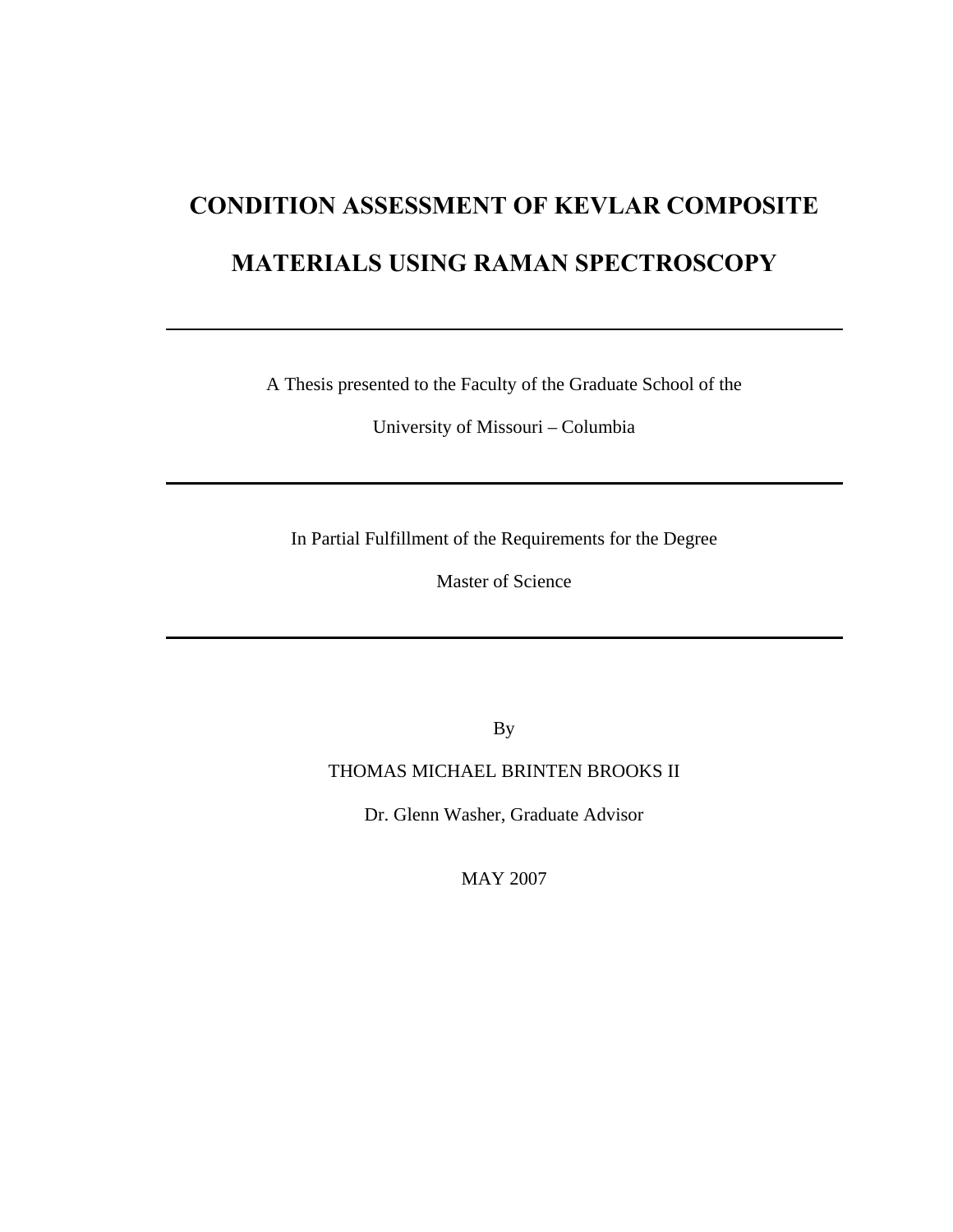# CONDITION ASSESSMENT OF KEVLAR COMPOSITE MATERIALS USING RAMAN SPECTROSCOPY

---

A Thesis presented to the Faculty of the Graduate School of the

University of Missouri – Columbia

---

In Partial Fulfillment of the Requirements for the Degree

Master of Science

---

By

THOMAS MICHAEL BRINTEN BROOKS II

Dr. Glenn Washer, Graduate Advisor

MAY 2007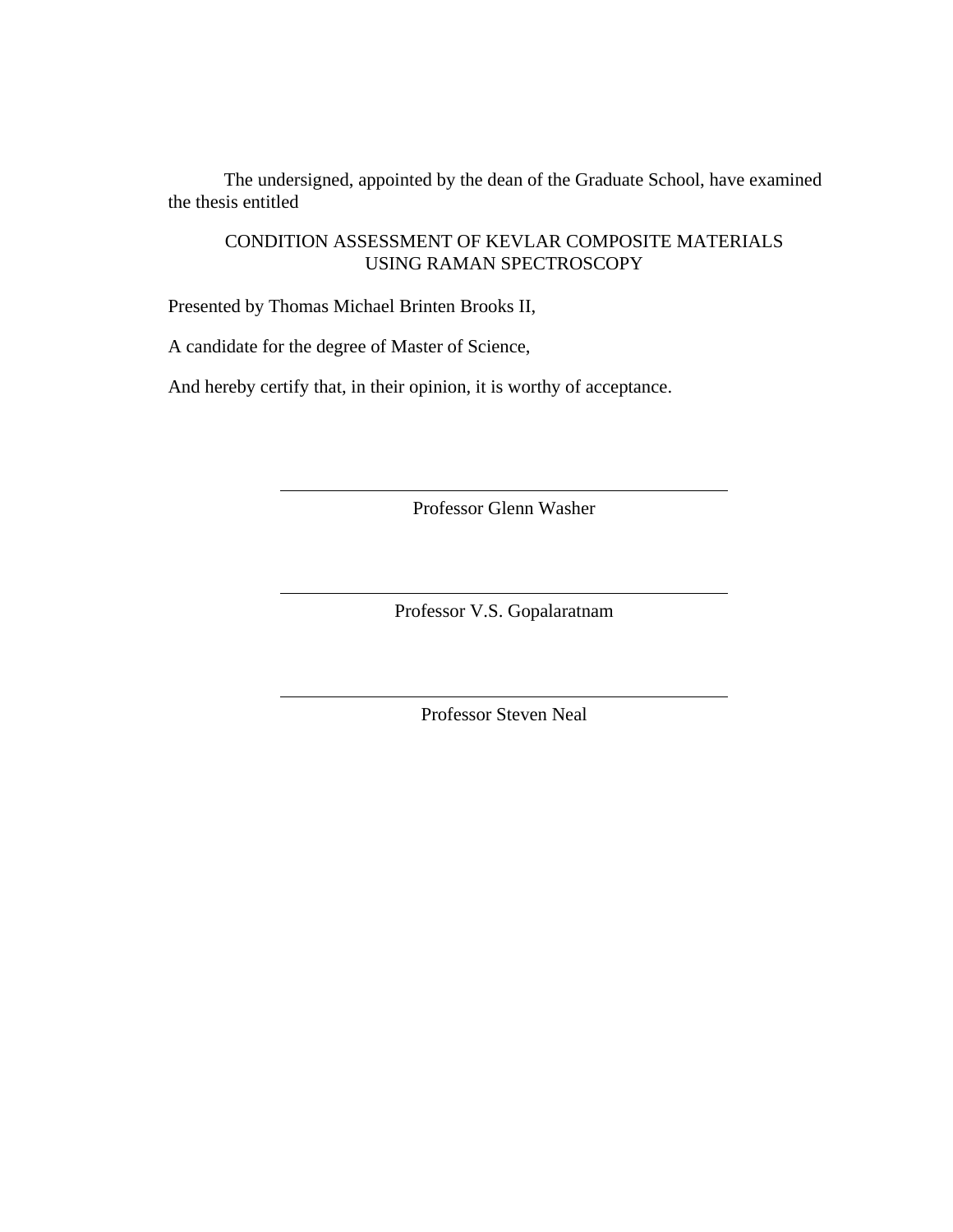The undersigned, appointed by the dean of the Graduate School, have examined the thesis entitled

CONDITION ASSESSMENT OF KEVLAR COMPOSITE MATERIALS USING RAMAN SPECTROSCOPY

Presented by Thomas Michael Brinten Brooks II,

A candidate for the degree of Master of Science,

And hereby certify that, in their opinion, it is worthy of acceptance.

\_\_\_\_\_\_\_\_\_\_\_\_\_\_\_\_\_\_\_\_\_\_\_\_\_\_\_\_\_\_\_\_\_\_\_\_\_\_\_\_

Professor Glenn Washer

\_\_\_\_\_\_\_\_\_\_\_\_\_\_\_\_\_\_\_\_\_\_\_\_\_\_\_\_\_\_\_\_\_\_\_\_\_\_\_\_

Professor V.S. Gopalaratnam

\_\_\_\_\_\_\_\_\_\_\_\_\_\_\_\_\_\_\_\_\_\_\_\_\_\_\_\_\_\_\_\_\_\_\_\_\_\_\_\_

Professor Steven Neal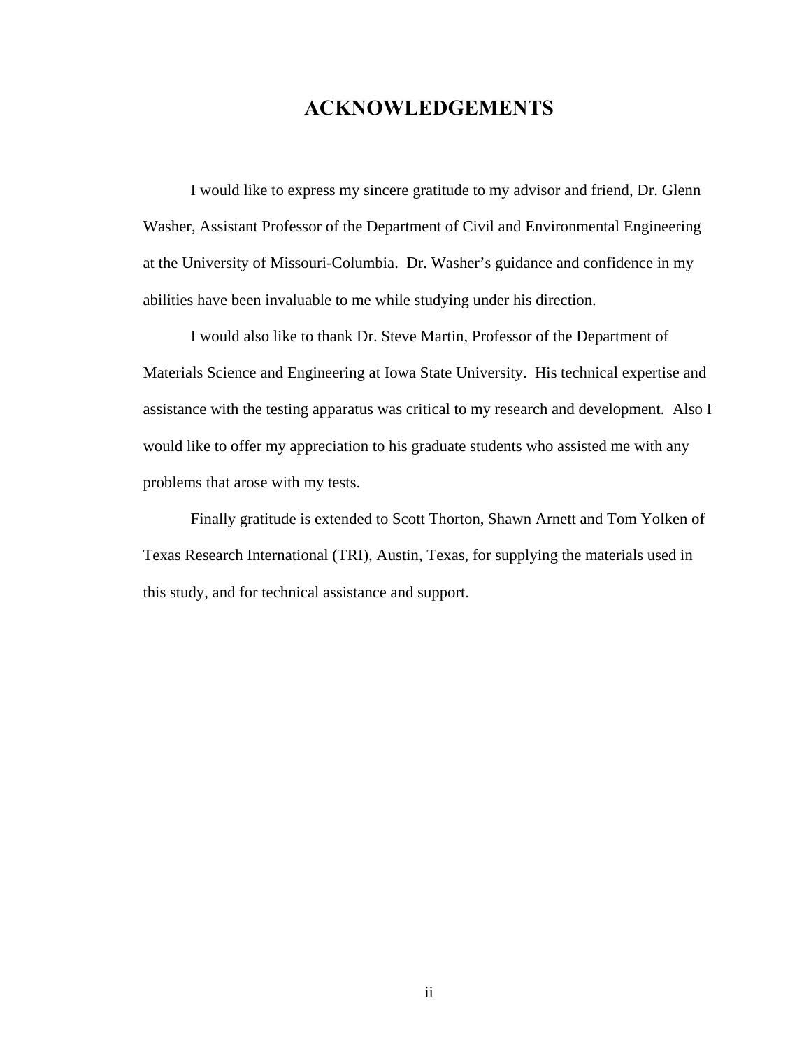# ACKNOWLEDGEMENTS

I would like to express my sincere gratitude to my advisor and friend, Dr. Glenn Washer, Assistant Professor of the Department of Civil and Environmental Engineering at the University of Missouri-Columbia. Dr. Washer's guidance and confidence in my abilities have been invaluable to me while studying under his direction.

I would also like to thank Dr. Steve Martin, Professor of the Department of Materials Science and Engineering at Iowa State University. His technical expertise and assistance with the testing apparatus was critical to my research and development. Also I would like to offer my appreciation to his graduate students who assisted me with any problems that arose with my tests.

Finally gratitude is extended to Scott Thorton, Shawn Arnett and Tom Yolken of Texas Research International (TRI), Austin, Texas, for supplying the materials used in this study, and for technical assistance and support.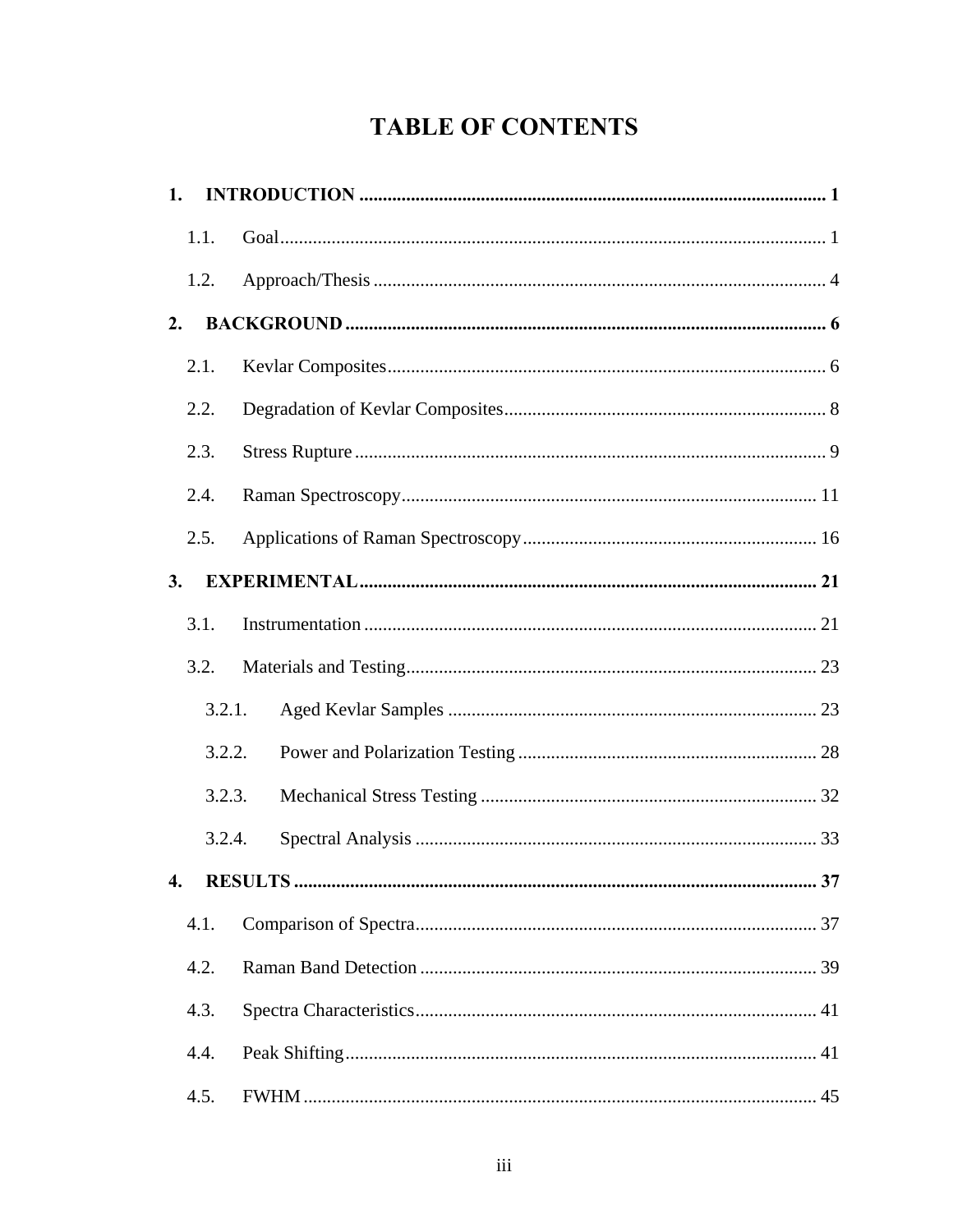# TABLE OF CONTENTS

**1. INTRODUCTION** ..... **1**

1.1. Goal ..... 1

1.2. Approach/Thesis ..... 4

**2. BACKGROUND** ..... **6**

2.1. Kevlar Composites ..... 6

2.2. Degradation of Kevlar Composites ..... 8

2.3. Stress Rupture ..... 9

2.4. Raman Spectroscopy ..... 11

2.5. Applications of Raman Spectroscopy ..... 16

**3. EXPERIMENTAL** ..... **21**

3.1. Instrumentation ..... 21

3.2. Materials and Testing ..... 23

3.2.1. Aged Kevlar Samples ..... 23

3.2.2. Power and Polarization Testing ..... 28

3.2.3. Mechanical Stress Testing ..... 32

3.2.4. Spectral Analysis ..... 33

**4. RESULTS** ..... **37**

4.1. Comparison of Spectra ..... 37

4.2. Raman Band Detection ..... 39

4.3. Spectra Characteristics ..... 41

4.4. Peak Shifting ..... 41

4.5. FWHM ..... 45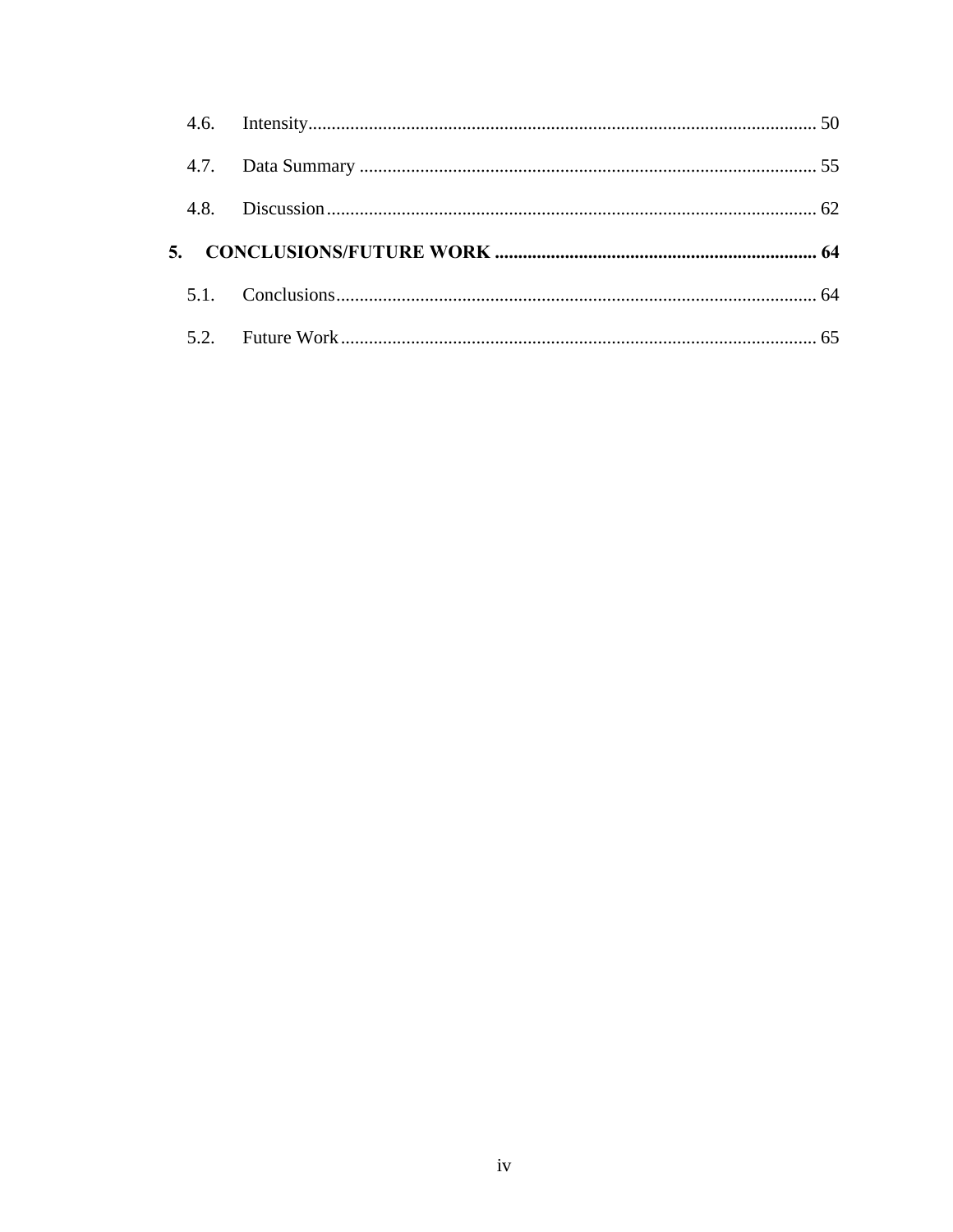4.6. Intensity ........................................................................................................... 50

4.7. Data Summary ................................................................................................ 55

4.8. Discussion ....................................................................................................... 62

**5. CONCLUSIONS/FUTURE WORK .................................................................... 64**

5.1. Conclusions ..................................................................................................... 64

5.2. Future Work .................................................................................................... 65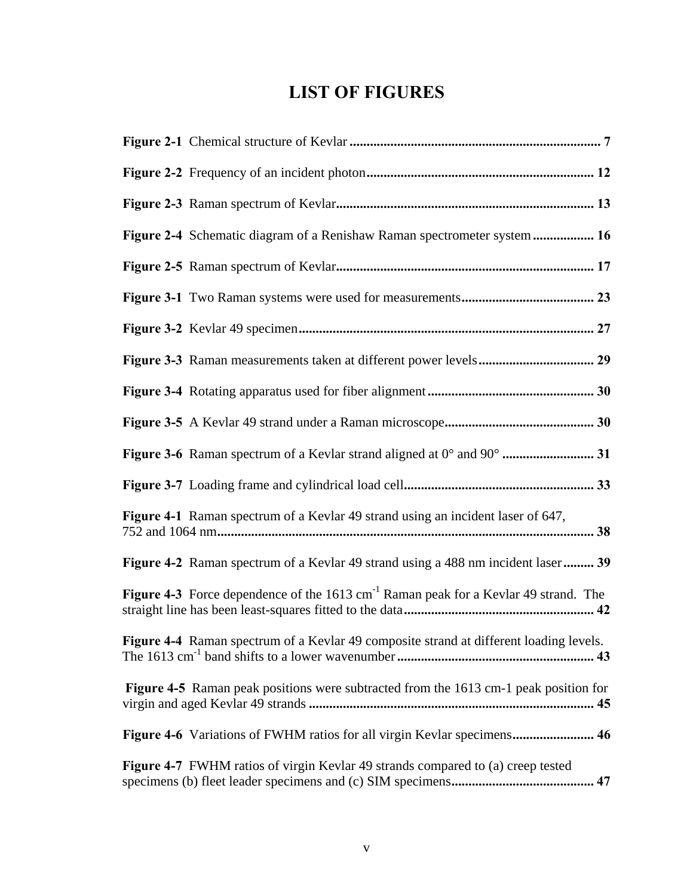# LIST OF FIGURES

**Figure 2-1** Chemical structure of Kevlar ........................................................................ 7

**Figure 2-2** Frequency of an incident photon.................................................................. 12

**Figure 2-3** Raman spectrum of Kevlar........................................................................... 13

**Figure 2-4** Schematic diagram of a Renishaw Raman spectrometer system .................. 16

**Figure 2-5** Raman spectrum of Kevlar........................................................................... 17

**Figure 3-1** Two Raman systems were used for measurements....................................... 23

**Figure 3-2** Kevlar 49 specimen...................................................................................... 27

**Figure 3-3** Raman measurements taken at different power levels.................................. 29

**Figure 3-4** Rotating apparatus used for fiber alignment................................................. 30

**Figure 3-5** A Kevlar 49 strand under a Raman microscope............................................ 30

**Figure 3-6** Raman spectrum of a Kevlar strand aligned at 0° and 90° ........................... 31

**Figure 3-7** Loading frame and cylindrical load cell........................................................ 33

**Figure 4-1** Raman spectrum of a Kevlar 49 strand using an incident laser of 647, 752 and 1064 nm............................................................................................................. 38

**Figure 4-2** Raman spectrum of a Kevlar 49 strand using a 488 nm incident laser......... 39

**Figure 4-3** Force dependence of the 1613 $cm^{-1}$ Raman peak for a Kevlar 49 strand. The straight line has been least-squares fitted to the data........................................................ 42

**Figure 4-4** Raman spectrum of a Kevlar 49 composite strand at different loading levels. The 1613 $cm^{-1}$ band shifts to a lower wavenumber.......................................................... 43

**Figure 4-5** Raman peak positions were subtracted from the 1613 cm-1 peak position for virgin and aged Kevlar 49 strands ................................................................................... 45

**Figure 4-6** Variations of FWHM ratios for all virgin Kevlar specimens........................ 46

**Figure 4-7** FWHM ratios of virgin Kevlar 49 strands compared to (a) creep tested specimens (b) fleet leader specimens and (c) SIM specimens.......................................... 47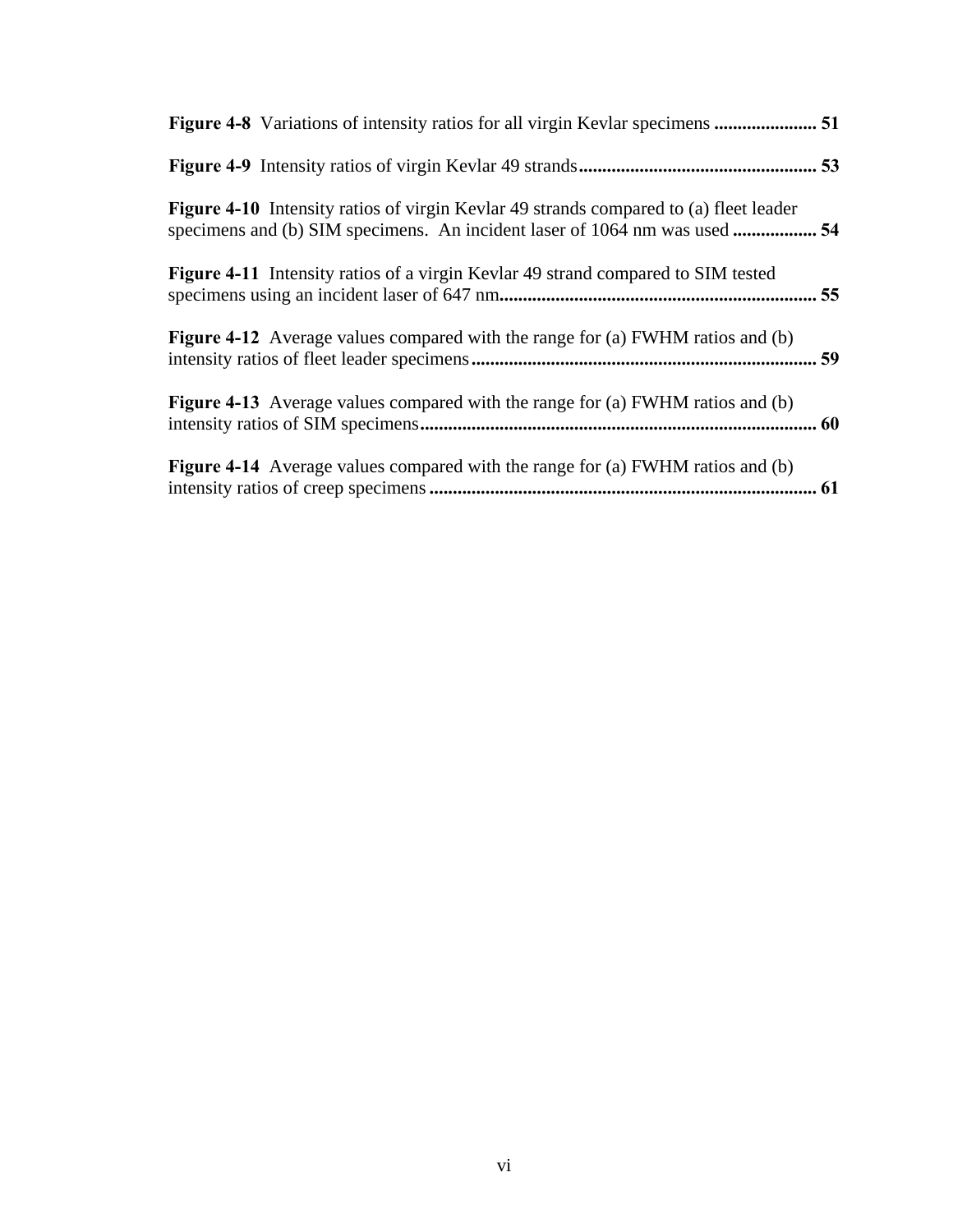**Figure 4-8** Variations of intensity ratios for all virgin Kevlar specimens ...................... **51**

**Figure 4-9** Intensity ratios of virgin Kevlar 49 strands................................................... **53**

**Figure 4-10** Intensity ratios of virgin Kevlar 49 strands compared to (a) fleet leader specimens and (b) SIM specimens. An incident laser of 1064 nm was used .................. **54**

**Figure 4-11** Intensity ratios of a virgin Kevlar 49 strand compared to SIM tested specimens using an incident laser of 647 nm.................................................................... **55**

**Figure 4-12** Average values compared with the range for (a) FWHM ratios and (b) intensity ratios of fleet leader specimens.......................................................................... **59**

**Figure 4-13** Average values compared with the range for (a) FWHM ratios and (b) intensity ratios of SIM specimens.................................................................................... **60**

**Figure 4-14** Average values compared with the range for (a) FWHM ratios and (b) intensity ratios of creep specimens ................................................................................... **61**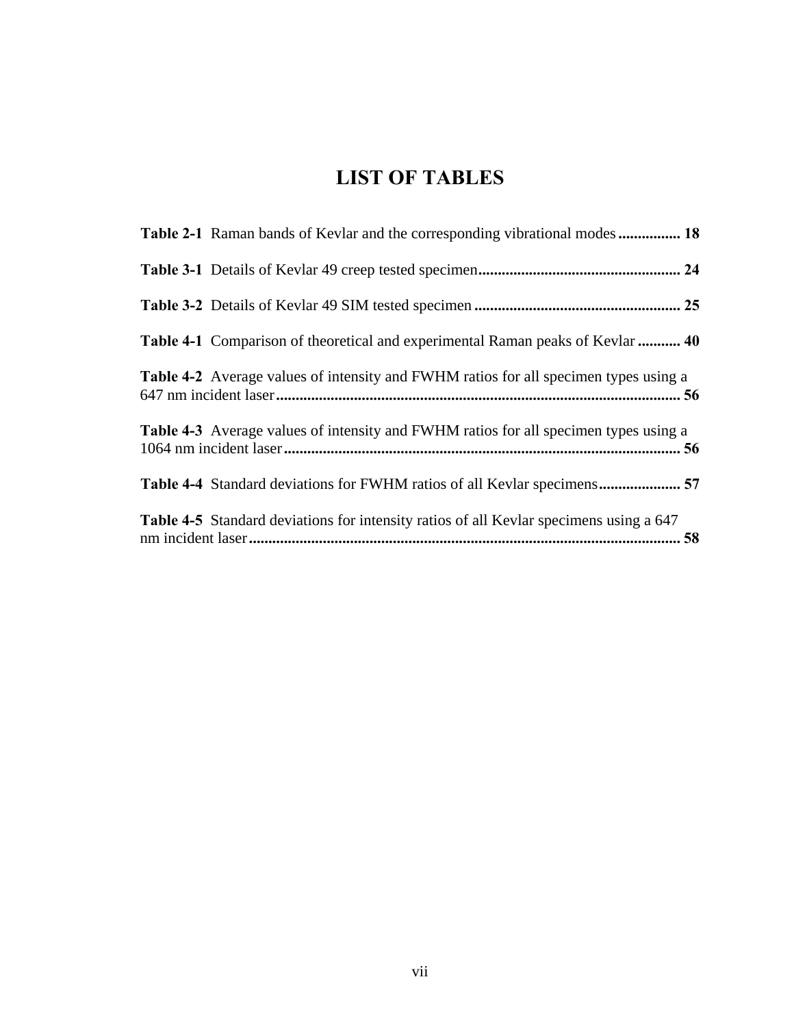# LIST OF TABLES

**Table 2-1** Raman bands of Kevlar and the corresponding vibrational modes ................ 18

**Table 3-1** Details of Kevlar 49 creep tested specimen.................................................... 24

**Table 3-2** Details of Kevlar 49 SIM tested specimen ..................................................... 25

**Table 4-1** Comparison of theoretical and experimental Raman peaks of Kevlar ........... 40

**Table 4-2** Average values of intensity and FWHM ratios for all specimen types using a 647 nm incident laser....................................................................................................... 56

**Table 4-3** Average values of intensity and FWHM ratios for all specimen types using a 1064 nm incident laser..................................................................................................... 56

**Table 4-4** Standard deviations for FWHM ratios of all Kevlar specimens..................... 57

**Table 4-5** Standard deviations for intensity ratios of all Kevlar specimens using a 647 nm incident laser.............................................................................................................. 58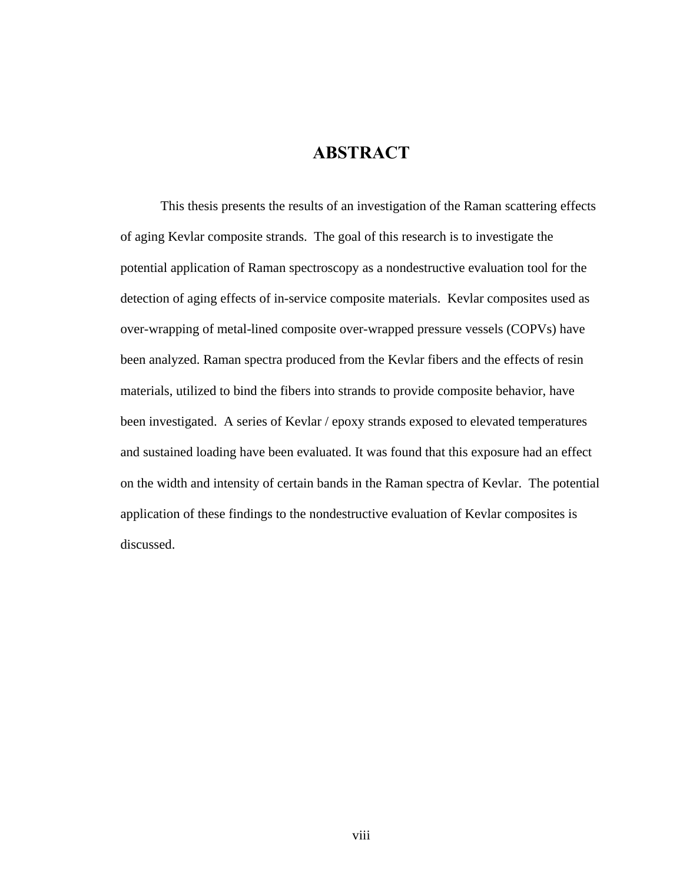# ABSTRACT

This thesis presents the results of an investigation of the Raman scattering effects of aging Kevlar composite strands. The goal of this research is to investigate the potential application of Raman spectroscopy as a nondestructive evaluation tool for the detection of aging effects of in-service composite materials. Kevlar composites used as over-wrapping of metal-lined composite over-wrapped pressure vessels (COPVs) have been analyzed. Raman spectra produced from the Kevlar fibers and the effects of resin materials, utilized to bind the fibers into strands to provide composite behavior, have been investigated. A series of Kevlar / epoxy strands exposed to elevated temperatures and sustained loading have been evaluated. It was found that this exposure had an effect on the width and intensity of certain bands in the Raman spectra of Kevlar. The potential application of these findings to the nondestructive evaluation of Kevlar composites is discussed.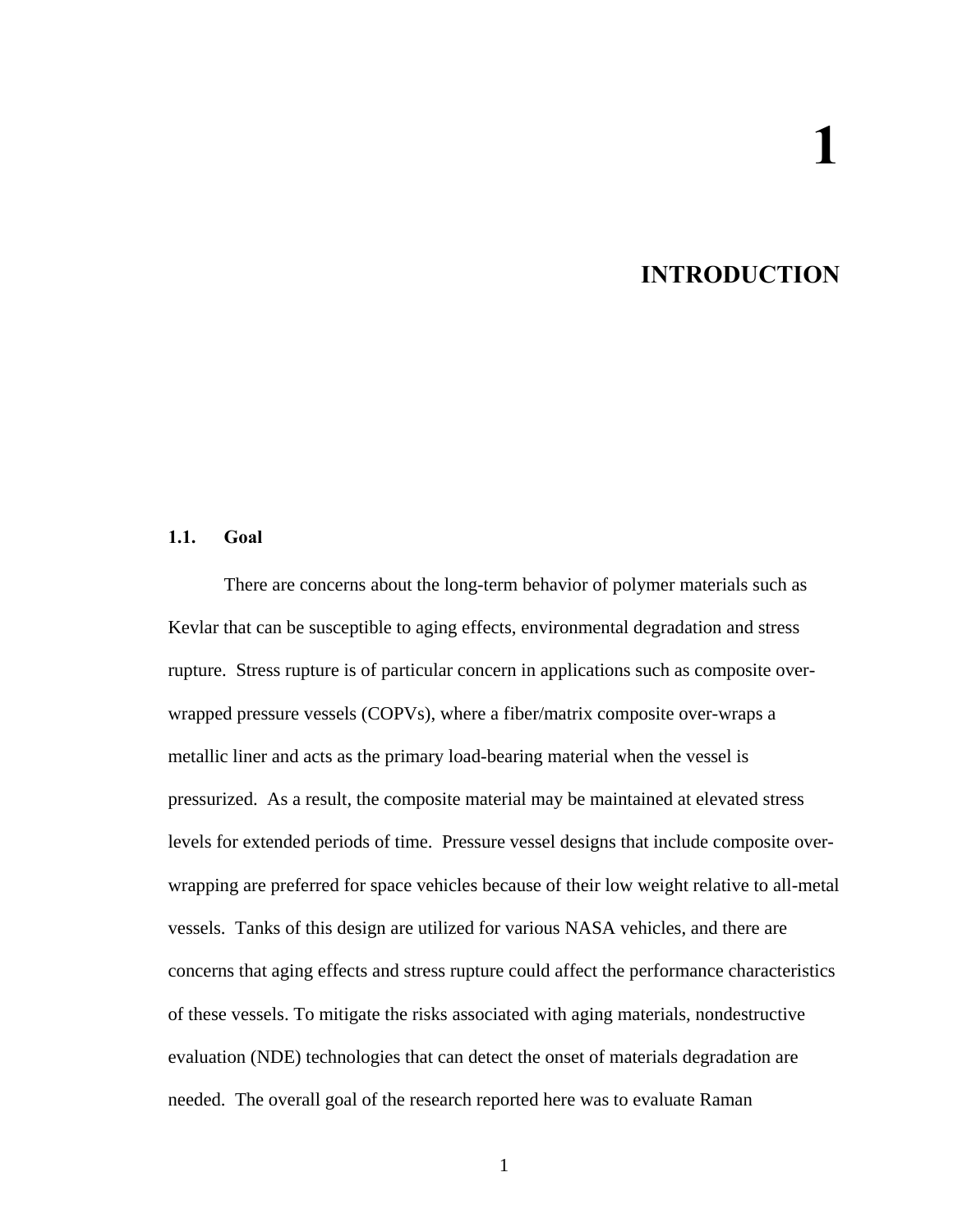# 1

# INTRODUCTION

## 1.1. Goal

There are concerns about the long-term behavior of polymer materials such as Kevlar that can be susceptible to aging effects, environmental degradation and stress rupture. Stress rupture is of particular concern in applications such as composite over-wrapped pressure vessels (COPVs), where a fiber/matrix composite over-wraps a metallic liner and acts as the primary load-bearing material when the vessel is pressurized. As a result, the composite material may be maintained at elevated stress levels for extended periods of time. Pressure vessel designs that include composite over-wrapping are preferred for space vehicles because of their low weight relative to all-metal vessels. Tanks of this design are utilized for various NASA vehicles, and there are concerns that aging effects and stress rupture could affect the performance characteristics of these vessels. To mitigate the risks associated with aging materials, nondestructive evaluation (NDE) technologies that can detect the onset of materials degradation are needed. The overall goal of the research reported here was to evaluate Raman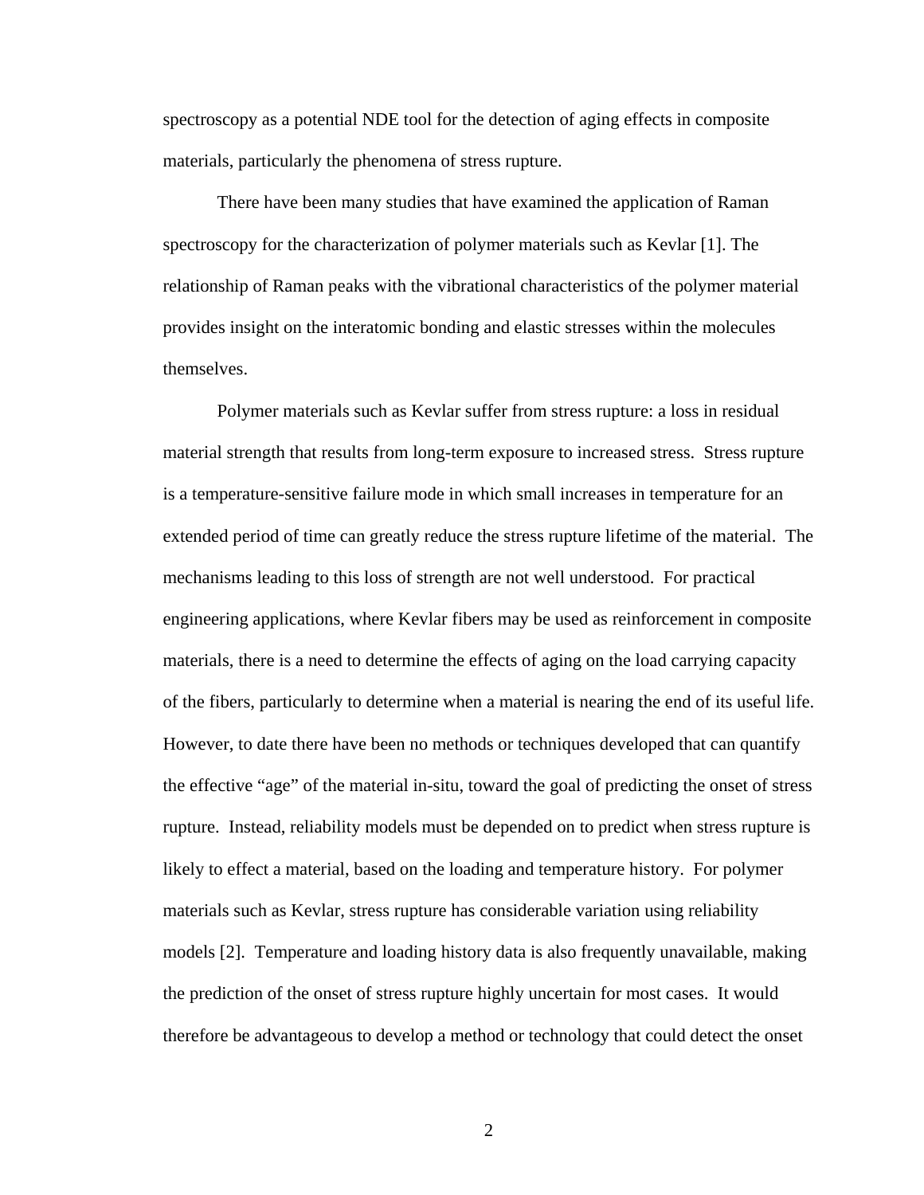spectroscopy as a potential NDE tool for the detection of aging effects in composite materials, particularly the phenomena of stress rupture.

There have been many studies that have examined the application of Raman spectroscopy for the characterization of polymer materials such as Kevlar [1]. The relationship of Raman peaks with the vibrational characteristics of the polymer material provides insight on the interatomic bonding and elastic stresses within the molecules themselves.

Polymer materials such as Kevlar suffer from stress rupture: a loss in residual material strength that results from long-term exposure to increased stress. Stress rupture is a temperature-sensitive failure mode in which small increases in temperature for an extended period of time can greatly reduce the stress rupture lifetime of the material. The mechanisms leading to this loss of strength are not well understood. For practical engineering applications, where Kevlar fibers may be used as reinforcement in composite materials, there is a need to determine the effects of aging on the load carrying capacity of the fibers, particularly to determine when a material is nearing the end of its useful life. However, to date there have been no methods or techniques developed that can quantify the effective "age" of the material in-situ, toward the goal of predicting the onset of stress rupture. Instead, reliability models must be depended on to predict when stress rupture is likely to effect a material, based on the loading and temperature history. For polymer materials such as Kevlar, stress rupture has considerable variation using reliability models [2]. Temperature and loading history data is also frequently unavailable, making the prediction of the onset of stress rupture highly uncertain for most cases. It would therefore be advantageous to develop a method or technology that could detect the onset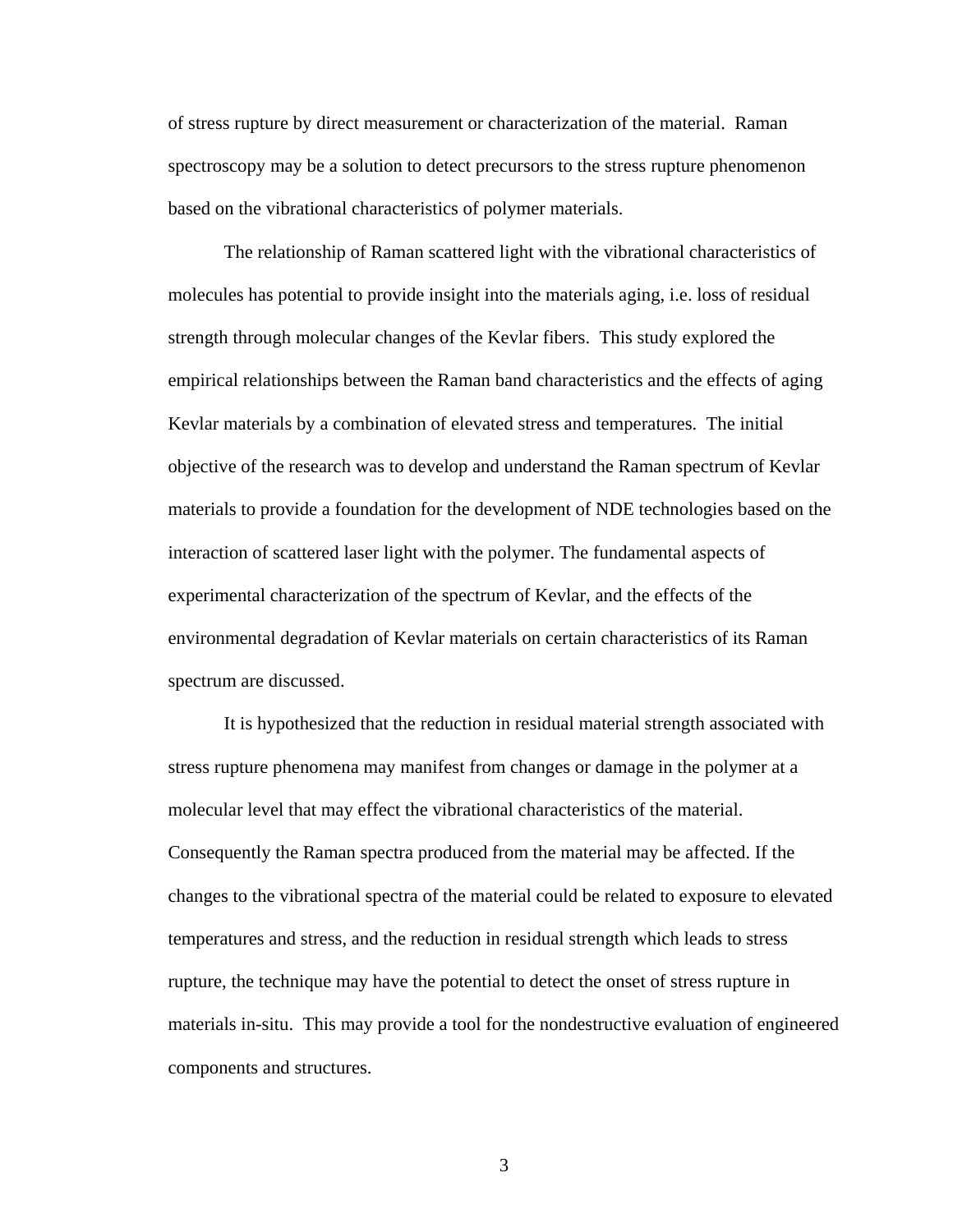of stress rupture by direct measurement or characterization of the material. Raman spectroscopy may be a solution to detect precursors to the stress rupture phenomenon based on the vibrational characteristics of polymer materials.

The relationship of Raman scattered light with the vibrational characteristics of molecules has potential to provide insight into the materials aging, i.e. loss of residual strength through molecular changes of the Kevlar fibers. This study explored the empirical relationships between the Raman band characteristics and the effects of aging Kevlar materials by a combination of elevated stress and temperatures. The initial objective of the research was to develop and understand the Raman spectrum of Kevlar materials to provide a foundation for the development of NDE technologies based on the interaction of scattered laser light with the polymer. The fundamental aspects of experimental characterization of the spectrum of Kevlar, and the effects of the environmental degradation of Kevlar materials on certain characteristics of its Raman spectrum are discussed.

It is hypothesized that the reduction in residual material strength associated with stress rupture phenomena may manifest from changes or damage in the polymer at a molecular level that may effect the vibrational characteristics of the material. Consequently the Raman spectra produced from the material may be affected. If the changes to the vibrational spectra of the material could be related to exposure to elevated temperatures and stress, and the reduction in residual strength which leads to stress rupture, the technique may have the potential to detect the onset of stress rupture in materials in-situ. This may provide a tool for the nondestructive evaluation of engineered components and structures.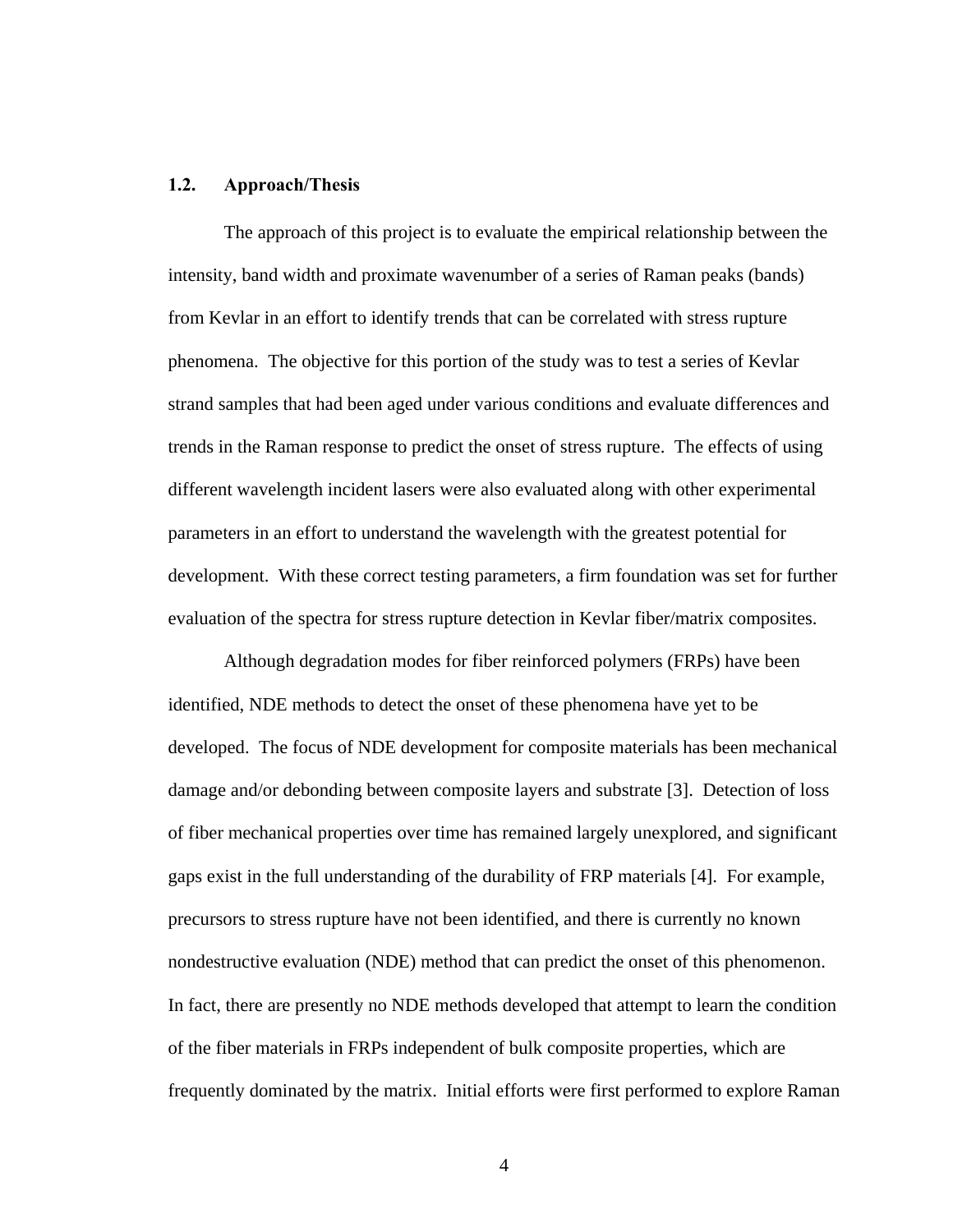### 1.2. Approach/Thesis

The approach of this project is to evaluate the empirical relationship between the intensity, band width and proximate wavenumber of a series of Raman peaks (bands) from Kevlar in an effort to identify trends that can be correlated with stress rupture phenomena. The objective for this portion of the study was to test a series of Kevlar strand samples that had been aged under various conditions and evaluate differences and trends in the Raman response to predict the onset of stress rupture. The effects of using different wavelength incident lasers were also evaluated along with other experimental parameters in an effort to understand the wavelength with the greatest potential for development. With these correct testing parameters, a firm foundation was set for further evaluation of the spectra for stress rupture detection in Kevlar fiber/matrix composites.

Although degradation modes for fiber reinforced polymers (FRPs) have been identified, NDE methods to detect the onset of these phenomena have yet to be developed. The focus of NDE development for composite materials has been mechanical damage and/or debonding between composite layers and substrate [3]. Detection of loss of fiber mechanical properties over time has remained largely unexplored, and significant gaps exist in the full understanding of the durability of FRP materials [4]. For example, precursors to stress rupture have not been identified, and there is currently no known nondestructive evaluation (NDE) method that can predict the onset of this phenomenon. In fact, there are presently no NDE methods developed that attempt to learn the condition of the fiber materials in FRPs independent of bulk composite properties, which are frequently dominated by the matrix. Initial efforts were first performed to explore Raman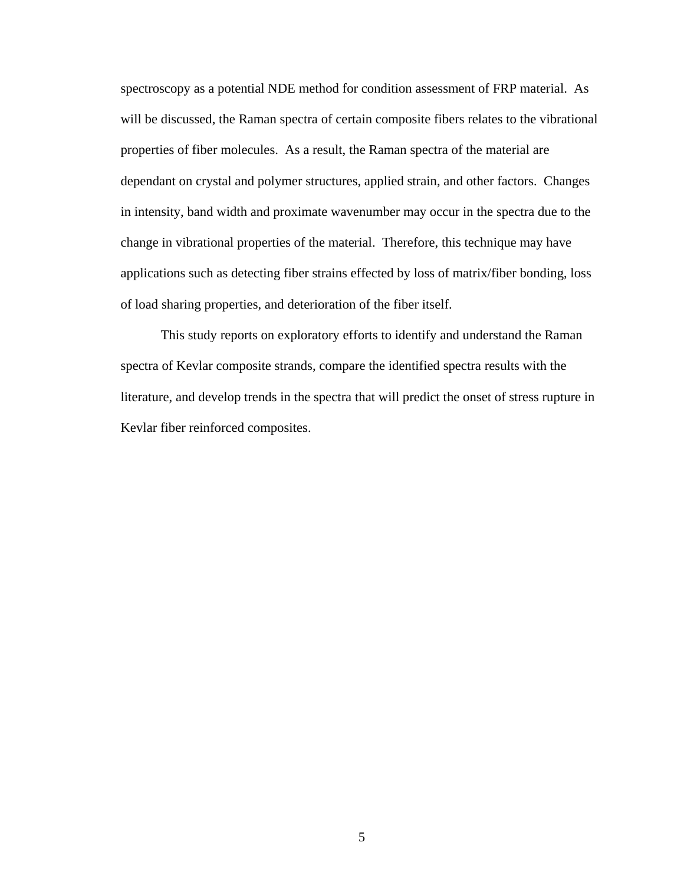spectroscopy as a potential NDE method for condition assessment of FRP material. As will be discussed, the Raman spectra of certain composite fibers relates to the vibrational properties of fiber molecules. As a result, the Raman spectra of the material are dependant on crystal and polymer structures, applied strain, and other factors. Changes in intensity, band width and proximate wavenumber may occur in the spectra due to the change in vibrational properties of the material. Therefore, this technique may have applications such as detecting fiber strains effected by loss of matrix/fiber bonding, loss of load sharing properties, and deterioration of the fiber itself.

This study reports on exploratory efforts to identify and understand the Raman spectra of Kevlar composite strands, compare the identified spectra results with the literature, and develop trends in the spectra that will predict the onset of stress rupture in Kevlar fiber reinforced composites.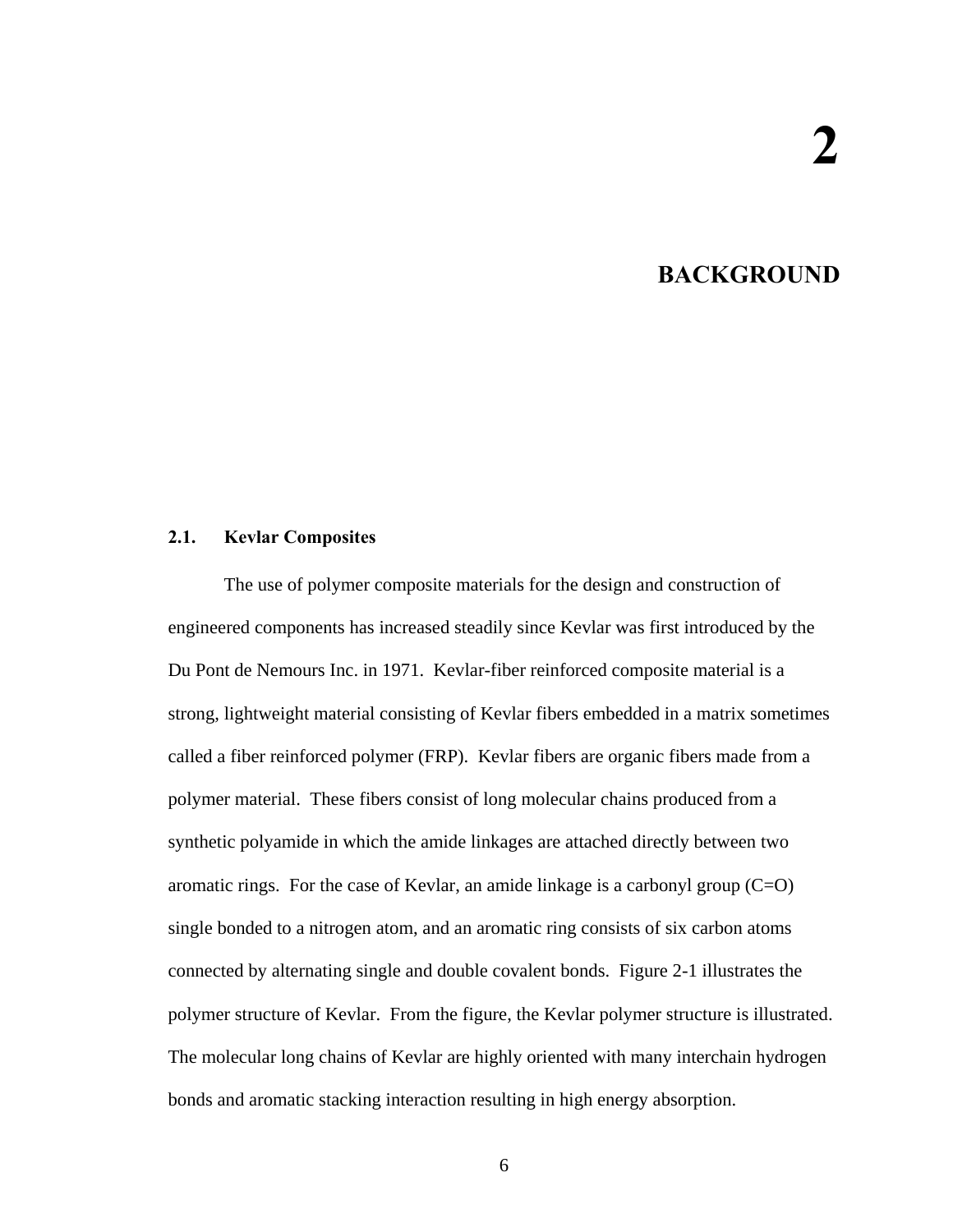# 2

# BACKGROUND

## 2.1. Kevlar Composites

The use of polymer composite materials for the design and construction of engineered components has increased steadily since Kevlar was first introduced by the Du Pont de Nemours Inc. in 1971. Kevlar-fiber reinforced composite material is a strong, lightweight material consisting of Kevlar fibers embedded in a matrix sometimes called a fiber reinforced polymer (FRP). Kevlar fibers are organic fibers made from a polymer material. These fibers consist of long molecular chains produced from a synthetic polyamide in which the amide linkages are attached directly between two aromatic rings. For the case of Kevlar, an amide linkage is a carbonyl group (C=O) single bonded to a nitrogen atom, and an aromatic ring consists of six carbon atoms connected by alternating single and double covalent bonds. Figure 2-1 illustrates the polymer structure of Kevlar. From the figure, the Kevlar polymer structure is illustrated. The molecular long chains of Kevlar are highly oriented with many interchain hydrogen bonds and aromatic stacking interaction resulting in high energy absorption.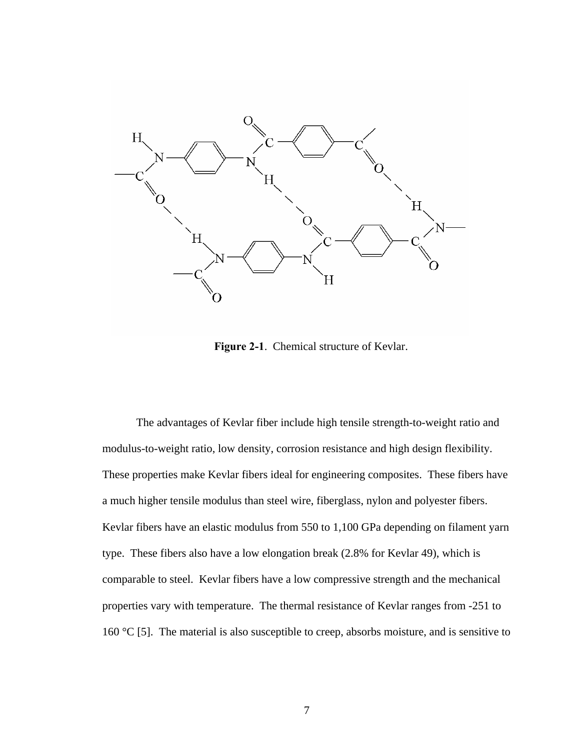**Figure 2-1**. Chemical structure of Kevlar.

The advantages of Kevlar fiber include high tensile strength-to-weight ratio and modulus-to-weight ratio, low density, corrosion resistance and high design flexibility. These properties make Kevlar fibers ideal for engineering composites. These fibers have a much higher tensile modulus than steel wire, fiberglass, nylon and polyester fibers. Kevlar fibers have an elastic modulus from 550 to 1,100 GPa depending on filament yarn type. These fibers also have a low elongation break (2.8% for Kevlar 49), which is comparable to steel. Kevlar fibers have a low compressive strength and the mechanical properties vary with temperature. The thermal resistance of Kevlar ranges from -251 to 160 °C [5]. The material is also susceptible to creep, absorbs moisture, and is sensitive to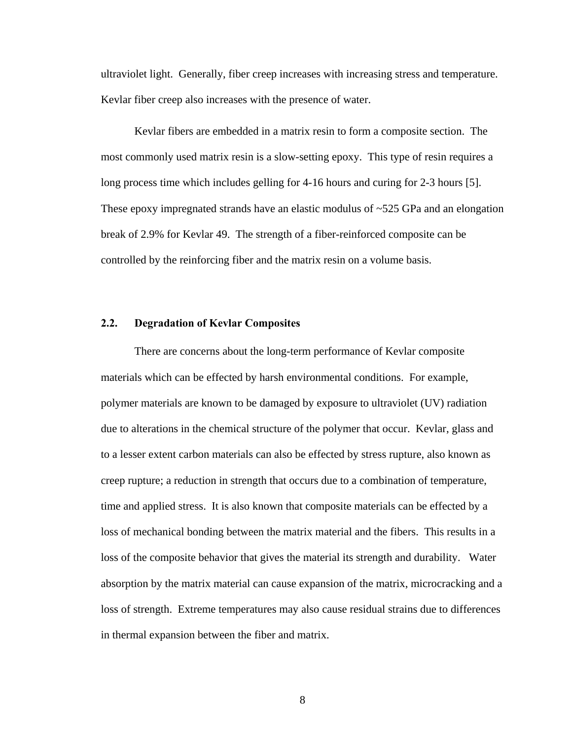ultraviolet light. Generally, fiber creep increases with increasing stress and temperature. Kevlar fiber creep also increases with the presence of water.

Kevlar fibers are embedded in a matrix resin to form a composite section. The most commonly used matrix resin is a slow-setting epoxy. This type of resin requires a long process time which includes gelling for 4-16 hours and curing for 2-3 hours [5]. These epoxy impregnated strands have an elastic modulus of ~525 GPa and an elongation break of 2.9% for Kevlar 49. The strength of a fiber-reinforced composite can be controlled by the reinforcing fiber and the matrix resin on a volume basis.

## 2.2. Degradation of Kevlar Composites

There are concerns about the long-term performance of Kevlar composite materials which can be effected by harsh environmental conditions. For example, polymer materials are known to be damaged by exposure to ultraviolet (UV) radiation due to alterations in the chemical structure of the polymer that occur. Kevlar, glass and to a lesser extent carbon materials can also be effected by stress rupture, also known as creep rupture; a reduction in strength that occurs due to a combination of temperature, time and applied stress. It is also known that composite materials can be effected by a loss of mechanical bonding between the matrix material and the fibers. This results in a loss of the composite behavior that gives the material its strength and durability. Water absorption by the matrix material can cause expansion of the matrix, microcracking and a loss of strength. Extreme temperatures may also cause residual strains due to differences in thermal expansion between the fiber and matrix.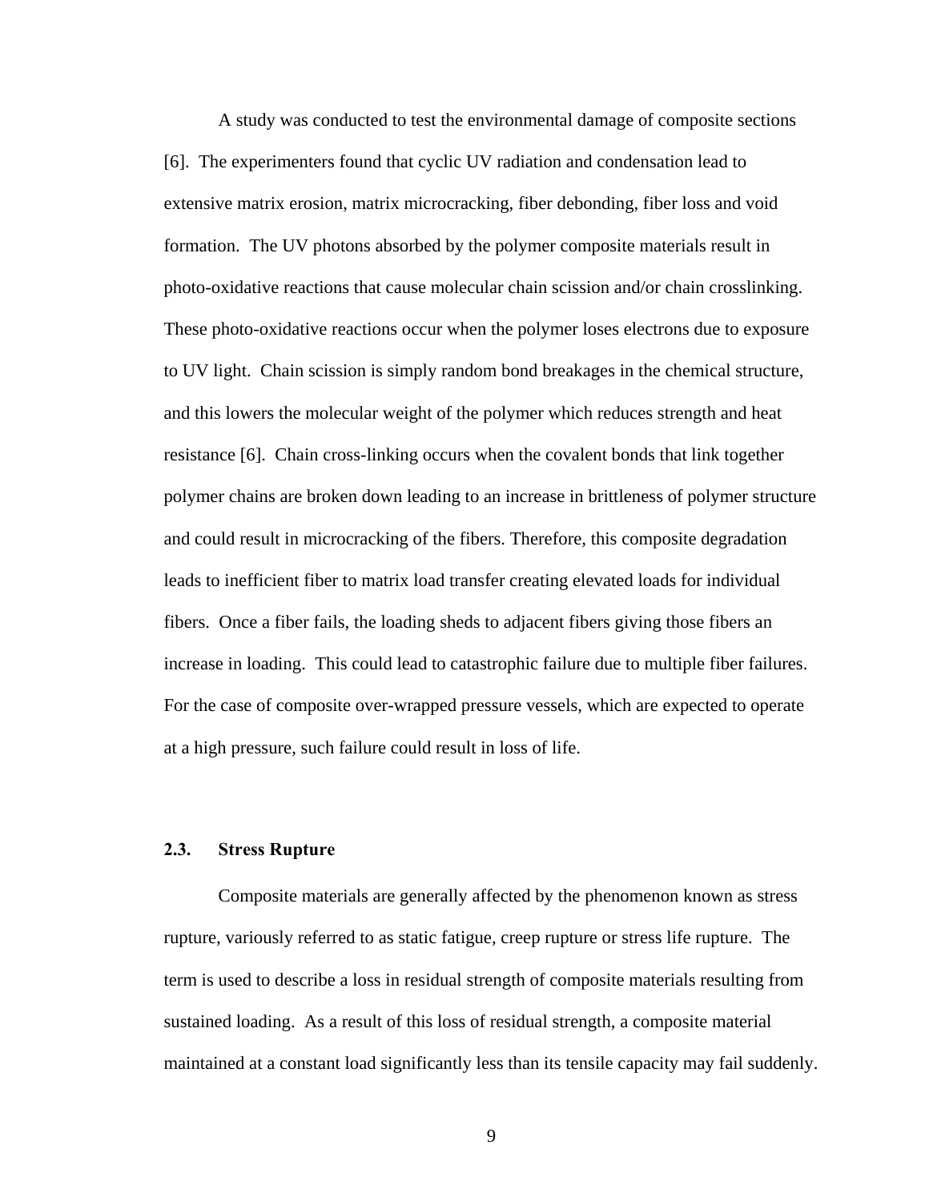A study was conducted to test the environmental damage of composite sections [6]. The experimenters found that cyclic UV radiation and condensation lead to extensive matrix erosion, matrix microcracking, fiber debonding, fiber loss and void formation. The UV photons absorbed by the polymer composite materials result in photo-oxidative reactions that cause molecular chain scission and/or chain crosslinking. These photo-oxidative reactions occur when the polymer loses electrons due to exposure to UV light. Chain scission is simply random bond breakages in the chemical structure, and this lowers the molecular weight of the polymer which reduces strength and heat resistance [6]. Chain cross-linking occurs when the covalent bonds that link together polymer chains are broken down leading to an increase in brittleness of polymer structure and could result in microcracking of the fibers. Therefore, this composite degradation leads to inefficient fiber to matrix load transfer creating elevated loads for individual fibers. Once a fiber fails, the loading sheds to adjacent fibers giving those fibers an increase in loading. This could lead to catastrophic failure due to multiple fiber failures. For the case of composite over-wrapped pressure vessels, which are expected to operate at a high pressure, such failure could result in loss of life.

## 2.3. Stress Rupture

Composite materials are generally affected by the phenomenon known as stress rupture, variously referred to as static fatigue, creep rupture or stress life rupture. The term is used to describe a loss in residual strength of composite materials resulting from sustained loading. As a result of this loss of residual strength, a composite material maintained at a constant load significantly less than its tensile capacity may fail suddenly.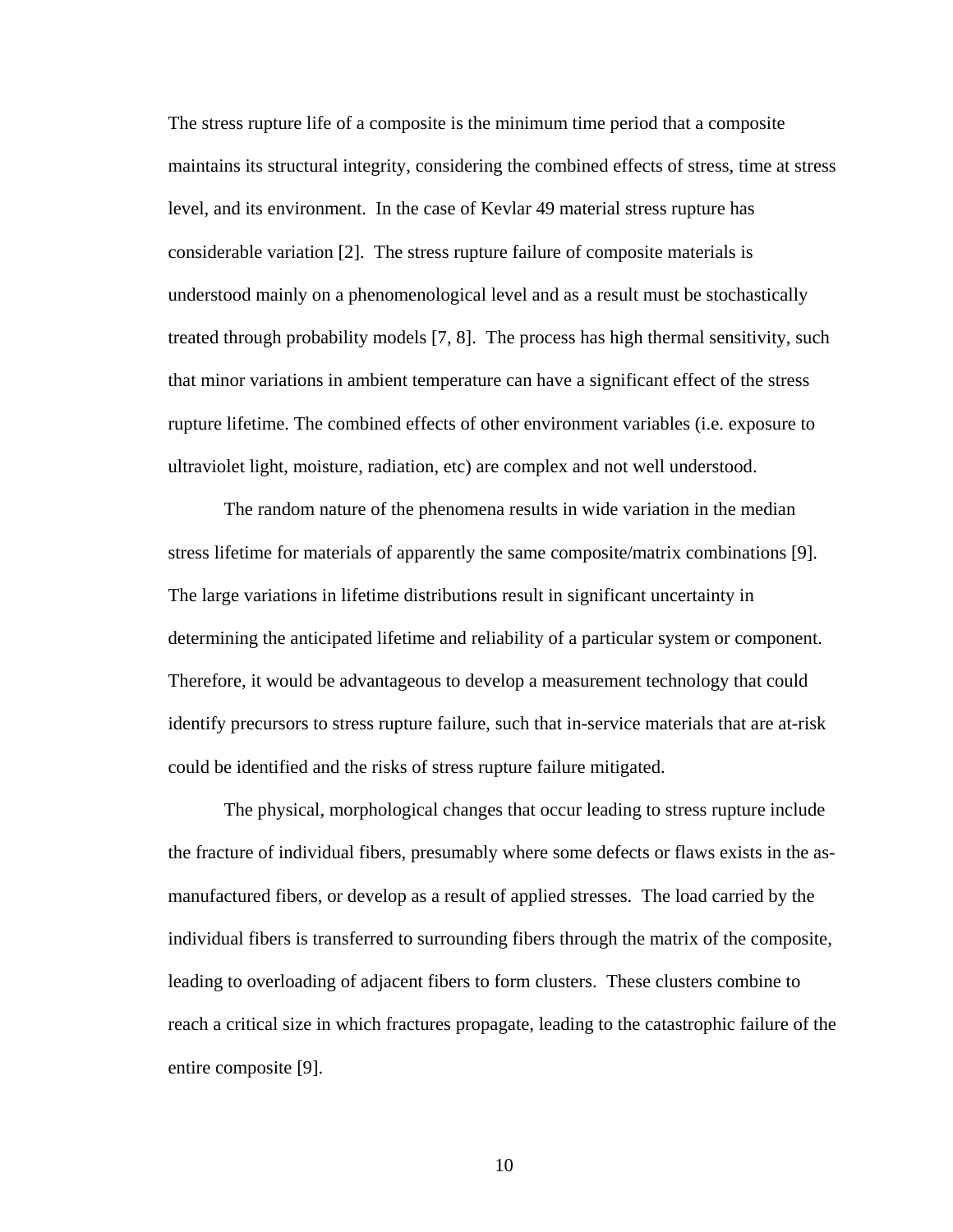The stress rupture life of a composite is the minimum time period that a composite maintains its structural integrity, considering the combined effects of stress, time at stress level, and its environment.  In the case of Kevlar 49 material stress rupture has considerable variation [2].  The stress rupture failure of composite materials is understood mainly on a phenomenological level and as a result must be stochastically treated through probability models [7, 8].  The process has high thermal sensitivity, such that minor variations in ambient temperature can have a significant effect of the stress rupture lifetime. The combined effects of other environment variables (i.e. exposure to ultraviolet light, moisture, radiation, etc) are complex and not well understood.

The random nature of the phenomena results in wide variation in the median stress lifetime for materials of apparently the same composite/matrix combinations [9]. The large variations in lifetime distributions result in significant uncertainty in determining the anticipated lifetime and reliability of a particular system or component. Therefore, it would be advantageous to develop a measurement technology that could identify precursors to stress rupture failure, such that in-service materials that are at-risk could be identified and the risks of stress rupture failure mitigated.

The physical, morphological changes that occur leading to stress rupture include the fracture of individual fibers, presumably where some defects or flaws exists in the as-manufactured fibers, or develop as a result of applied stresses.  The load carried by the individual fibers is transferred to surrounding fibers through the matrix of the composite, leading to overloading of adjacent fibers to form clusters.  These clusters combine to reach a critical size in which fractures propagate, leading to the catastrophic failure of the entire composite [9].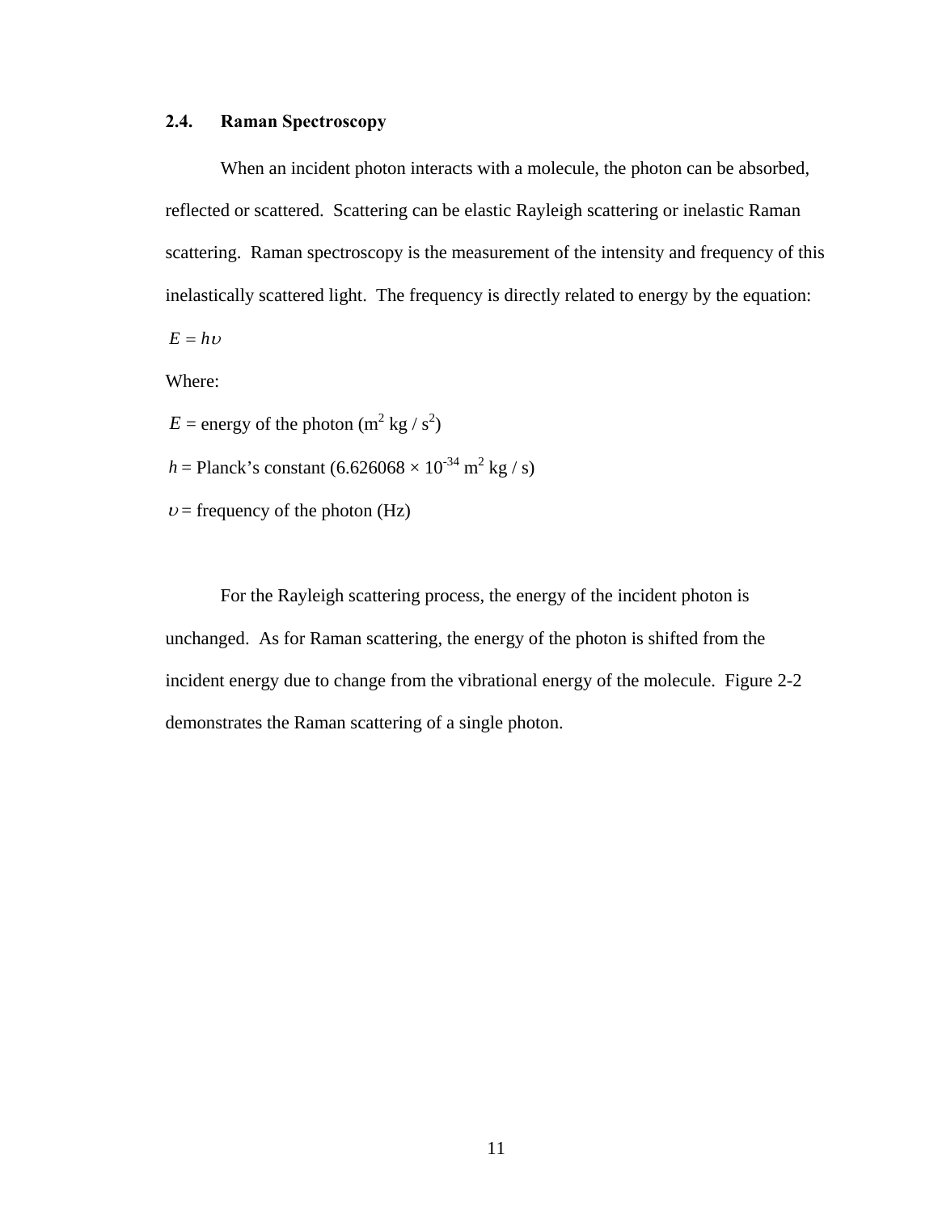## 2.4. Raman Spectroscopy

When an incident photon interacts with a molecule, the photon can be absorbed, reflected or scattered. Scattering can be elastic Rayleigh scattering or inelastic Raman scattering. Raman spectroscopy is the measurement of the intensity and frequency of this inelastically scattered light. The frequency is directly related to energy by the equation:

$$E = h\upsilon$$

Where:

$E$ = energy of the photon ($m^2$ kg / $s^2$)

$h$ = Planck's constant ($6.626068 \times 10^{-34}$ $m^2$ kg / s)

$\upsilon$ = frequency of the photon (Hz)

For the Rayleigh scattering process, the energy of the incident photon is unchanged. As for Raman scattering, the energy of the photon is shifted from the incident energy due to change from the vibrational energy of the molecule. Figure 2-2 demonstrates the Raman scattering of a single photon.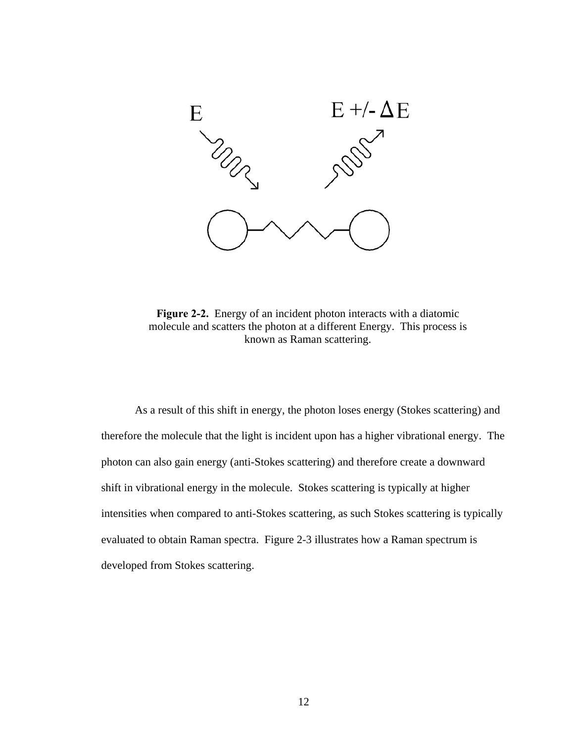**Figure 2-2.** Energy of an incident photon interacts with a diatomic molecule and scatters the photon at a different Energy. This process is known as Raman scattering.

As a result of this shift in energy, the photon loses energy (Stokes scattering) and therefore the molecule that the light is incident upon has a higher vibrational energy. The photon can also gain energy (anti-Stokes scattering) and therefore create a downward shift in vibrational energy in the molecule. Stokes scattering is typically at higher intensities when compared to anti-Stokes scattering, as such Stokes scattering is typically evaluated to obtain Raman spectra. Figure 2-3 illustrates how a Raman spectrum is developed from Stokes scattering.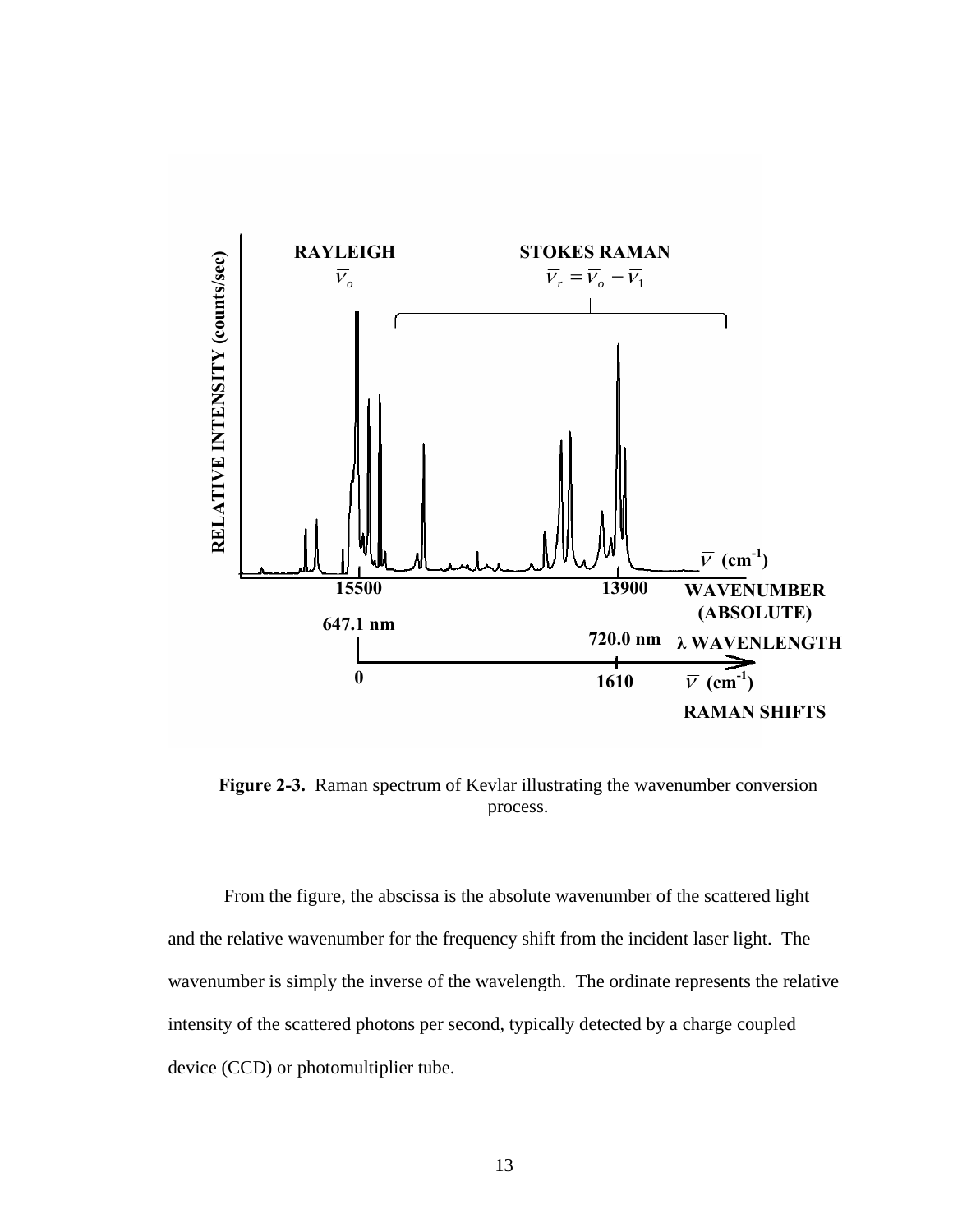**Figure 2-3.** Raman spectrum of Kevlar illustrating the wavenumber conversion process.

From the figure, the abscissa is the absolute wavenumber of the scattered light and the relative wavenumber for the frequency shift from the incident laser light. The wavenumber is simply the inverse of the wavelength. The ordinate represents the relative intensity of the scattered photons per second, typically detected by a charge coupled device (CCD) or photomultiplier tube.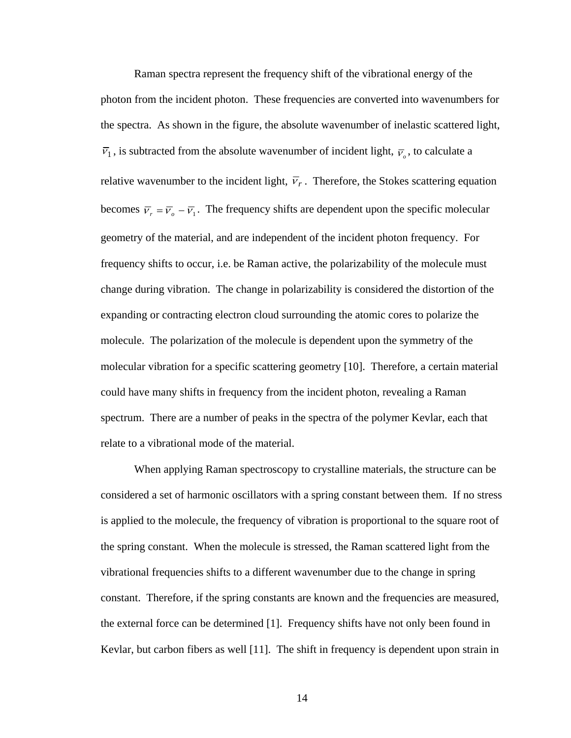Raman spectra represent the frequency shift of the vibrational energy of the photon from the incident photon. These frequencies are converted into wavenumbers for the spectra. As shown in the figure, the absolute wavenumber of inelastic scattered light, $\overline{\nu}_1$, is subtracted from the absolute wavenumber of incident light, $\overline{\nu}_o$, to calculate a relative wavenumber to the incident light, $\overline{\nu}_r$. Therefore, the Stokes scattering equation becomes $\overline{\nu}_r = \overline{\nu}_o - \overline{\nu}_1$. The frequency shifts are dependent upon the specific molecular geometry of the material, and are independent of the incident photon frequency. For frequency shifts to occur, i.e. be Raman active, the polarizability of the molecule must change during vibration. The change in polarizability is considered the distortion of the expanding or contracting electron cloud surrounding the atomic cores to polarize the molecule. The polarization of the molecule is dependent upon the symmetry of the molecular vibration for a specific scattering geometry [10]. Therefore, a certain material could have many shifts in frequency from the incident photon, revealing a Raman spectrum. There are a number of peaks in the spectra of the polymer Kevlar, each that relate to a vibrational mode of the material.

When applying Raman spectroscopy to crystalline materials, the structure can be considered a set of harmonic oscillators with a spring constant between them. If no stress is applied to the molecule, the frequency of vibration is proportional to the square root of the spring constant. When the molecule is stressed, the Raman scattered light from the vibrational frequencies shifts to a different wavenumber due to the change in spring constant. Therefore, if the spring constants are known and the frequencies are measured, the external force can be determined [1]. Frequency shifts have not only been found in Kevlar, but carbon fibers as well [11]. The shift in frequency is dependent upon strain in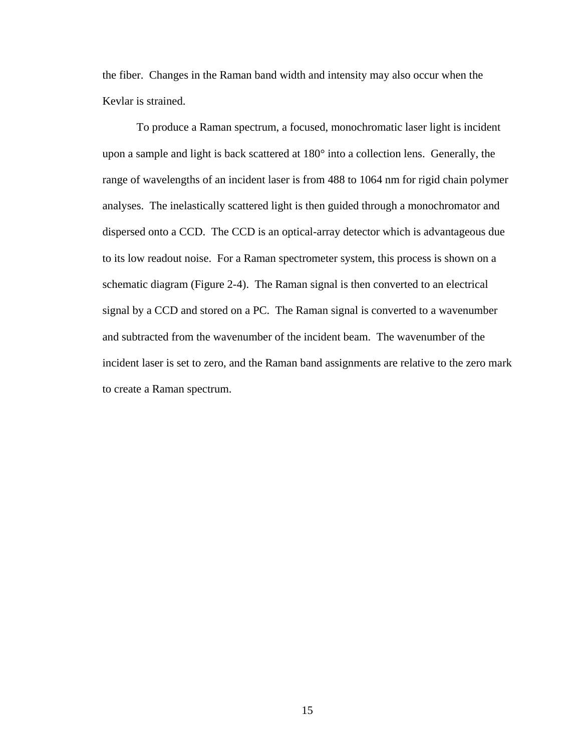the fiber.  Changes in the Raman band width and intensity may also occur when the Kevlar is strained.

To produce a Raman spectrum, a focused, monochromatic laser light is incident upon a sample and light is back scattered at 180° into a collection lens.  Generally, the range of wavelengths of an incident laser is from 488 to 1064 nm for rigid chain polymer analyses.  The inelastically scattered light is then guided through a monochromator and dispersed onto a CCD.  The CCD is an optical-array detector which is advantageous due to its low readout noise.  For a Raman spectrometer system, this process is shown on a schematic diagram (Figure 2-4).  The Raman signal is then converted to an electrical signal by a CCD and stored on a PC.  The Raman signal is converted to a wavenumber and subtracted from the wavenumber of the incident beam.  The wavenumber of the incident laser is set to zero, and the Raman band assignments are relative to the zero mark to create a Raman spectrum.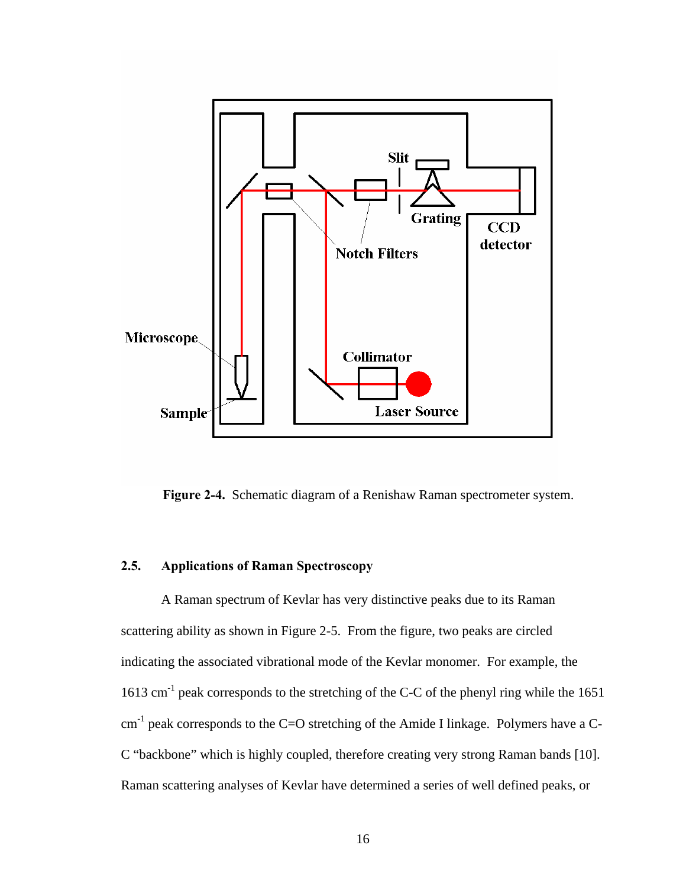**Figure 2-4.** Schematic diagram of a Renishaw Raman spectrometer system.

### 2.5. Applications of Raman Spectroscopy

A Raman spectrum of Kevlar has very distinctive peaks due to its Raman scattering ability as shown in Figure 2-5. From the figure, two peaks are circled indicating the associated vibrational mode of the Kevlar monomer. For example, the 1613 $cm^{-1}$ peak corresponds to the stretching of the C-C of the phenyl ring while the 1651 $cm^{-1}$ peak corresponds to the C=O stretching of the Amide I linkage. Polymers have a C-C "backbone" which is highly coupled, therefore creating very strong Raman bands [10]. Raman scattering analyses of Kevlar have determined a series of well defined peaks, or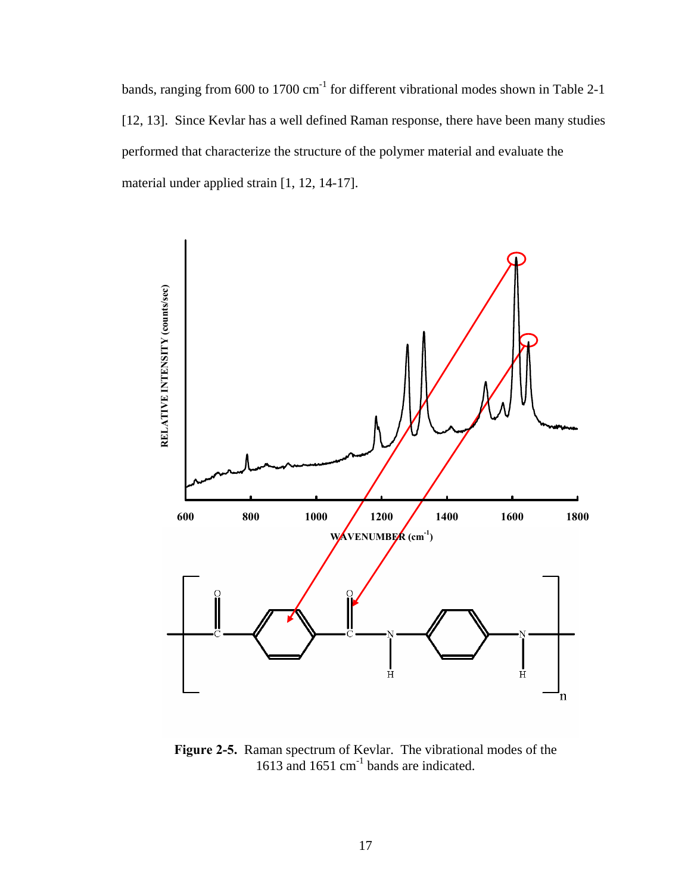bands, ranging from 600 to 1700 $cm^{-1}$ for different vibrational modes shown in Table 2-1 [12, 13]. Since Kevlar has a well defined Raman response, there have been many studies performed that characterize the structure of the polymer material and evaluate the material under applied strain [1, 12, 14-17].

**Figure 2-5.** Raman spectrum of Kevlar. The vibrational modes of the 1613 and 1651 $cm^{-1}$ bands are indicated.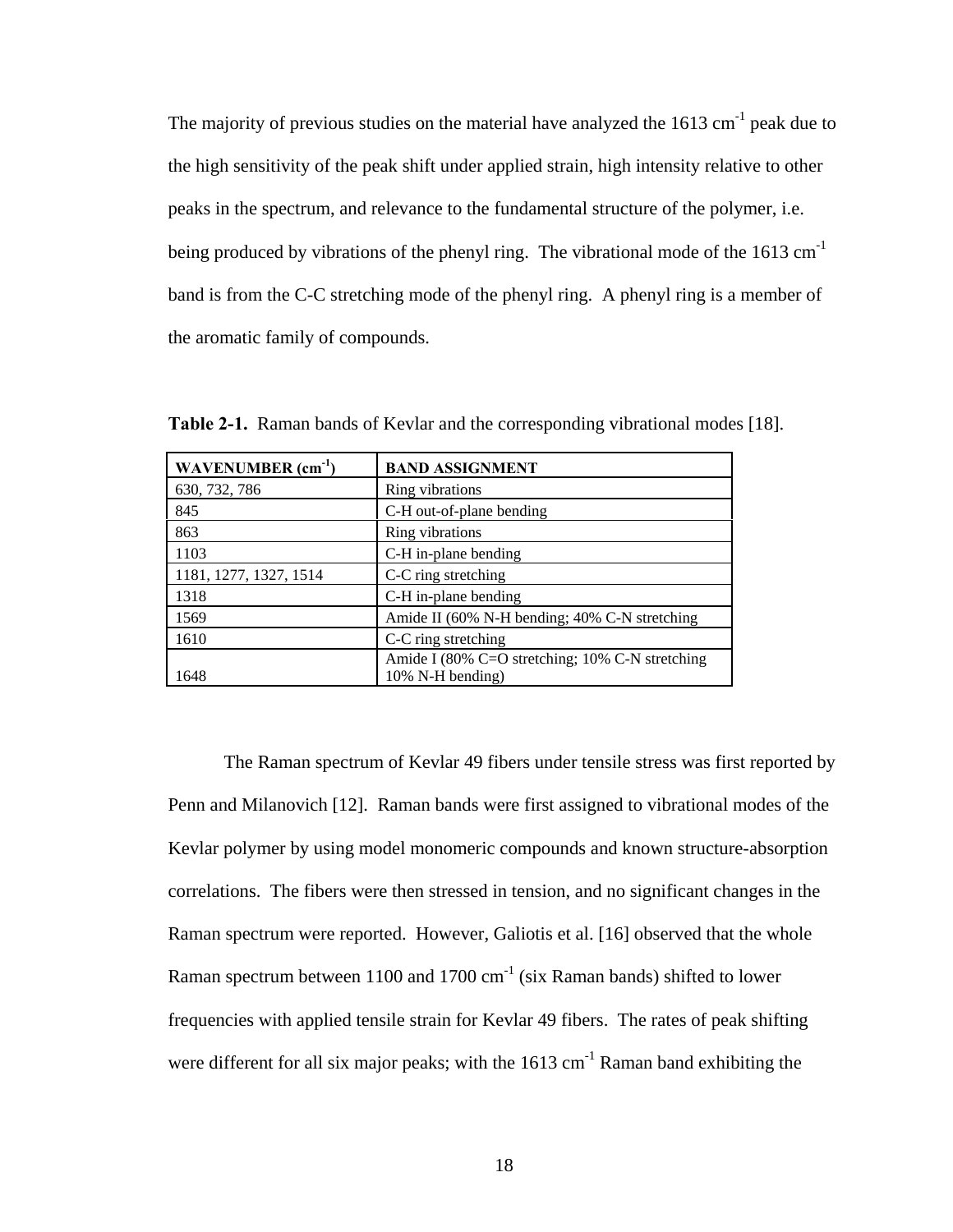The majority of previous studies on the material have analyzed the 1613 $cm^{-1}$ peak due to the high sensitivity of the peak shift under applied strain, high intensity relative to other peaks in the spectrum, and relevance to the fundamental structure of the polymer, i.e. being produced by vibrations of the phenyl ring. The vibrational mode of the 1613 $cm^{-1}$ band is from the C-C stretching mode of the phenyl ring. A phenyl ring is a member of the aromatic family of compounds.

**Table 2-1.** Raman bands of Kevlar and the corresponding vibrational modes [18].

| WAVENUMBER ($cm^{-1}$) | BAND ASSIGNMENT |
|---|---|
| 630, 732, 786 | Ring vibrations |
| 845 | C-H out-of-plane bending |
| 863 | Ring vibrations |
| 1103 | C-H in-plane bending |
| 1181, 1277, 1327, 1514 | C-C ring stretching |
| 1318 | C-H in-plane bending |
| 1569 | Amide II (60% N-H bending; 40% C-N stretching |
| 1610 | C-C ring stretching |
| 1648 | Amide I (80% C=O stretching; 10% C-N stretching 10% N-H bending) |

The Raman spectrum of Kevlar 49 fibers under tensile stress was first reported by Penn and Milanovich [12]. Raman bands were first assigned to vibrational modes of the Kevlar polymer by using model monomeric compounds and known structure-absorption correlations. The fibers were then stressed in tension, and no significant changes in the Raman spectrum were reported. However, Galiotis et al. [16] observed that the whole Raman spectrum between 1100 and 1700 $cm^{-1}$ (six Raman bands) shifted to lower frequencies with applied tensile strain for Kevlar 49 fibers. The rates of peak shifting were different for all six major peaks; with the 1613 $cm^{-1}$ Raman band exhibiting the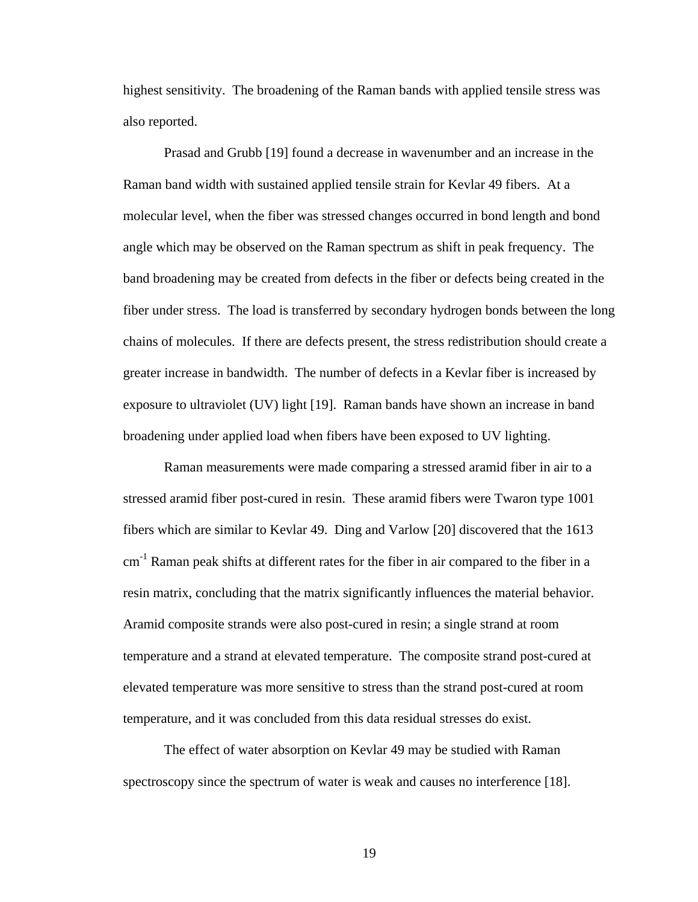highest sensitivity. The broadening of the Raman bands with applied tensile stress was also reported.

Prasad and Grubb [19] found a decrease in wavenumber and an increase in the Raman band width with sustained applied tensile strain for Kevlar 49 fibers. At a molecular level, when the fiber was stressed changes occurred in bond length and bond angle which may be observed on the Raman spectrum as shift in peak frequency. The band broadening may be created from defects in the fiber or defects being created in the fiber under stress. The load is transferred by secondary hydrogen bonds between the long chains of molecules. If there are defects present, the stress redistribution should create a greater increase in bandwidth. The number of defects in a Kevlar fiber is increased by exposure to ultraviolet (UV) light [19]. Raman bands have shown an increase in band broadening under applied load when fibers have been exposed to UV lighting.

Raman measurements were made comparing a stressed aramid fiber in air to a stressed aramid fiber post-cured in resin. These aramid fibers were Twaron type 1001 fibers which are similar to Kevlar 49. Ding and Varlow [20] discovered that the 1613 $cm^{-1}$ Raman peak shifts at different rates for the fiber in air compared to the fiber in a resin matrix, concluding that the matrix significantly influences the material behavior. Aramid composite strands were also post-cured in resin; a single strand at room temperature and a strand at elevated temperature. The composite strand post-cured at elevated temperature was more sensitive to stress than the strand post-cured at room temperature, and it was concluded from this data residual stresses do exist.

The effect of water absorption on Kevlar 49 may be studied with Raman spectroscopy since the spectrum of water is weak and causes no interference [18].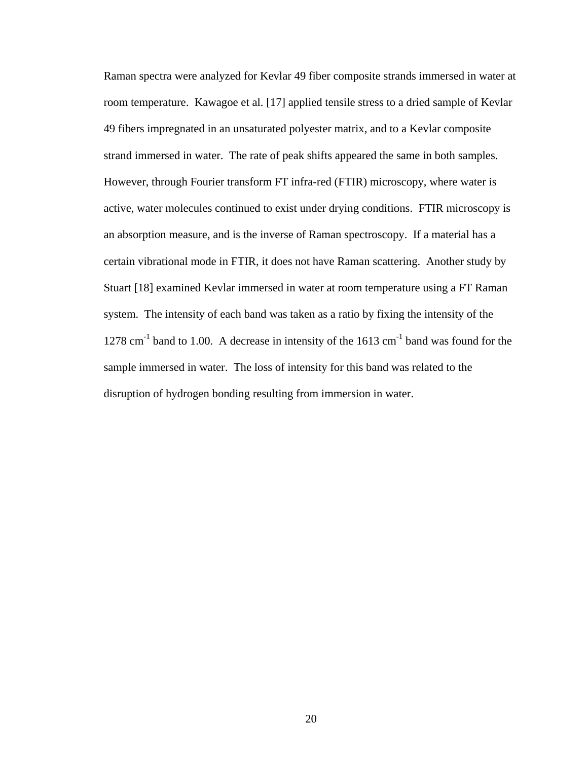Raman spectra were analyzed for Kevlar 49 fiber composite strands immersed in water at room temperature. Kawagoe et al. [17] applied tensile stress to a dried sample of Kevlar 49 fibers impregnated in an unsaturated polyester matrix, and to a Kevlar composite strand immersed in water. The rate of peak shifts appeared the same in both samples. However, through Fourier transform FT infra-red (FTIR) microscopy, where water is active, water molecules continued to exist under drying conditions. FTIR microscopy is an absorption measure, and is the inverse of Raman spectroscopy. If a material has a certain vibrational mode in FTIR, it does not have Raman scattering. Another study by Stuart [18] examined Kevlar immersed in water at room temperature using a FT Raman system. The intensity of each band was taken as a ratio by fixing the intensity of the 1278 $cm^{-1}$ band to 1.00. A decrease in intensity of the 1613 $cm^{-1}$ band was found for the sample immersed in water. The loss of intensity for this band was related to the disruption of hydrogen bonding resulting from immersion in water.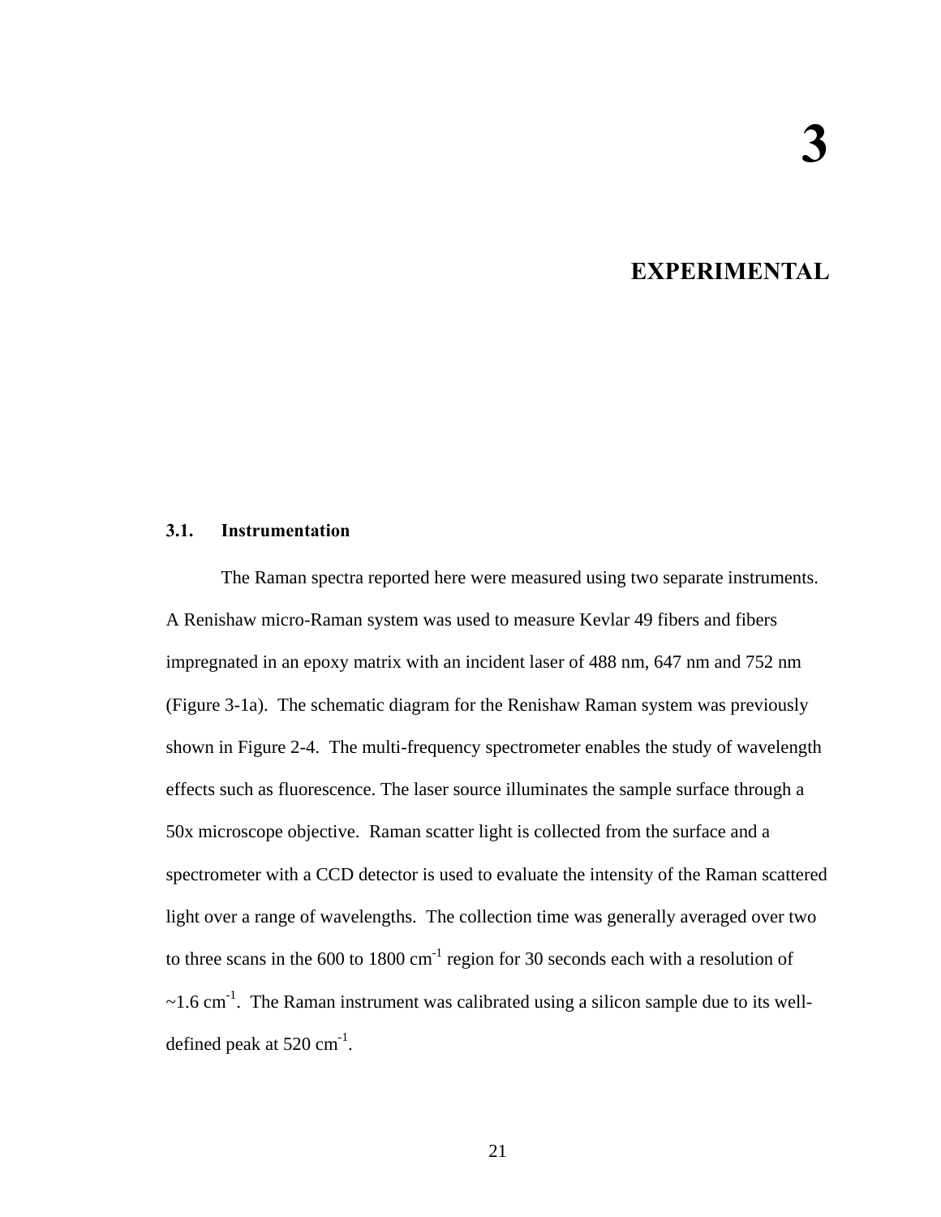# 3

# EXPERIMENTAL

### 3.1. Instrumentation

The Raman spectra reported here were measured using two separate instruments. A Renishaw micro-Raman system was used to measure Kevlar 49 fibers and fibers impregnated in an epoxy matrix with an incident laser of 488 nm, 647 nm and 752 nm (Figure 3-1a). The schematic diagram for the Renishaw Raman system was previously shown in Figure 2-4. The multi-frequency spectrometer enables the study of wavelength effects such as fluorescence. The laser source illuminates the sample surface through a 50x microscope objective. Raman scatter light is collected from the surface and a spectrometer with a CCD detector is used to evaluate the intensity of the Raman scattered light over a range of wavelengths. The collection time was generally averaged over two to three scans in the 600 to 1800 $cm^{-1}$ region for 30 seconds each with a resolution of ~1.6 $cm^{-1}$. The Raman instrument was calibrated using a silicon sample due to its well-defined peak at 520 $cm^{-1}$.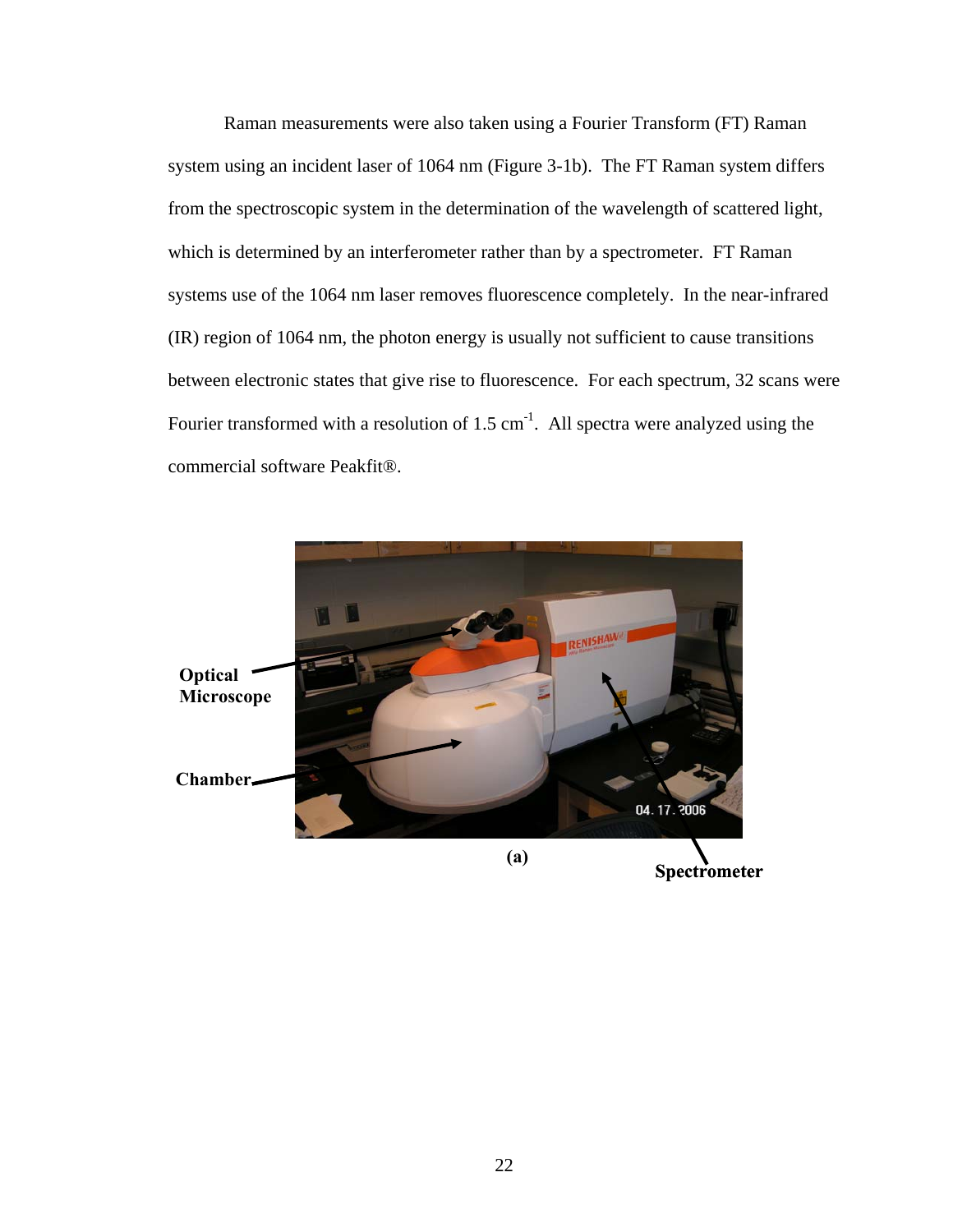Raman measurements were also taken using a Fourier Transform (FT) Raman system using an incident laser of 1064 nm (Figure 3-1b). The FT Raman system differs from the spectroscopic system in the determination of the wavelength of scattered light, which is determined by an interferometer rather than by a spectrometer. FT Raman systems use of the 1064 nm laser removes fluorescence completely. In the near-infrared (IR) region of 1064 nm, the photon energy is usually not sufficient to cause transitions between electronic states that give rise to fluorescence. For each spectrum, 32 scans were Fourier transformed with a resolution of 1.5 $cm^{-1}$. All spectra were analyzed using the commercial software Peakfit®.

(a)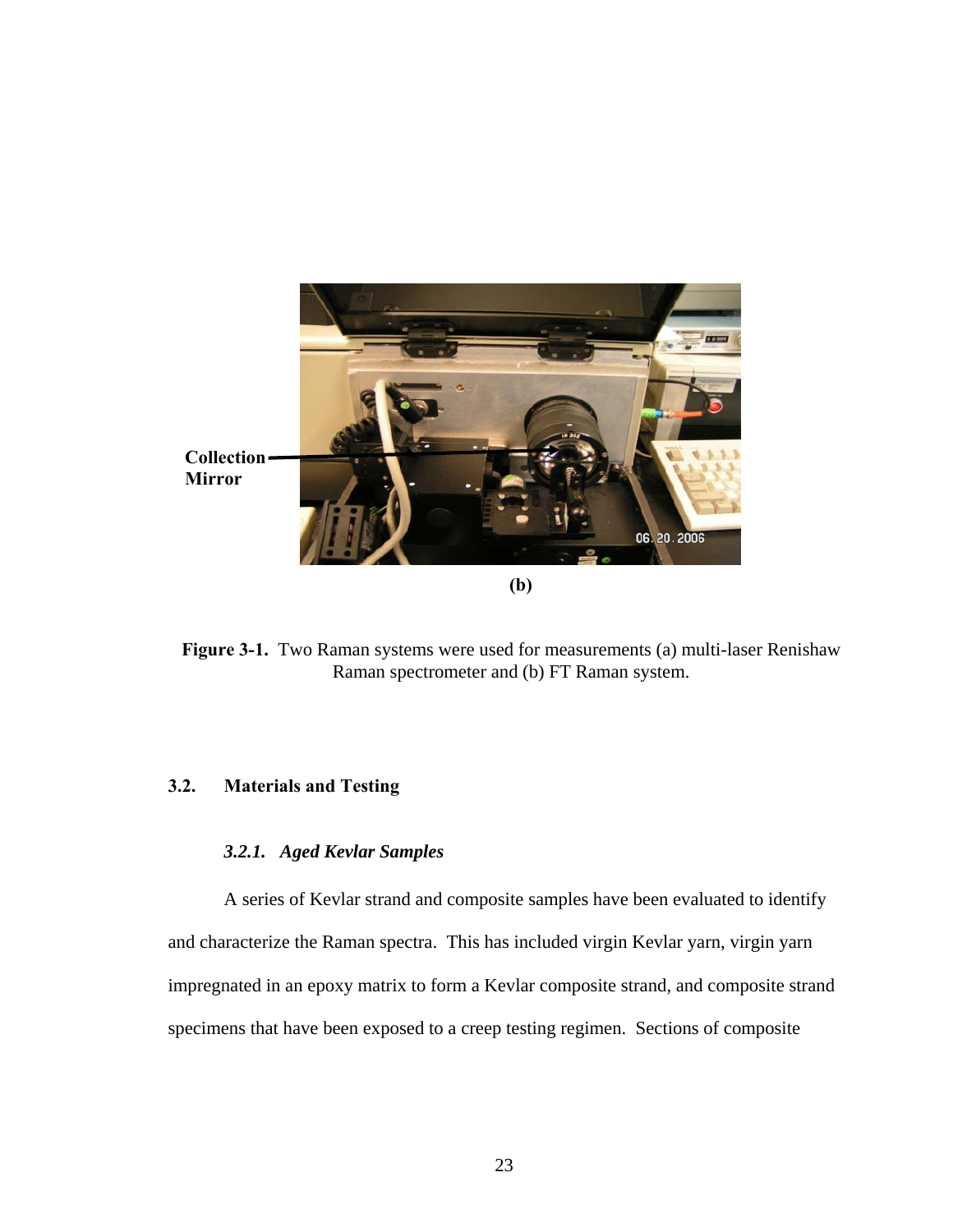Collection Mirror

(b)

**Figure 3-1.** Two Raman systems were used for measurements (a) multi-laser Renishaw Raman spectrometer and (b) FT Raman system.

## 3.2. Materials and Testing

### *3.2.1. Aged Kevlar Samples*

A series of Kevlar strand and composite samples have been evaluated to identify and characterize the Raman spectra. This has included virgin Kevlar yarn, virgin yarn impregnated in an epoxy matrix to form a Kevlar composite strand, and composite strand specimens that have been exposed to a creep testing regimen. Sections of composite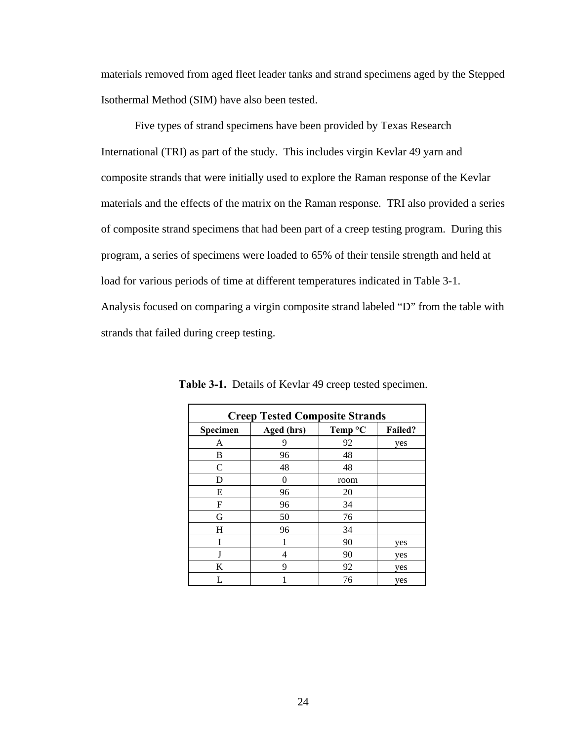materials removed from aged fleet leader tanks and strand specimens aged by the Stepped Isothermal Method (SIM) have also been tested.

Five types of strand specimens have been provided by Texas Research International (TRI) as part of the study. This includes virgin Kevlar 49 yarn and composite strands that were initially used to explore the Raman response of the Kevlar materials and the effects of the matrix on the Raman response. TRI also provided a series of composite strand specimens that had been part of a creep testing program. During this program, a series of specimens were loaded to 65% of their tensile strength and held at load for various periods of time at different temperatures indicated in Table 3-1. Analysis focused on comparing a virgin composite strand labeled "D" from the table with strands that failed during creep testing.

**Table 3-1.** Details of Kevlar 49 creep tested specimen.

| Creep Tested Composite Strands | | | |
|---|---|---|---|
| **Specimen** | **Aged (hrs)** | **Temp °C** | **Failed?** |
| A | 9 | 92 | yes |
| B | 96 | 48 | |
| C | 48 | 48 | |
| D | 0 | room | |
| E | 96 | 20 | |
| F | 96 | 34 | |
| G | 50 | 76 | |
| H | 96 | 34 | |
| I | 1 | 90 | yes |
| J | 4 | 90 | yes |
| K | 9 | 92 | yes |
| L | 1 | 76 | yes |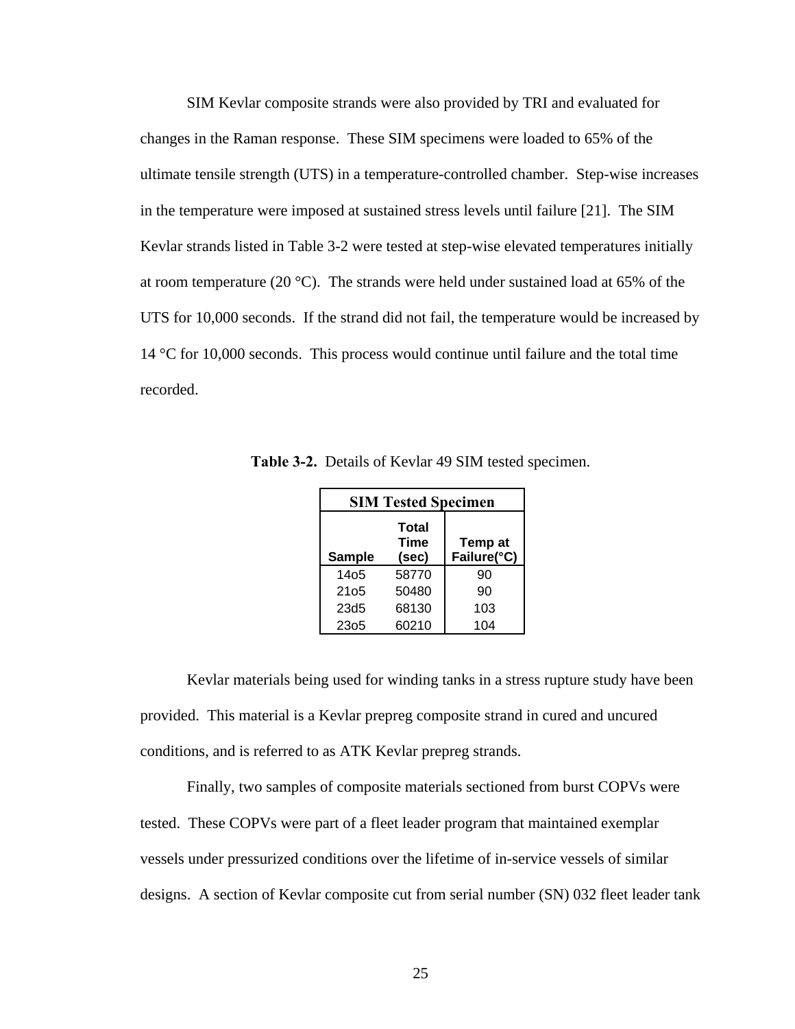SIM Kevlar composite strands were also provided by TRI and evaluated for changes in the Raman response. These SIM specimens were loaded to 65% of the ultimate tensile strength (UTS) in a temperature-controlled chamber. Step-wise increases in the temperature were imposed at sustained stress levels until failure [21]. The SIM Kevlar strands listed in Table 3-2 were tested at step-wise elevated temperatures initially at room temperature (20 °C). The strands were held under sustained load at 65% of the UTS for 10,000 seconds. If the strand did not fail, the temperature would be increased by 14 °C for 10,000 seconds. This process would continue until failure and the total time recorded.

**Table 3-2.** Details of Kevlar 49 SIM tested specimen.

| SIM Tested Specimen | | |
|---|---|---|
| Sample | Total Time (sec) | Temp at Failure(°C) |
| 14o5 | 58770 | 90 |
| 21o5 | 50480 | 90 |
| 23d5 | 68130 | 103 |
| 23o5 | 60210 | 104 |

Kevlar materials being used for winding tanks in a stress rupture study have been provided. This material is a Kevlar prepreg composite strand in cured and uncured conditions, and is referred to as ATK Kevlar prepreg strands.

Finally, two samples of composite materials sectioned from burst COPVs were tested. These COPVs were part of a fleet leader program that maintained exemplar vessels under pressurized conditions over the lifetime of in-service vessels of similar designs. A section of Kevlar composite cut from serial number (SN) 032 fleet leader tank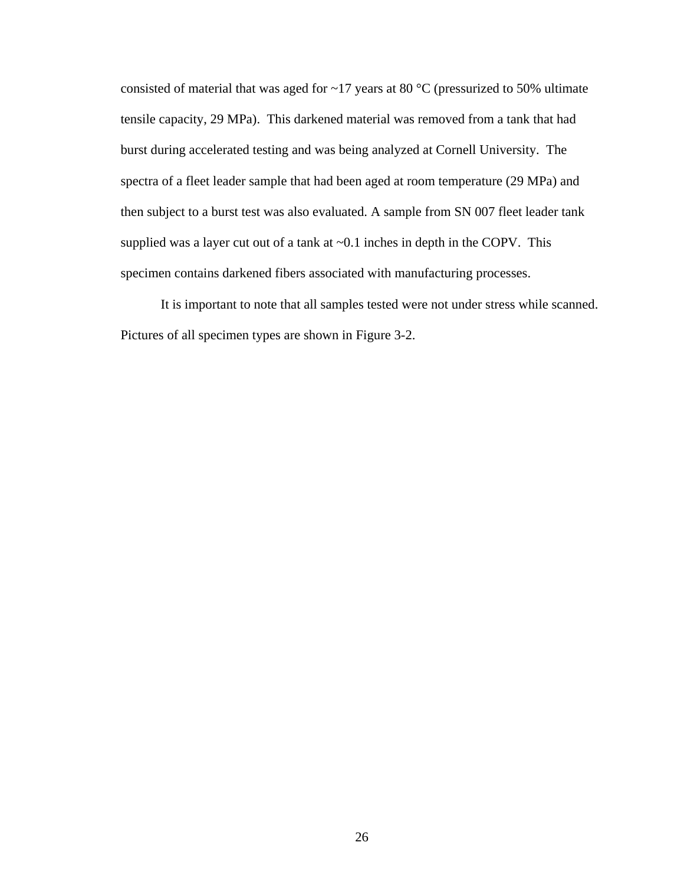consisted of material that was aged for ~17 years at 80 °C (pressurized to 50% ultimate tensile capacity, 29 MPa). This darkened material was removed from a tank that had burst during accelerated testing and was being analyzed at Cornell University. The spectra of a fleet leader sample that had been aged at room temperature (29 MPa) and then subject to a burst test was also evaluated. A sample from SN 007 fleet leader tank supplied was a layer cut out of a tank at ~0.1 inches in depth in the COPV. This specimen contains darkened fibers associated with manufacturing processes.

It is important to note that all samples tested were not under stress while scanned. Pictures of all specimen types are shown in Figure 3-2.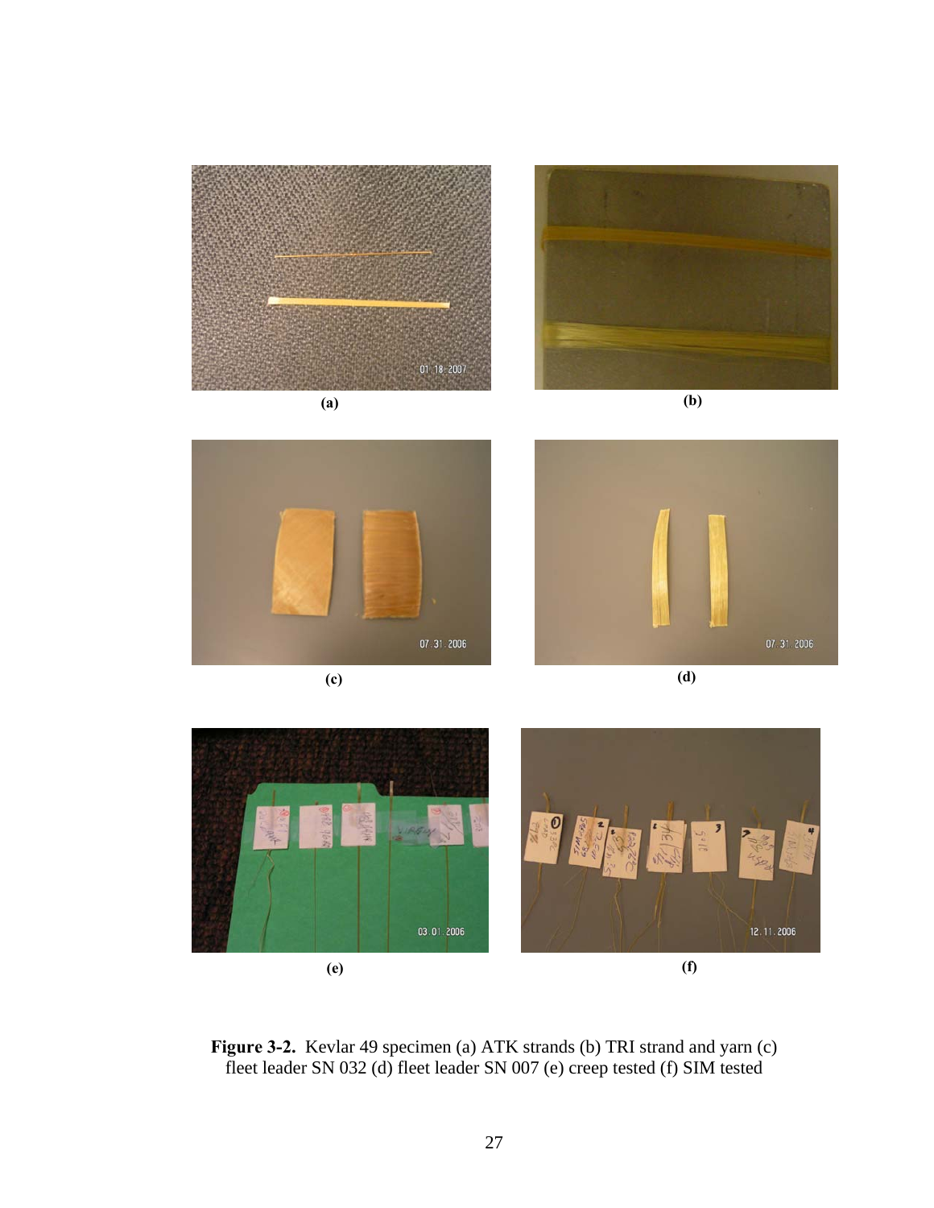(a)

(b)

(c)

(d)

(e)

(f)

**Figure 3-2.** Kevlar 49 specimen (a) ATK strands (b) TRI strand and yarn (c) fleet leader SN 032 (d) fleet leader SN 007 (e) creep tested (f) SIM tested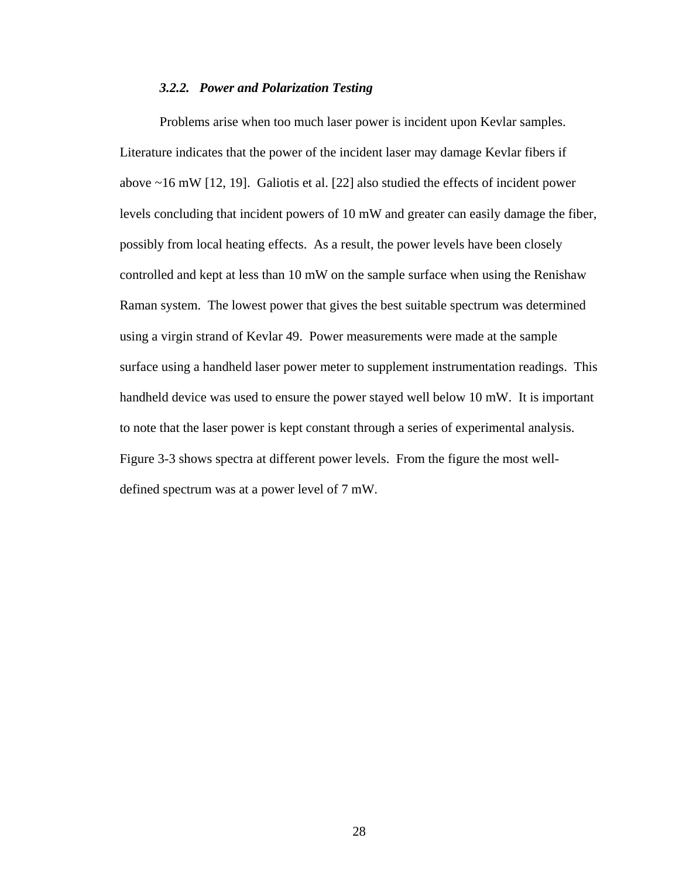### *3.2.2. Power and Polarization Testing*

Problems arise when too much laser power is incident upon Kevlar samples. Literature indicates that the power of the incident laser may damage Kevlar fibers if above ~16 mW [12, 19]. Galiotis et al. [22] also studied the effects of incident power levels concluding that incident powers of 10 mW and greater can easily damage the fiber, possibly from local heating effects. As a result, the power levels have been closely controlled and kept at less than 10 mW on the sample surface when using the Renishaw Raman system. The lowest power that gives the best suitable spectrum was determined using a virgin strand of Kevlar 49. Power measurements were made at the sample surface using a handheld laser power meter to supplement instrumentation readings. This handheld device was used to ensure the power stayed well below 10 mW. It is important to note that the laser power is kept constant through a series of experimental analysis. Figure 3-3 shows spectra at different power levels. From the figure the most well-defined spectrum was at a power level of 7 mW.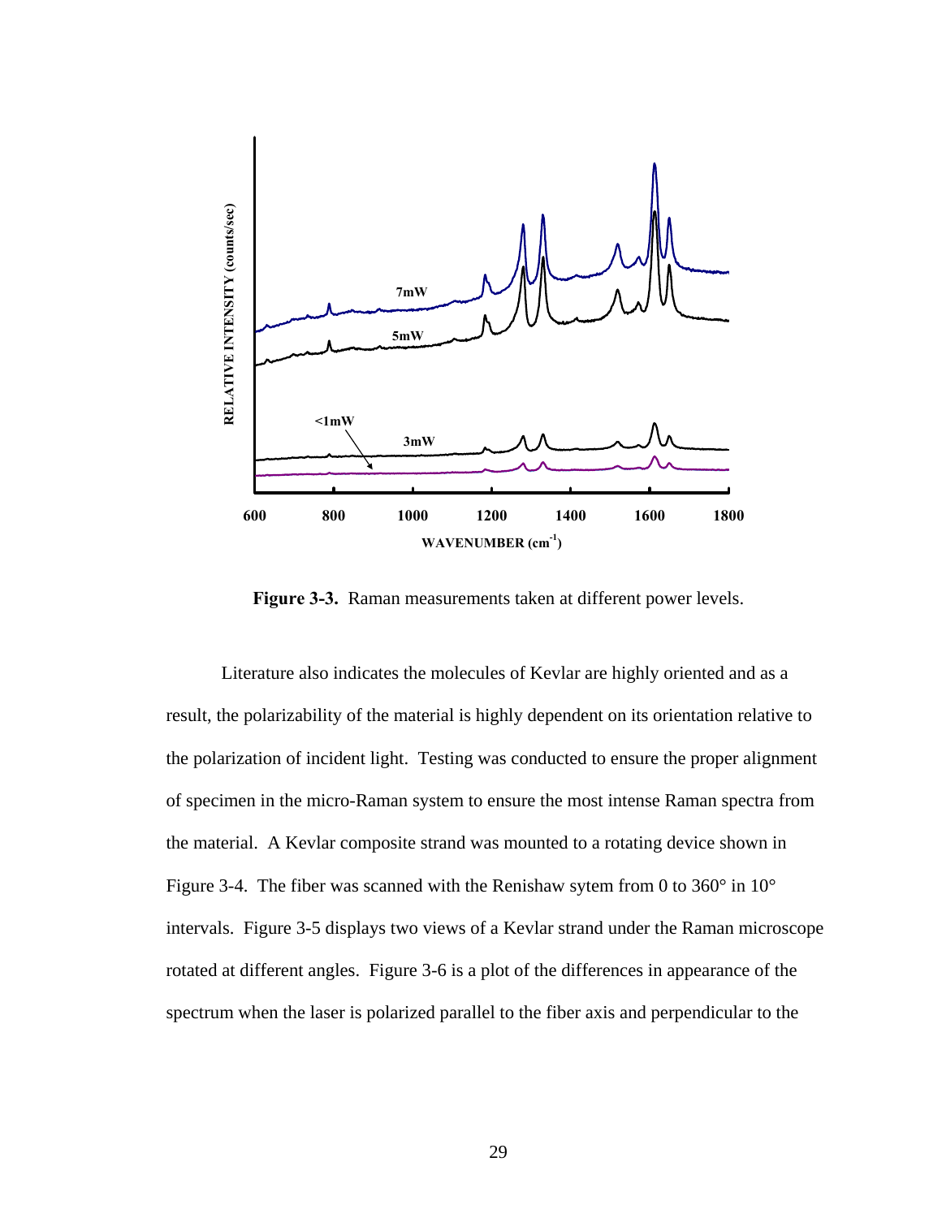**Figure 3-3.** Raman measurements taken at different power levels.

Literature also indicates the molecules of Kevlar are highly oriented and as a result, the polarizability of the material is highly dependent on its orientation relative to the polarization of incident light. Testing was conducted to ensure the proper alignment of specimen in the micro-Raman system to ensure the most intense Raman spectra from the material. A Kevlar composite strand was mounted to a rotating device shown in Figure 3-4. The fiber was scanned with the Renishaw sytem from 0 to 360° in 10° intervals. Figure 3-5 displays two views of a Kevlar strand under the Raman microscope rotated at different angles. Figure 3-6 is a plot of the differences in appearance of the spectrum when the laser is polarized parallel to the fiber axis and perpendicular to the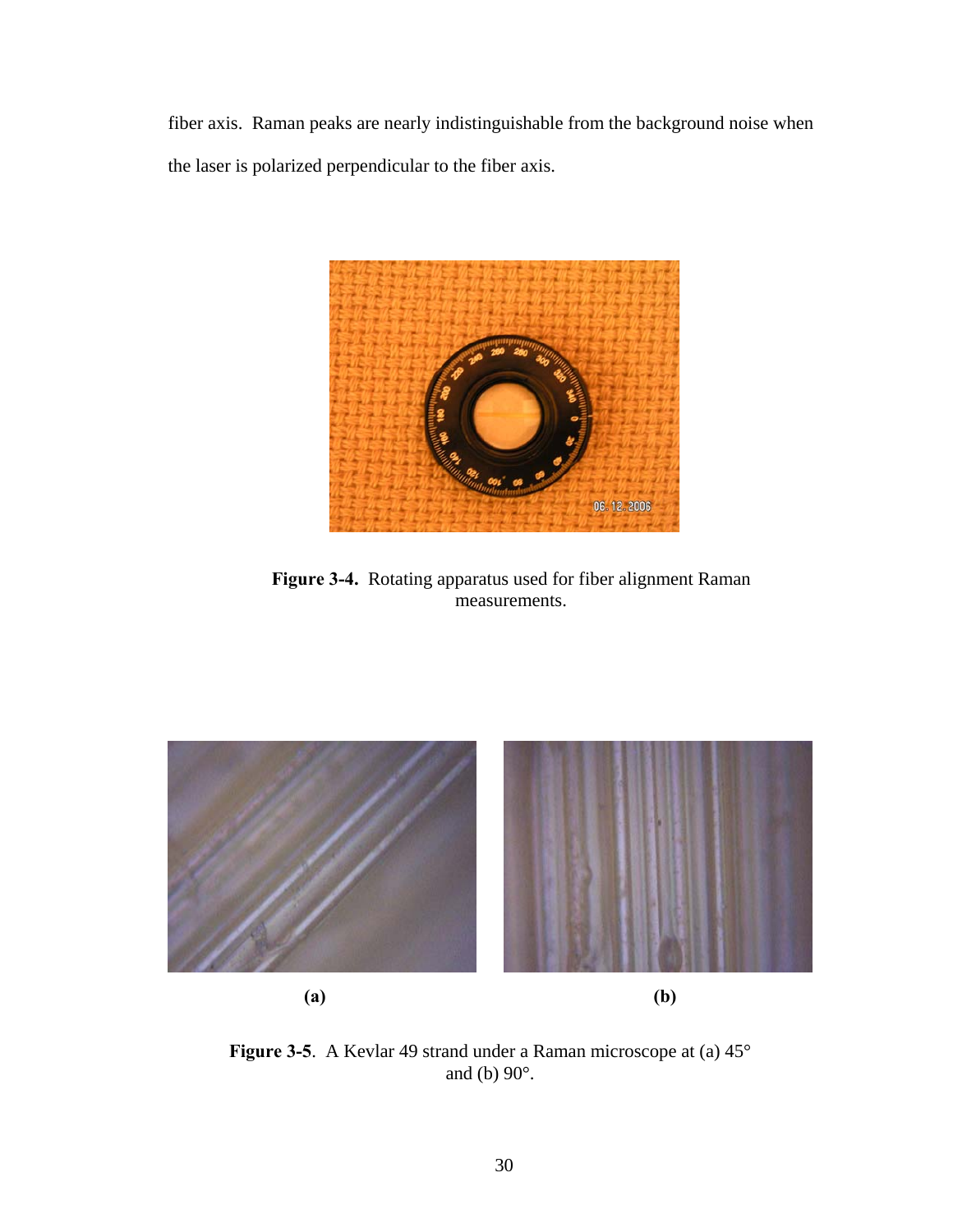fiber axis. Raman peaks are nearly indistinguishable from the background noise when the laser is polarized perpendicular to the fiber axis.

**Figure 3-4.** Rotating apparatus used for fiber alignment Raman measurements.

**(a)** **(b)**

**Figure 3-5**. A Kevlar 49 strand under a Raman microscope at (a) 45° and (b) 90°.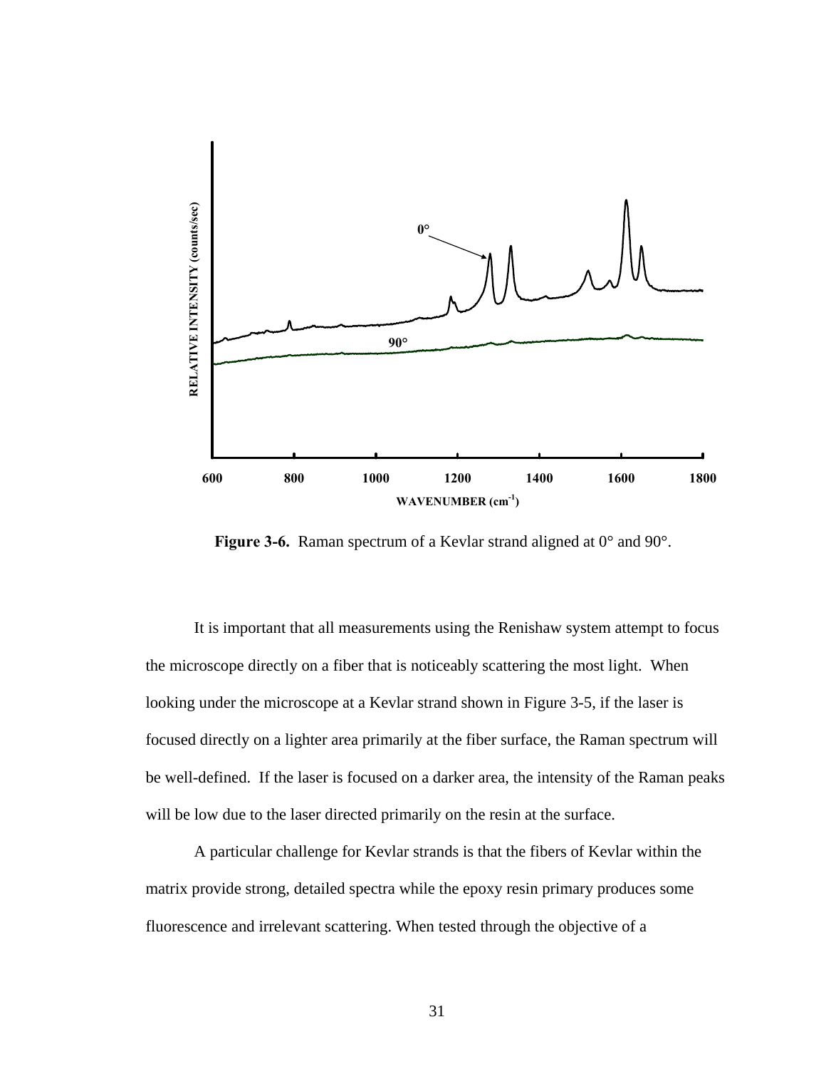**Figure 3-6.** Raman spectrum of a Kevlar strand aligned at 0° and 90°.

It is important that all measurements using the Renishaw system attempt to focus the microscope directly on a fiber that is noticeably scattering the most light. When looking under the microscope at a Kevlar strand shown in Figure 3-5, if the laser is focused directly on a lighter area primarily at the fiber surface, the Raman spectrum will be well-defined. If the laser is focused on a darker area, the intensity of the Raman peaks will be low due to the laser directed primarily on the resin at the surface.

A particular challenge for Kevlar strands is that the fibers of Kevlar within the matrix provide strong, detailed spectra while the epoxy resin primary produces some fluorescence and irrelevant scattering. When tested through the objective of a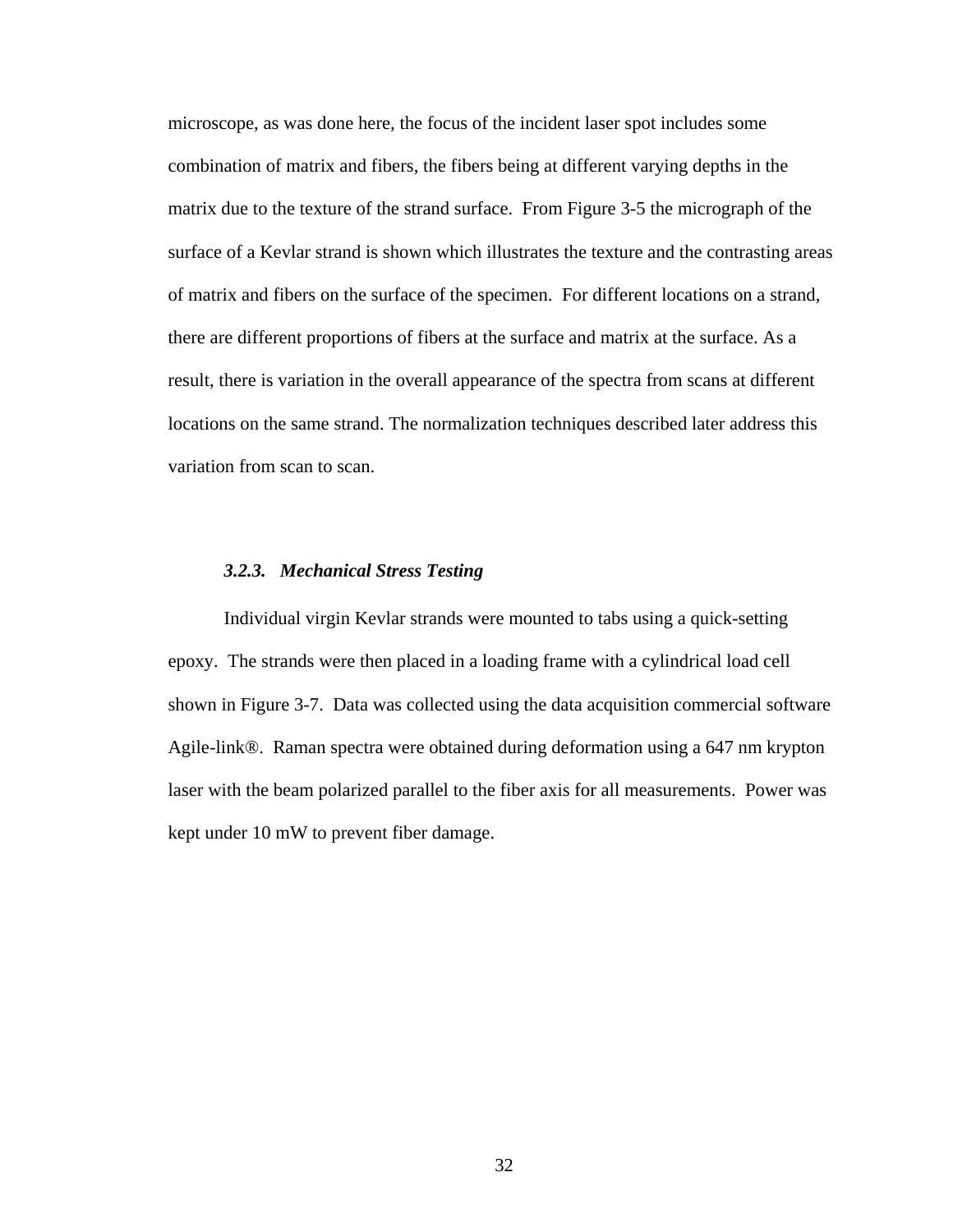microscope, as was done here, the focus of the incident laser spot includes some combination of matrix and fibers, the fibers being at different varying depths in the matrix due to the texture of the strand surface. From Figure 3-5 the micrograph of the surface of a Kevlar strand is shown which illustrates the texture and the contrasting areas of matrix and fibers on the surface of the specimen. For different locations on a strand, there are different proportions of fibers at the surface and matrix at the surface. As a result, there is variation in the overall appearance of the spectra from scans at different locations on the same strand. The normalization techniques described later address this variation from scan to scan.

### *3.2.3. Mechanical Stress Testing*

Individual virgin Kevlar strands were mounted to tabs using a quick-setting epoxy. The strands were then placed in a loading frame with a cylindrical load cell shown in Figure 3-7. Data was collected using the data acquisition commercial software Agile-link®. Raman spectra were obtained during deformation using a 647 nm krypton laser with the beam polarized parallel to the fiber axis for all measurements. Power was kept under 10 mW to prevent fiber damage.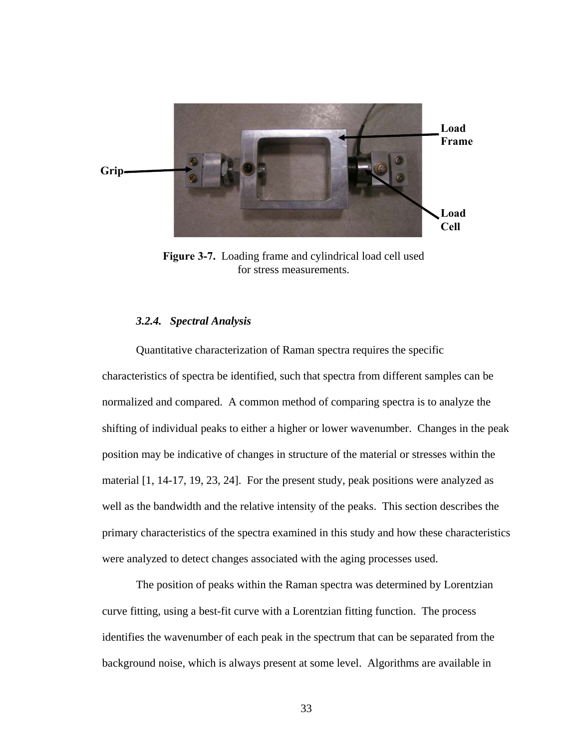Figure 3-7. Loading frame and cylindrical load cell used for stress measurements.

### *3.2.4. Spectral Analysis*

Quantitative characterization of Raman spectra requires the specific characteristics of spectra be identified, such that spectra from different samples can be normalized and compared. A common method of comparing spectra is to analyze the shifting of individual peaks to either a higher or lower wavenumber. Changes in the peak position may be indicative of changes in structure of the material or stresses within the material [1, 14-17, 19, 23, 24]. For the present study, peak positions were analyzed as well as the bandwidth and the relative intensity of the peaks. This section describes the primary characteristics of the spectra examined in this study and how these characteristics were analyzed to detect changes associated with the aging processes used.

The position of peaks within the Raman spectra was determined by Lorentzian curve fitting, using a best-fit curve with a Lorentzian fitting function. The process identifies the wavenumber of each peak in the spectrum that can be separated from the background noise, which is always present at some level. Algorithms are available in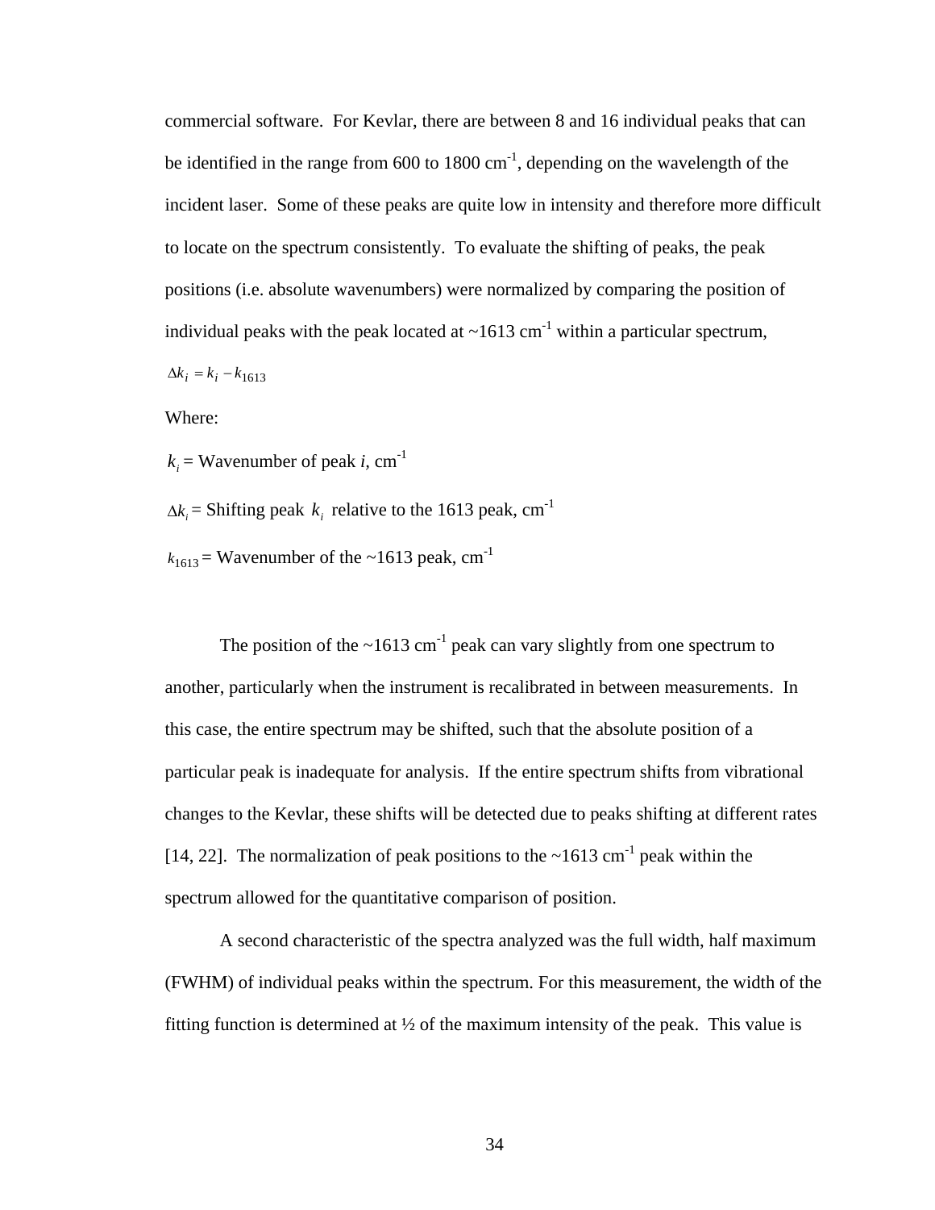commercial software. For Kevlar, there are between 8 and 16 individual peaks that can be identified in the range from 600 to 1800 cm$^{-1}$, depending on the wavelength of the incident laser. Some of these peaks are quite low in intensity and therefore more difficult to locate on the spectrum consistently. To evaluate the shifting of peaks, the peak positions (i.e. absolute wavenumbers) were normalized by comparing the position of individual peaks with the peak located at ~1613 cm$^{-1}$ within a particular spectrum,

$$\Delta k_i = k_i - k_{1613}$$

Where:

$k_i$ = Wavenumber of peak *i*, cm$^{-1}$

$\Delta k_i$ = Shifting peak $k_i$ relative to the 1613 peak, cm$^{-1}$

$k_{1613}$ = Wavenumber of the ~1613 peak, cm$^{-1}$

The position of the ~1613 cm$^{-1}$ peak can vary slightly from one spectrum to another, particularly when the instrument is recalibrated in between measurements. In this case, the entire spectrum may be shifted, such that the absolute position of a particular peak is inadequate for analysis. If the entire spectrum shifts from vibrational changes to the Kevlar, these shifts will be detected due to peaks shifting at different rates [14, 22]. The normalization of peak positions to the ~1613 cm$^{-1}$ peak within the spectrum allowed for the quantitative comparison of position.

A second characteristic of the spectra analyzed was the full width, half maximum (FWHM) of individual peaks within the spectrum. For this measurement, the width of the fitting function is determined at ½ of the maximum intensity of the peak. This value is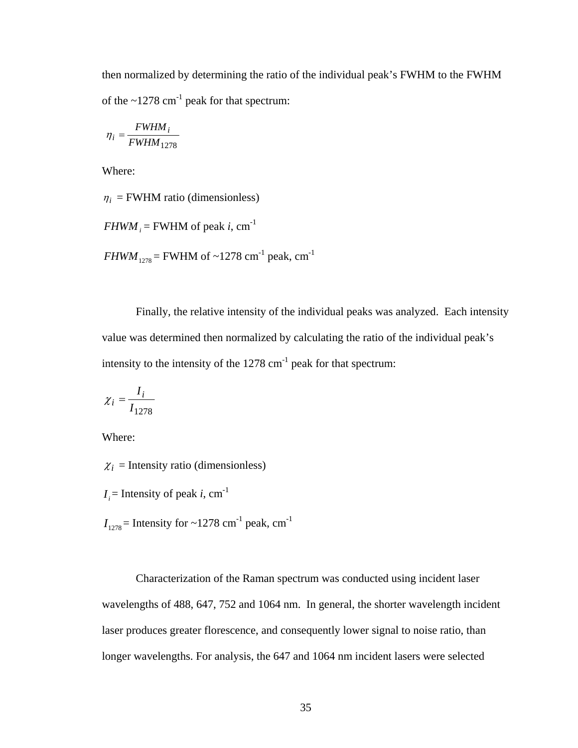then normalized by determining the ratio of the individual peak's FWHM to the FWHM of the ~1278 cm$^{-1}$ peak for that spectrum:

$$\eta_i = \frac{FWHM_i}{FWHM_{1278}}$$

Where:

$\eta_i$ = FWHM ratio (dimensionless)

$FHWM_i$ = FWHM of peak *i*, cm$^{-1}$

$FHWM_{1278}$ = FWHM of ~1278 cm$^{-1}$ peak, cm$^{-1}$

Finally, the relative intensity of the individual peaks was analyzed. Each intensity value was determined then normalized by calculating the ratio of the individual peak's intensity to the intensity of the 1278 cm$^{-1}$ peak for that spectrum:

$$\chi_i = \frac{I_i}{I_{1278}}$$

Where:

$\chi_i$ = Intensity ratio (dimensionless)

$I_i$ = Intensity of peak *i*, cm$^{-1}$

$I_{1278}$ = Intensity for ~1278 cm$^{-1}$ peak, cm$^{-1}$

Characterization of the Raman spectrum was conducted using incident laser wavelengths of 488, 647, 752 and 1064 nm. In general, the shorter wavelength incident laser produces greater florescence, and consequently lower signal to noise ratio, than longer wavelengths. For analysis, the 647 and 1064 nm incident lasers were selected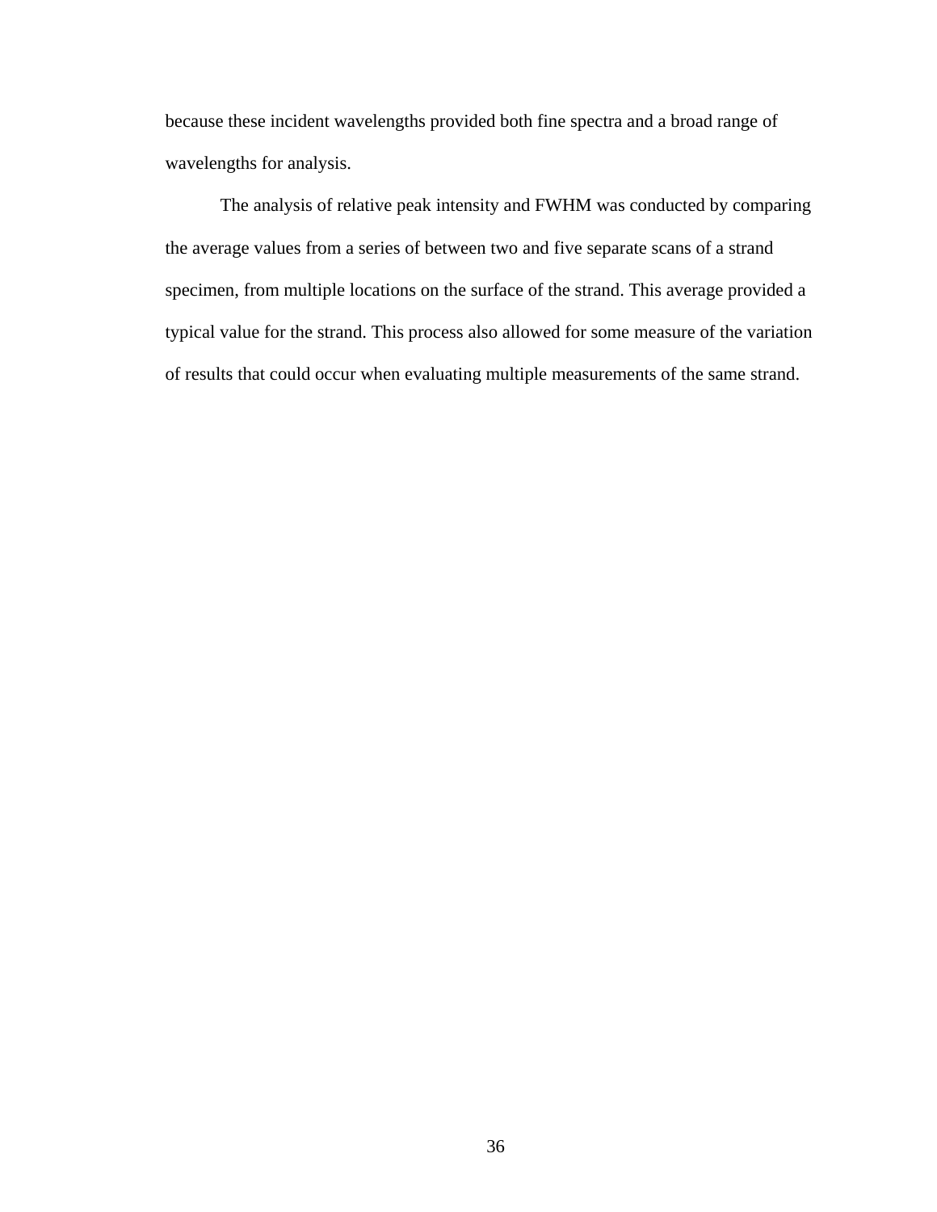because these incident wavelengths provided both fine spectra and a broad range of wavelengths for analysis.

The analysis of relative peak intensity and FWHM was conducted by comparing the average values from a series of between two and five separate scans of a strand specimen, from multiple locations on the surface of the strand. This average provided a typical value for the strand. This process also allowed for some measure of the variation of results that could occur when evaluating multiple measurements of the same strand.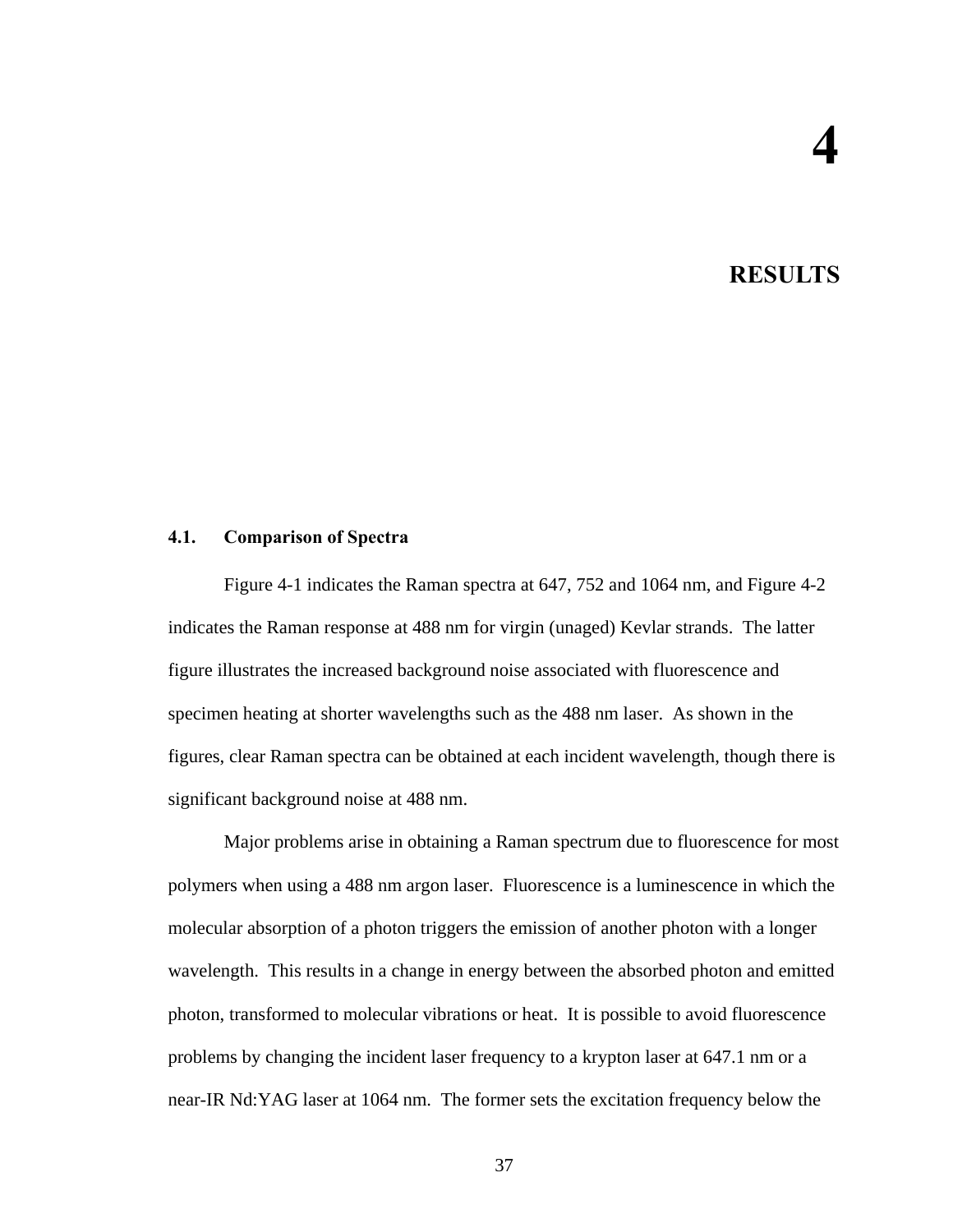# 4

# RESULTS

## 4.1. Comparison of Spectra

Figure 4-1 indicates the Raman spectra at 647, 752 and 1064 nm, and Figure 4-2 indicates the Raman response at 488 nm for virgin (unaged) Kevlar strands. The latter figure illustrates the increased background noise associated with fluorescence and specimen heating at shorter wavelengths such as the 488 nm laser. As shown in the figures, clear Raman spectra can be obtained at each incident wavelength, though there is significant background noise at 488 nm.

Major problems arise in obtaining a Raman spectrum due to fluorescence for most polymers when using a 488 nm argon laser. Fluorescence is a luminescence in which the molecular absorption of a photon triggers the emission of another photon with a longer wavelength. This results in a change in energy between the absorbed photon and emitted photon, transformed to molecular vibrations or heat. It is possible to avoid fluorescence problems by changing the incident laser frequency to a krypton laser at 647.1 nm or a near-IR Nd:YAG laser at 1064 nm. The former sets the excitation frequency below the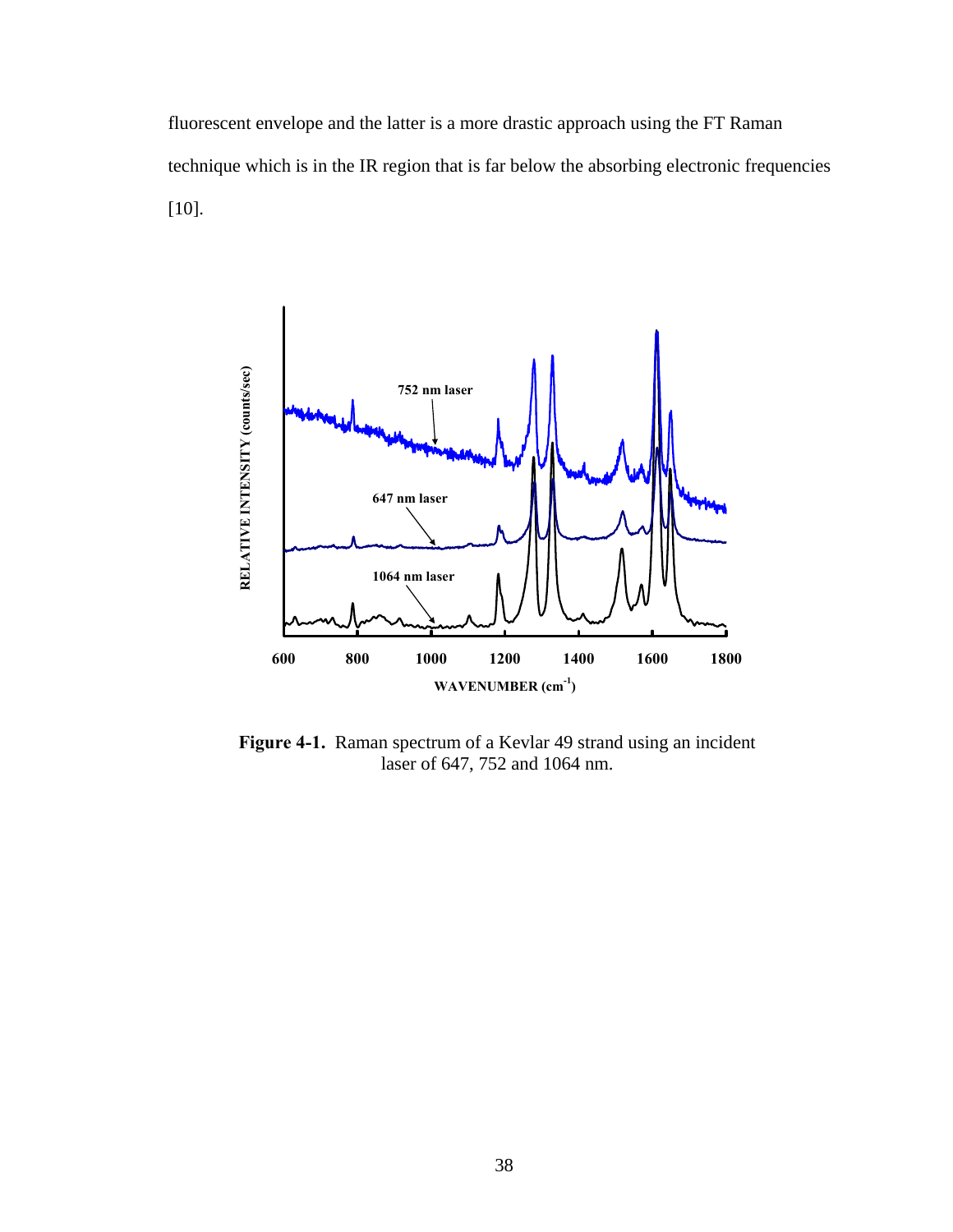fluorescent envelope and the latter is a more drastic approach using the FT Raman technique which is in the IR region that is far below the absorbing electronic frequencies [10].

**Figure 4-1.** Raman spectrum of a Kevlar 49 strand using an incident laser of 647, 752 and 1064 nm.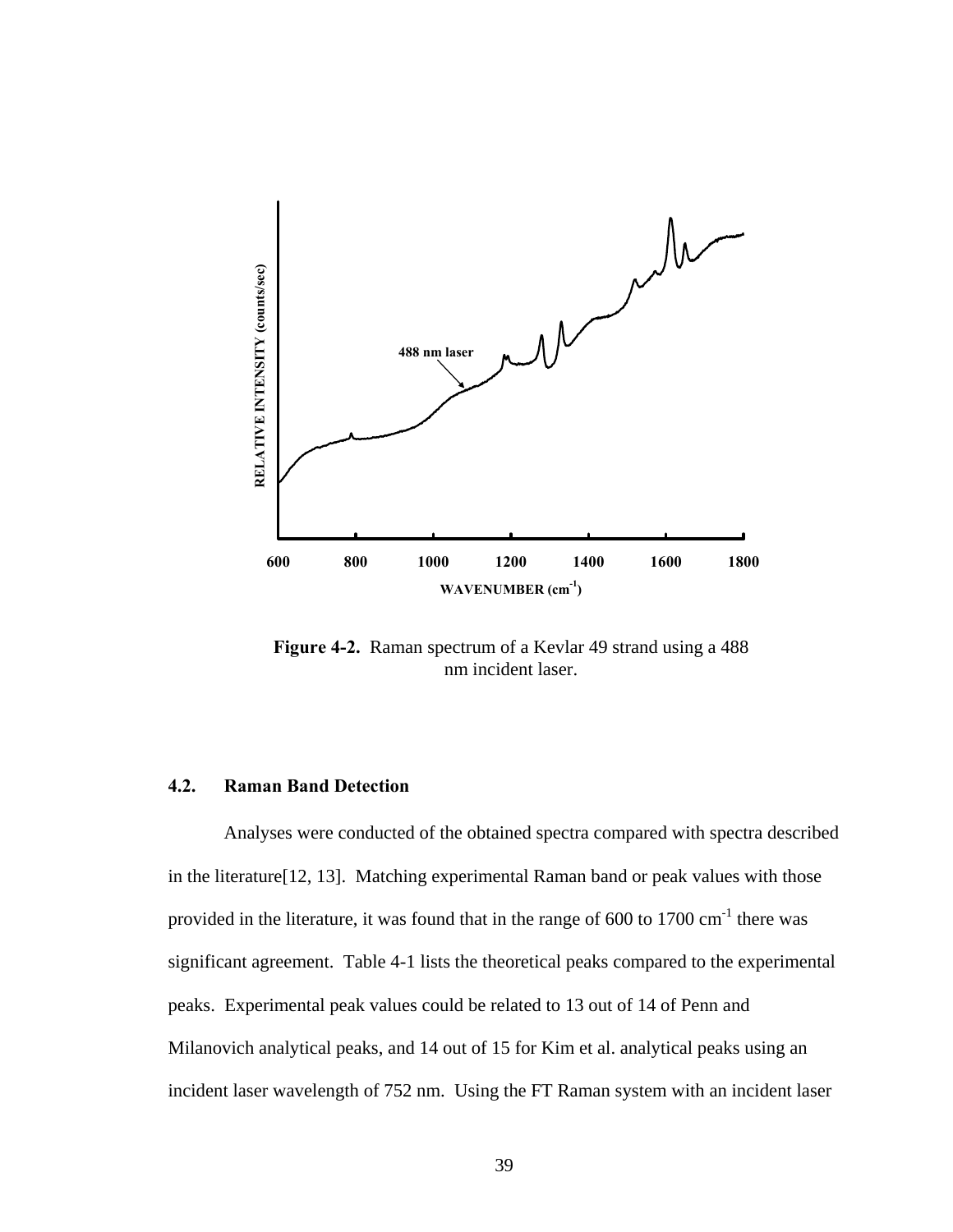**Figure 4-2.** Raman spectrum of a Kevlar 49 strand using a 488 nm incident laser.

### 4.2. Raman Band Detection

Analyses were conducted of the obtained spectra compared with spectra described in the literature[12, 13]. Matching experimental Raman band or peak values with those provided in the literature, it was found that in the range of 600 to 1700 cm$^{-1}$ there was significant agreement. Table 4-1 lists the theoretical peaks compared to the experimental peaks. Experimental peak values could be related to 13 out of 14 of Penn and Milanovich analytical peaks, and 14 out of 15 for Kim et al. analytical peaks using an incident laser wavelength of 752 nm. Using the FT Raman system with an incident laser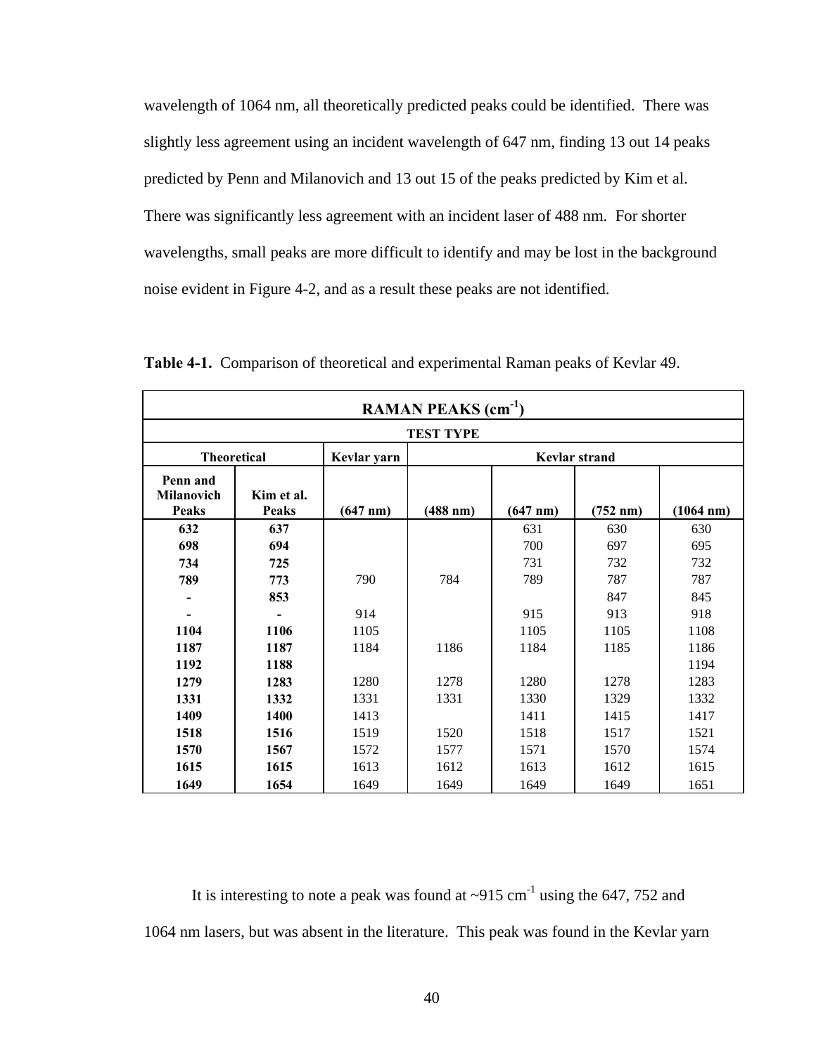wavelength of 1064 nm, all theoretically predicted peaks could be identified. There was slightly less agreement using an incident wavelength of 647 nm, finding 13 out 14 peaks predicted by Penn and Milanovich and 13 out 15 of the peaks predicted by Kim et al. There was significantly less agreement with an incident laser of 488 nm. For shorter wavelengths, small peaks are more difficult to identify and may be lost in the background noise evident in Figure 4-2, and as a result these peaks are not identified.

**Table 4-1.** Comparison of theoretical and experimental Raman peaks of Kevlar 49.

| **RAMAN PEAKS ($cm^{-1}$)** | | | | | | |
|---|---|---|---|---|---|---|
| **TEST TYPE** | | | | | | |
| **Theoretical** | | **Kevlar yarn** | **Kevlar strand** | | | |
| **Penn and Milanovich Peaks** | **Kim et al. Peaks** | **(647 nm)** | **(488 nm)** | **(647 nm)** | **(752 nm)** | **(1064 nm)** |
| **632** | **637** | | | 631 | 630 | 630 |
| **698** | **694** | | | 700 | 697 | 695 |
| **734** | **725** | | | 731 | 732 | 732 |
| **789** | **773** | 790 | 784 | 789 | 787 | 787 |
| **-** | **853** | | | | 847 | 845 |
| **-** | **-** | 914 | | 915 | 913 | 918 |
| **1104** | **1106** | 1105 | | 1105 | 1105 | 1108 |
| **1187** | **1187** | 1184 | 1186 | 1184 | 1185 | 1186 |
| **1192** | **1188** | | | | | 1194 |
| **1279** | **1283** | 1280 | 1278 | 1280 | 1278 | 1283 |
| **1331** | **1332** | 1331 | 1331 | 1330 | 1329 | 1332 |
| **1409** | **1400** | 1413 | | 1411 | 1415 | 1417 |
| **1518** | **1516** | 1519 | 1520 | 1518 | 1517 | 1521 |
| **1570** | **1567** | 1572 | 1577 | 1571 | 1570 | 1574 |
| **1615** | **1615** | 1613 | 1612 | 1613 | 1612 | 1615 |
| **1649** | **1654** | 1649 | 1649 | 1649 | 1649 | 1651 |

It is interesting to note a peak was found at ~915 $cm^{-1}$ using the 647, 752 and 1064 nm lasers, but was absent in the literature. This peak was found in the Kevlar yarn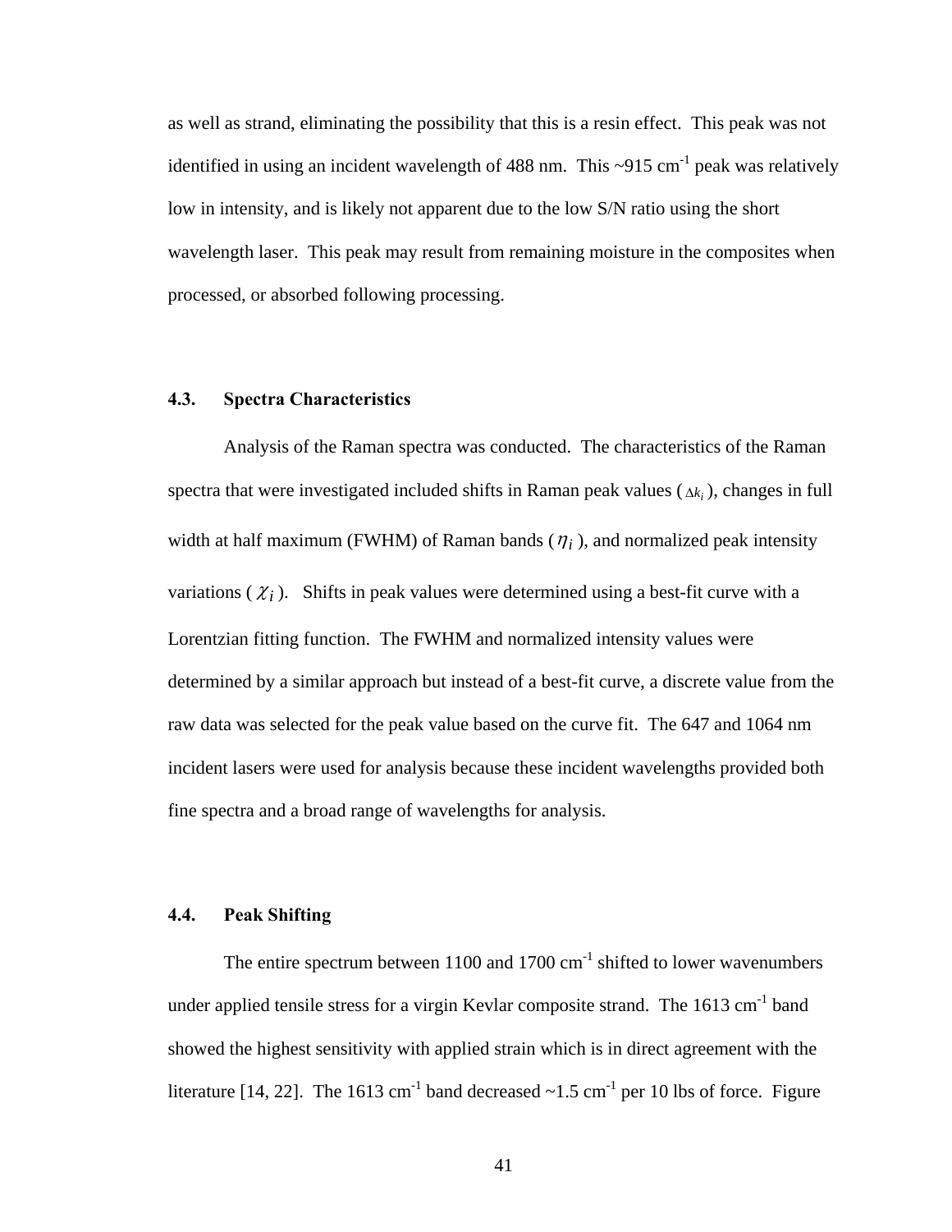as well as strand, eliminating the possibility that this is a resin effect. This peak was not identified in using an incident wavelength of 488 nm. This ~915 cm$^{-1}$ peak was relatively low in intensity, and is likely not apparent due to the low S/N ratio using the short wavelength laser. This peak may result from remaining moisture in the composites when processed, or absorbed following processing.

### 4.3. Spectra Characteristics

Analysis of the Raman spectra was conducted. The characteristics of the Raman spectra that were investigated included shifts in Raman peak values ($\Delta k_i$), changes in full width at half maximum (FWHM) of Raman bands ($\eta_i$), and normalized peak intensity variations ($\chi_i$). Shifts in peak values were determined using a best-fit curve with a Lorentzian fitting function. The FWHM and normalized intensity values were determined by a similar approach but instead of a best-fit curve, a discrete value from the raw data was selected for the peak value based on the curve fit. The 647 and 1064 nm incident lasers were used for analysis because these incident wavelengths provided both fine spectra and a broad range of wavelengths for analysis.

### 4.4. Peak Shifting

The entire spectrum between 1100 and 1700 cm$^{-1}$ shifted to lower wavenumbers under applied tensile stress for a virgin Kevlar composite strand. The 1613 cm$^{-1}$ band showed the highest sensitivity with applied strain which is in direct agreement with the literature [14, 22]. The 1613 cm$^{-1}$ band decreased ~1.5 cm$^{-1}$ per 10 lbs of force. Figure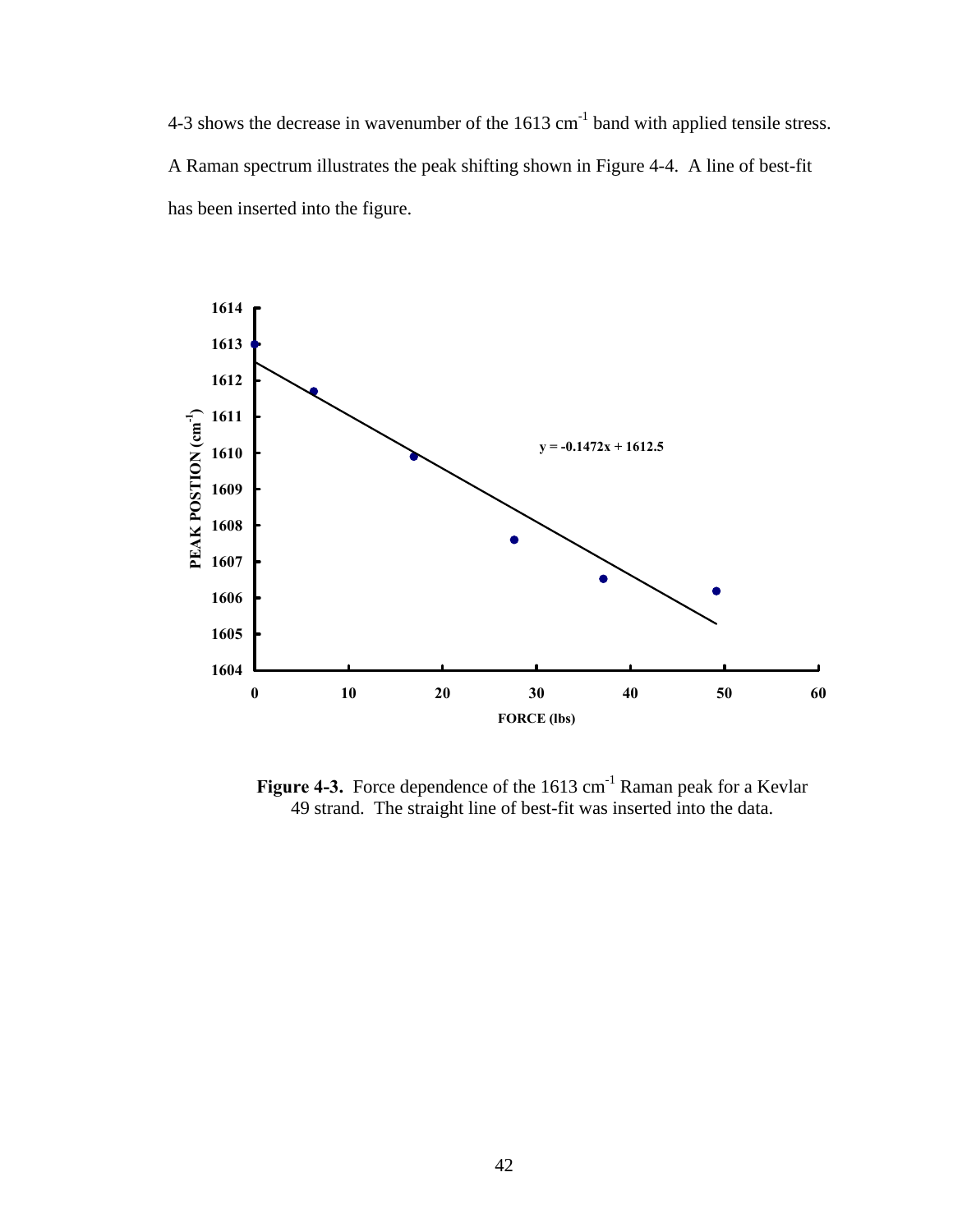4-3 shows the decrease in wavenumber of the 1613 $cm^{-1}$ band with applied tensile stress. A Raman spectrum illustrates the peak shifting shown in Figure 4-4. A line of best-fit has been inserted into the figure.

**Figure 4-3.** Force dependence of the 1613 $cm^{-1}$ Raman peak for a Kevlar 49 strand. The straight line of best-fit was inserted into the data.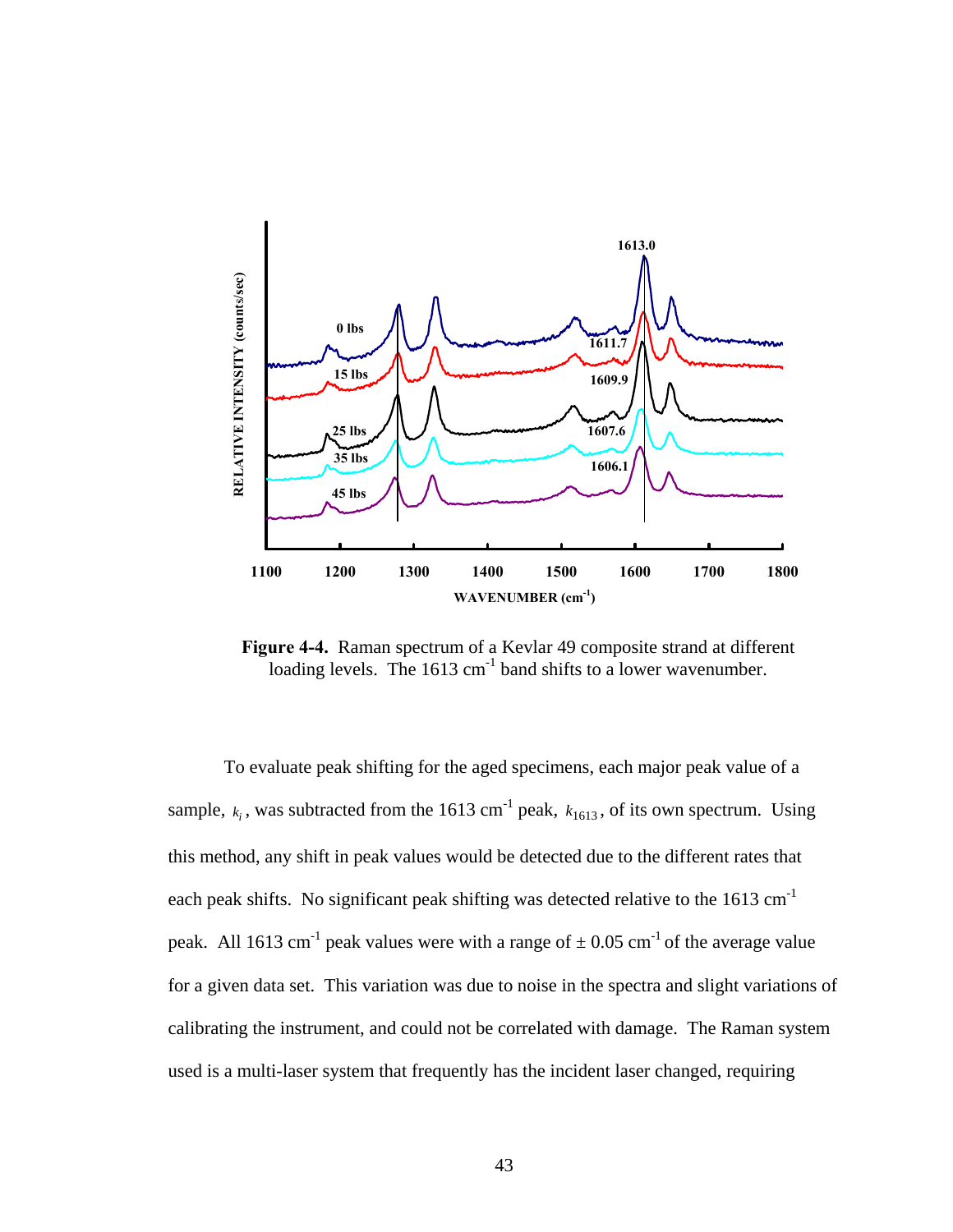**Figure 4-4.** Raman spectrum of a Kevlar 49 composite strand at different loading levels. The 1613 cm$^{-1}$ band shifts to a lower wavenumber.

To evaluate peak shifting for the aged specimens, each major peak value of a sample, $k_i$, was subtracted from the 1613 cm$^{-1}$ peak, $k_{1613}$, of its own spectrum. Using this method, any shift in peak values would be detected due to the different rates that each peak shifts. No significant peak shifting was detected relative to the 1613 cm$^{-1}$ peak. All 1613 cm$^{-1}$ peak values were with a range of $\pm$ 0.05 cm$^{-1}$ of the average value for a given data set. This variation was due to noise in the spectra and slight variations of calibrating the instrument, and could not be correlated with damage. The Raman system used is a multi-laser system that frequently has the incident laser changed, requiring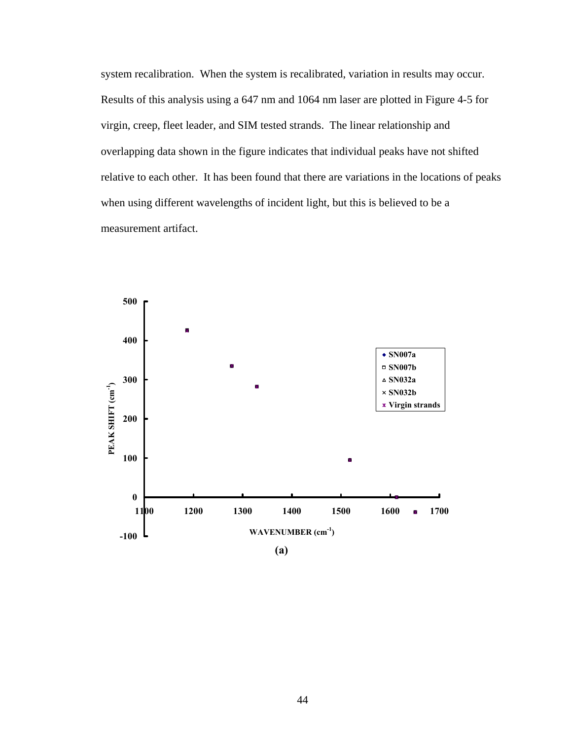system recalibration. When the system is recalibrated, variation in results may occur. Results of this analysis using a 647 nm and 1064 nm laser are plotted in Figure 4-5 for virgin, creep, fleet leader, and SIM tested strands. The linear relationship and overlapping data shown in the figure indicates that individual peaks have not shifted relative to each other. It has been found that there are variations in the locations of peaks when using different wavelengths of incident light, but this is believed to be a measurement artifact.

(a)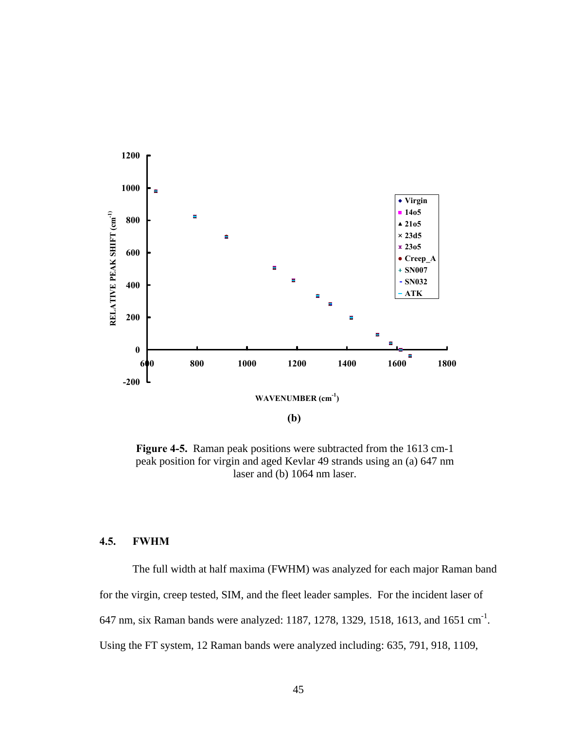**Figure 4-5.** Raman peak positions were subtracted from the 1613 cm-1 peak position for virgin and aged Kevlar 49 strands using an (a) 647 nm laser and (b) 1064 nm laser.

### 4.5. FWHM

The full width at half maxima (FWHM) was analyzed for each major Raman band for the virgin, creep tested, SIM, and the fleet leader samples. For the incident laser of 647 nm, six Raman bands were analyzed: 1187, 1278, 1329, 1518, 1613, and 1651 $cm^{-1}$. Using the FT system, 12 Raman bands were analyzed including: 635, 791, 918, 1109,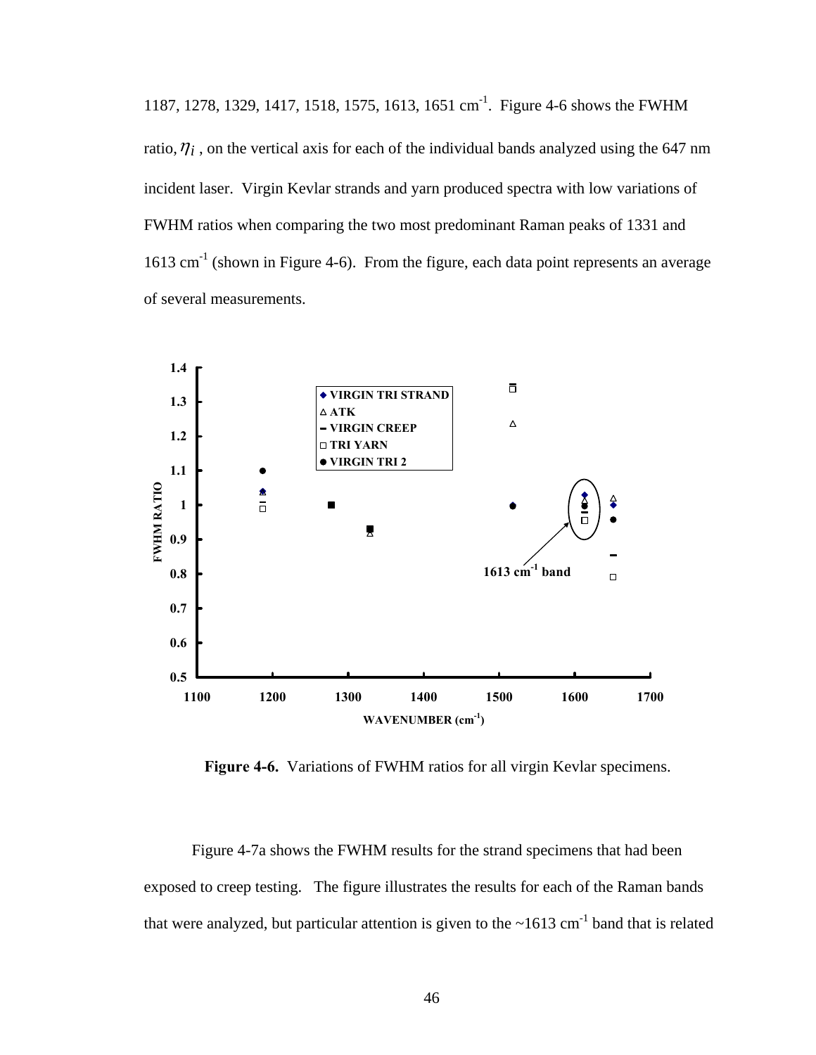1187, 1278, 1329, 1417, 1518, 1575, 1613, 1651 cm$^{-1}$. Figure 4-6 shows the FWHM ratio, $\eta_i$, on the vertical axis for each of the individual bands analyzed using the 647 nm incident laser. Virgin Kevlar strands and yarn produced spectra with low variations of FWHM ratios when comparing the two most predominant Raman peaks of 1331 and 1613 cm$^{-1}$ (shown in Figure 4-6). From the figure, each data point represents an average of several measurements.

**Figure 4-6.** Variations of FWHM ratios for all virgin Kevlar specimens.

Figure 4-7a shows the FWHM results for the strand specimens that had been exposed to creep testing. The figure illustrates the results for each of the Raman bands that were analyzed, but particular attention is given to the ~1613 cm$^{-1}$ band that is related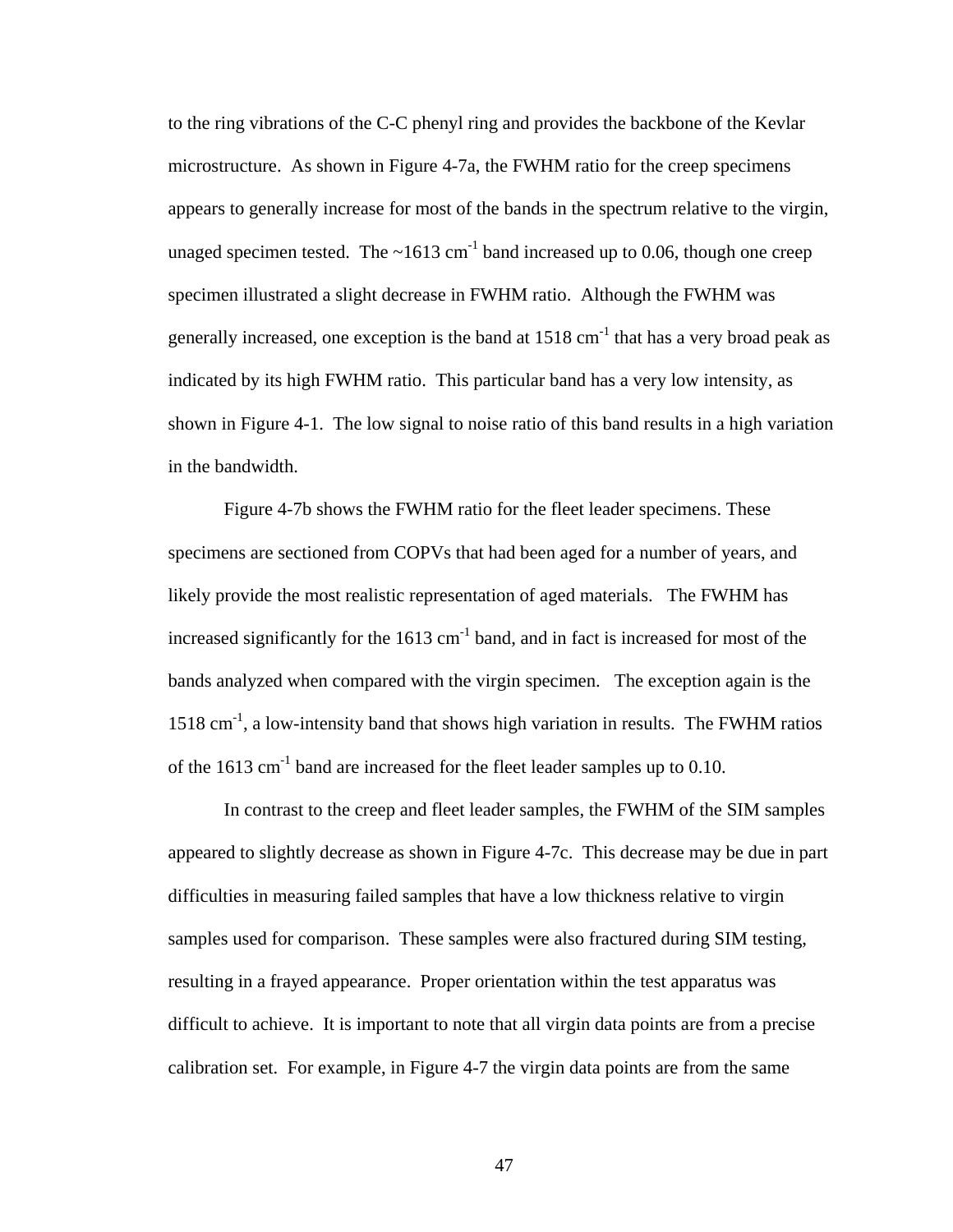to the ring vibrations of the C-C phenyl ring and provides the backbone of the Kevlar microstructure. As shown in Figure 4-7a, the FWHM ratio for the creep specimens appears to generally increase for most of the bands in the spectrum relative to the virgin, unaged specimen tested. The ~1613 $cm^{-1}$ band increased up to 0.06, though one creep specimen illustrated a slight decrease in FWHM ratio. Although the FWHM was generally increased, one exception is the band at 1518 $cm^{-1}$ that has a very broad peak as indicated by its high FWHM ratio. This particular band has a very low intensity, as shown in Figure 4-1. The low signal to noise ratio of this band results in a high variation in the bandwidth.

Figure 4-7b shows the FWHM ratio for the fleet leader specimens. These specimens are sectioned from COPVs that had been aged for a number of years, and likely provide the most realistic representation of aged materials. The FWHM has increased significantly for the 1613 $cm^{-1}$ band, and in fact is increased for most of the bands analyzed when compared with the virgin specimen. The exception again is the 1518 $cm^{-1}$, a low-intensity band that shows high variation in results. The FWHM ratios of the 1613 $cm^{-1}$ band are increased for the fleet leader samples up to 0.10.

In contrast to the creep and fleet leader samples, the FWHM of the SIM samples appeared to slightly decrease as shown in Figure 4-7c. This decrease may be due in part difficulties in measuring failed samples that have a low thickness relative to virgin samples used for comparison. These samples were also fractured during SIM testing, resulting in a frayed appearance. Proper orientation within the test apparatus was difficult to achieve. It is important to note that all virgin data points are from a precise calibration set. For example, in Figure 4-7 the virgin data points are from the same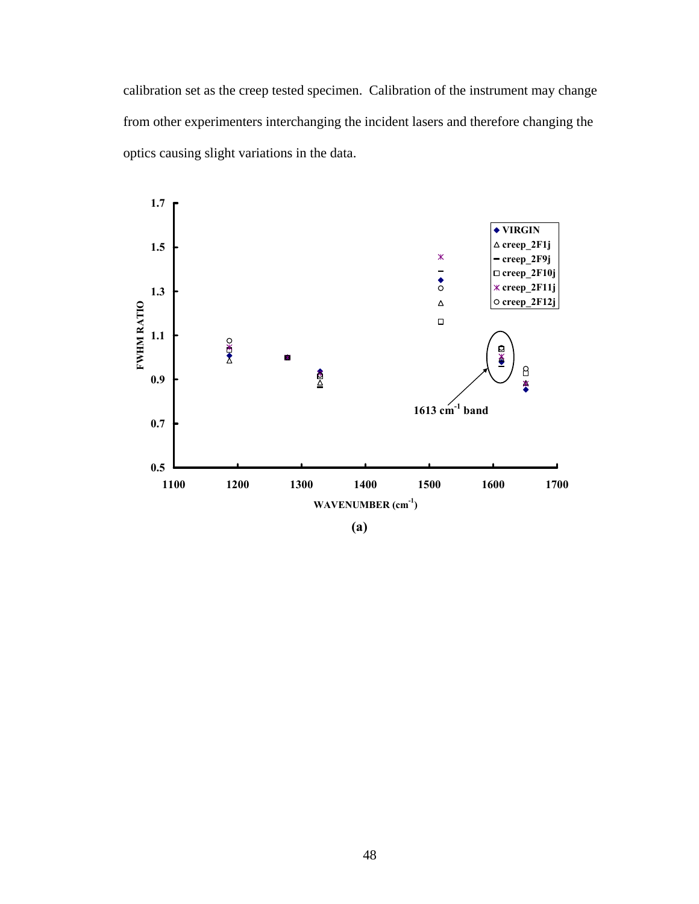calibration set as the creep tested specimen. Calibration of the instrument may change from other experimenters interchanging the incident lasers and therefore changing the optics causing slight variations in the data.

(a)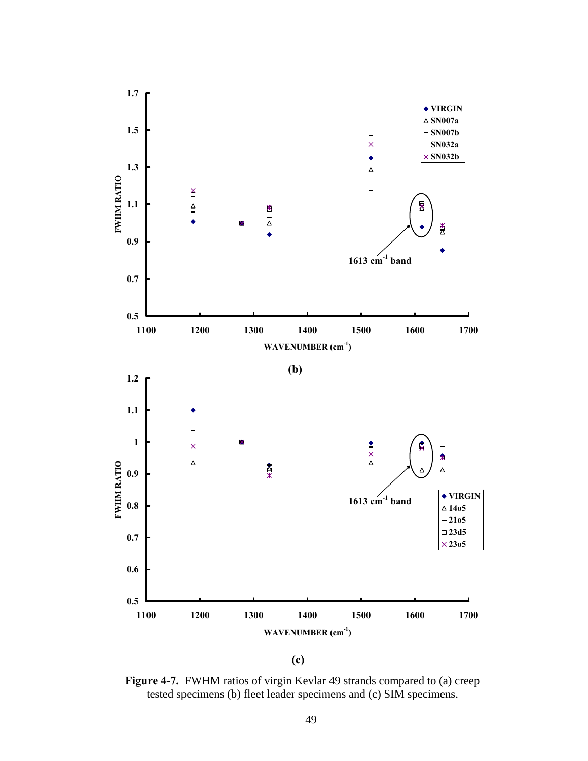(b)

(c)

**Figure 4-7.** FWHM ratios of virgin Kevlar 49 strands compared to (a) creep tested specimens (b) fleet leader specimens and (c) SIM specimens.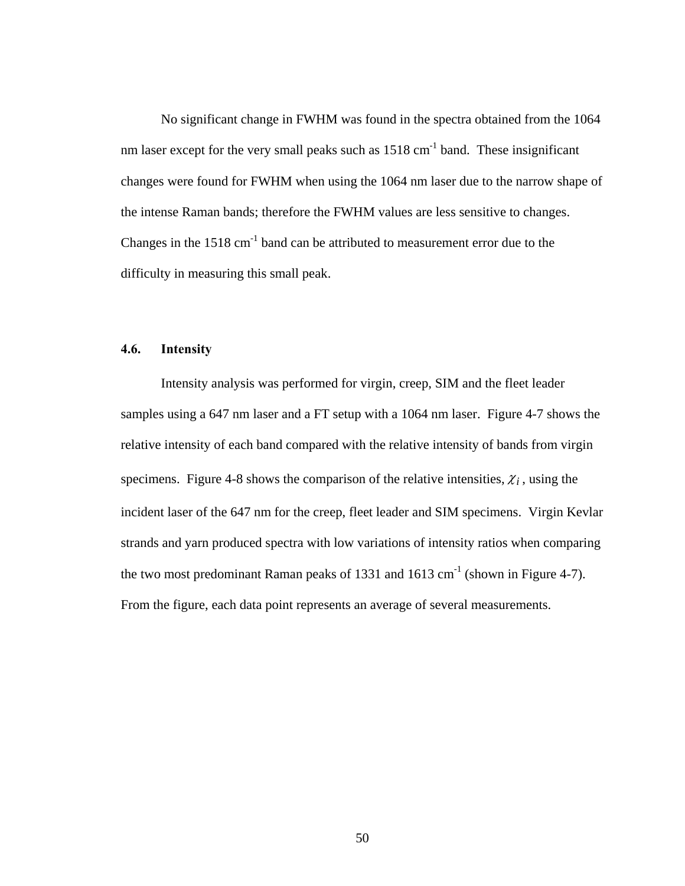No significant change in FWHM was found in the spectra obtained from the 1064 nm laser except for the very small peaks such as 1518 $cm^{-1}$ band. These insignificant changes were found for FWHM when using the 1064 nm laser due to the narrow shape of the intense Raman bands; therefore the FWHM values are less sensitive to changes. Changes in the 1518 $cm^{-1}$ band can be attributed to measurement error due to the difficulty in measuring this small peak.

## 4.6. Intensity

Intensity analysis was performed for virgin, creep, SIM and the fleet leader samples using a 647 nm laser and a FT setup with a 1064 nm laser. Figure 4-7 shows the relative intensity of each band compared with the relative intensity of bands from virgin specimens. Figure 4-8 shows the comparison of the relative intensities, $\chi_i$, using the incident laser of the 647 nm for the creep, fleet leader and SIM specimens. Virgin Kevlar strands and yarn produced spectra with low variations of intensity ratios when comparing the two most predominant Raman peaks of 1331 and 1613 $cm^{-1}$ (shown in Figure 4-7). From the figure, each data point represents an average of several measurements.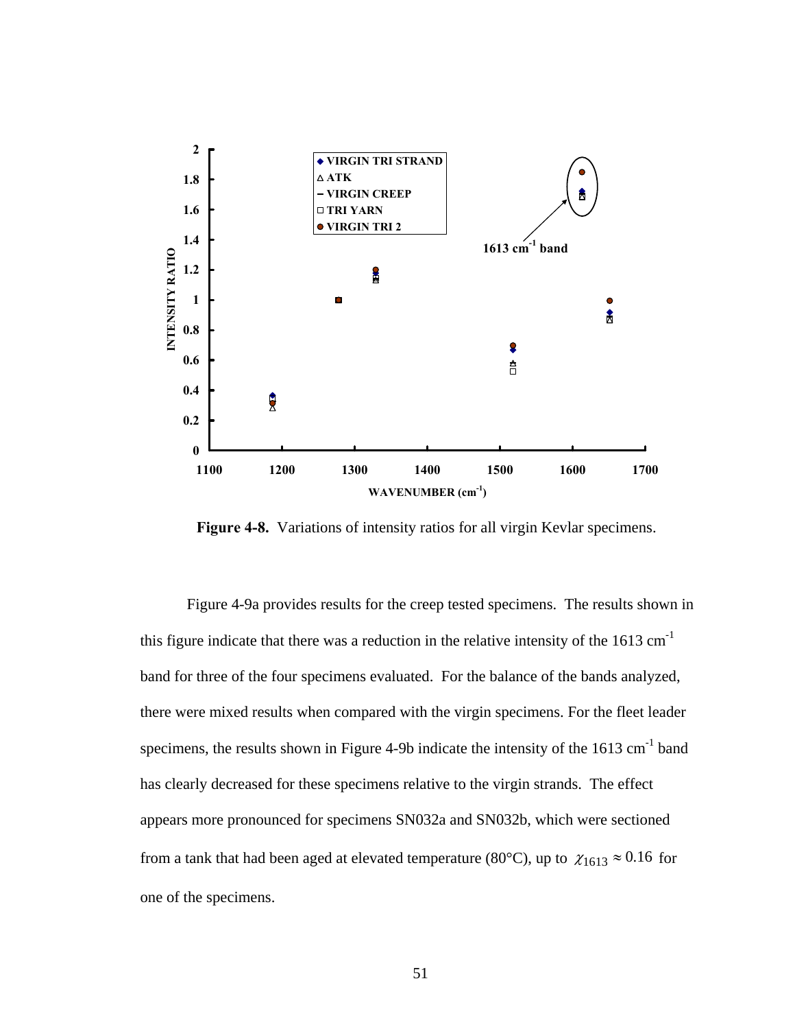**Figure 4-8.** Variations of intensity ratios for all virgin Kevlar specimens.

Figure 4-9a provides results for the creep tested specimens. The results shown in this figure indicate that there was a reduction in the relative intensity of the 1613 cm$^{-1}$ band for three of the four specimens evaluated. For the balance of the bands analyzed, there were mixed results when compared with the virgin specimens. For the fleet leader specimens, the results shown in Figure 4-9b indicate the intensity of the 1613 cm$^{-1}$ band has clearly decreased for these specimens relative to the virgin strands. The effect appears more pronounced for specimens SN032a and SN032b, which were sectioned from a tank that had been aged at elevated temperature (80°C), up to $\chi_{1613} \approx 0.16$ for one of the specimens.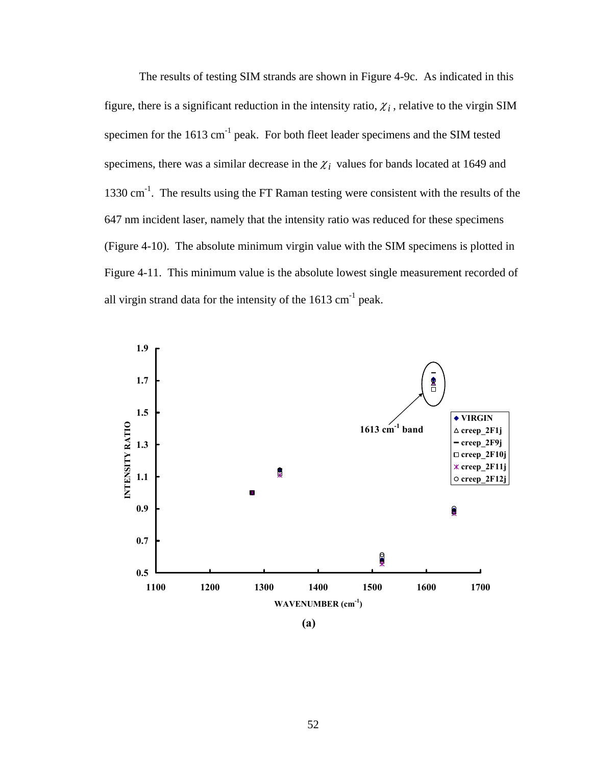The results of testing SIM strands are shown in Figure 4-9c. As indicated in this figure, there is a significant reduction in the intensity ratio, $\chi_i$, relative to the virgin SIM specimen for the 1613 cm$^{-1}$ peak. For both fleet leader specimens and the SIM tested specimens, there was a similar decrease in the $\chi_i$ values for bands located at 1649 and 1330 cm$^{-1}$. The results using the FT Raman testing were consistent with the results of the 647 nm incident laser, namely that the intensity ratio was reduced for these specimens (Figure 4-10). The absolute minimum virgin value with the SIM specimens is plotted in Figure 4-11. This minimum value is the absolute lowest single measurement recorded of all virgin strand data for the intensity of the 1613 cm$^{-1}$ peak.

**(a)**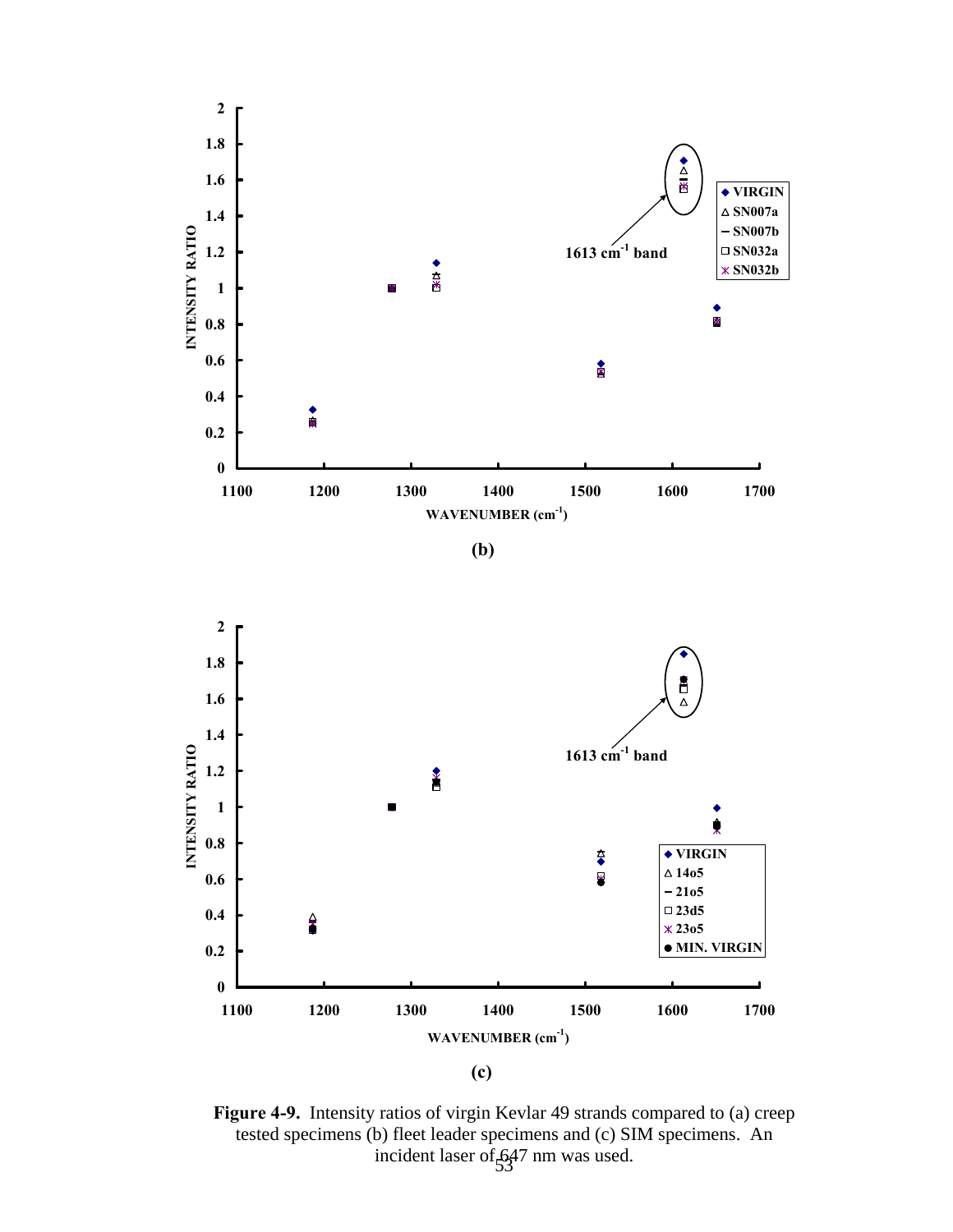(b)

(c)

**Figure 4-9.** Intensity ratios of virgin Kevlar 49 strands compared to (a) creep tested specimens (b) fleet leader specimens and (c) SIM specimens. An incident laser of 647 nm was used.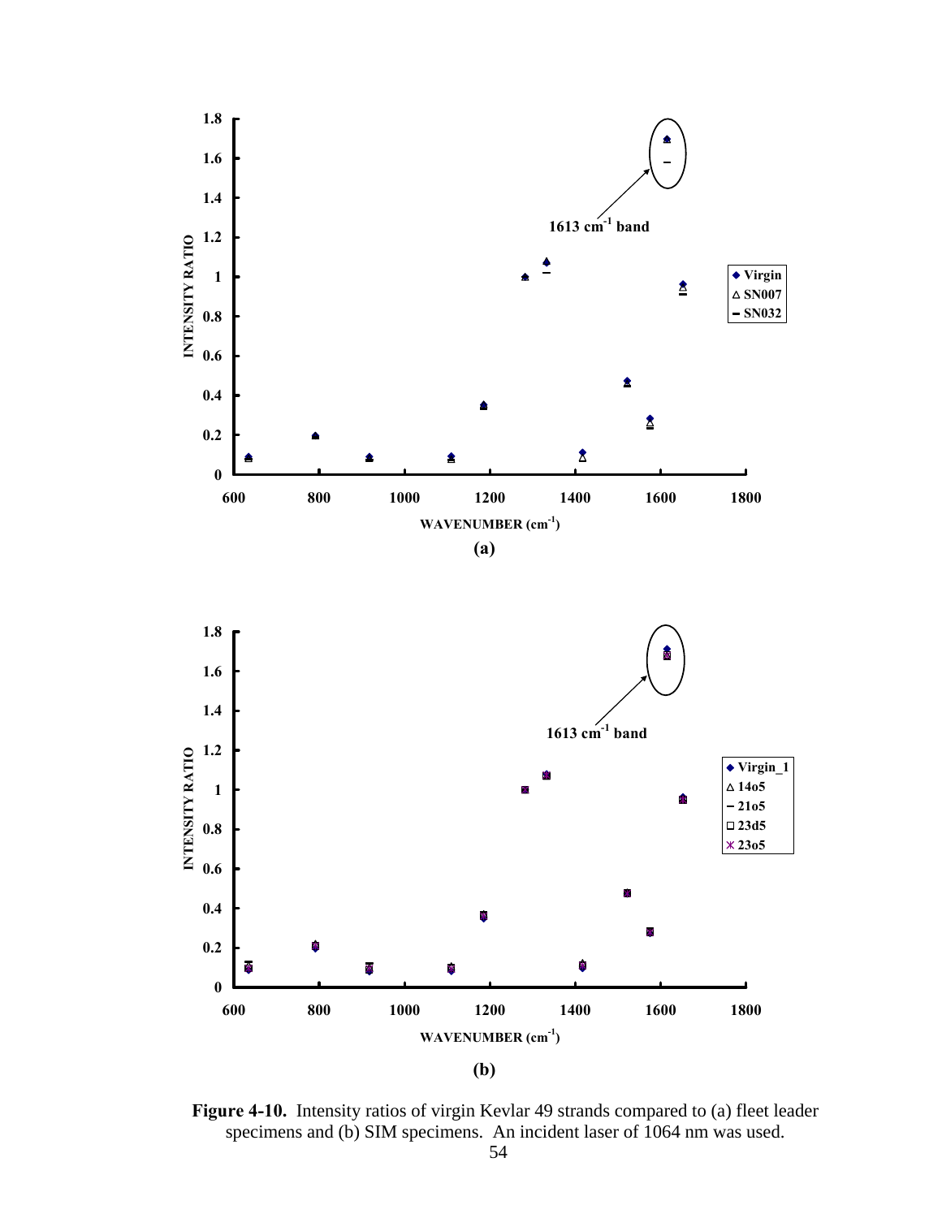**Figure 4-10.** Intensity ratios of virgin Kevlar 49 strands compared to (a) fleet leader specimens and (b) SIM specimens. An incident laser of 1064 nm was used.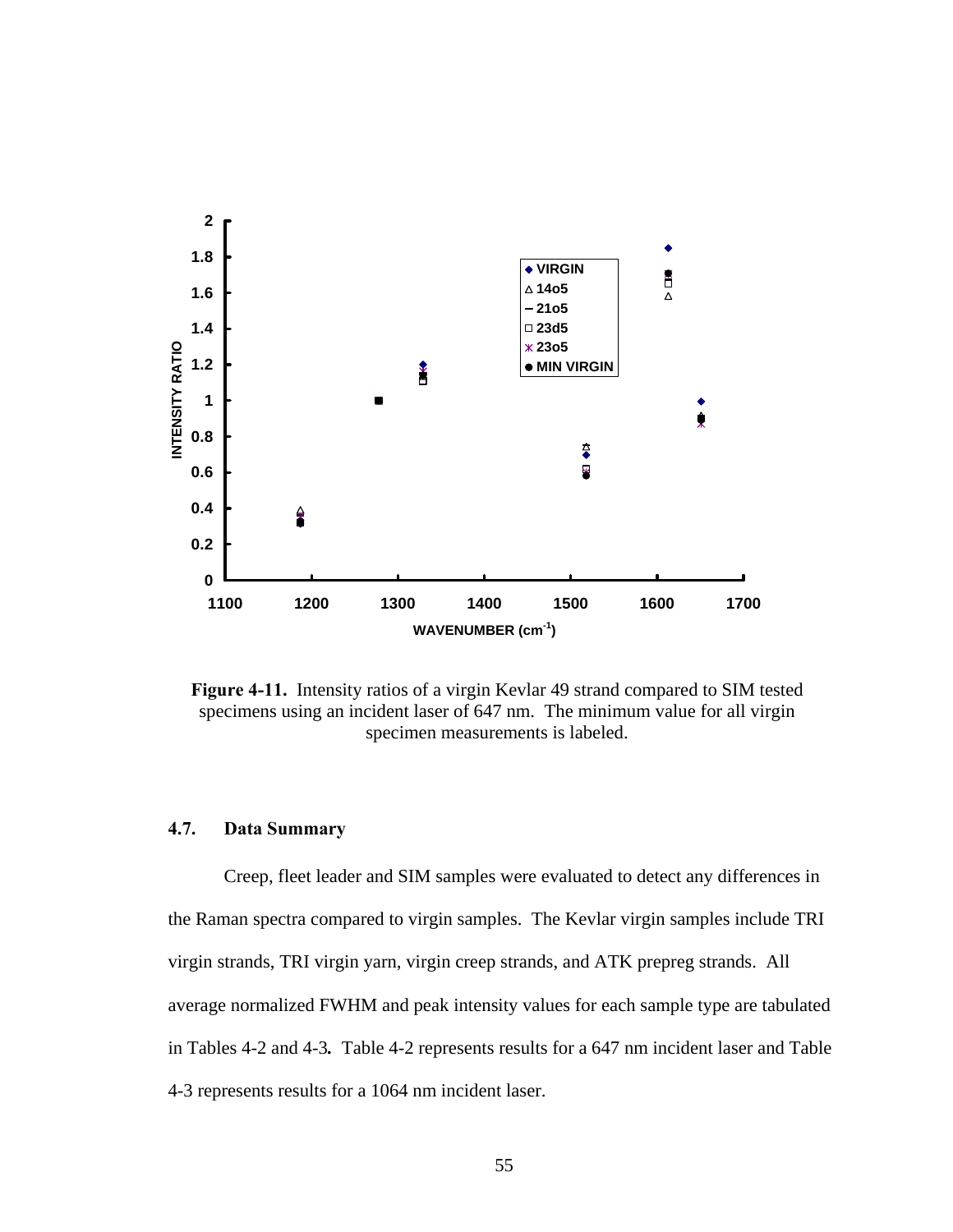**Figure 4-11.** Intensity ratios of a virgin Kevlar 49 strand compared to SIM tested specimens using an incident laser of 647 nm. The minimum value for all virgin specimen measurements is labeled.

### 4.7. Data Summary

Creep, fleet leader and SIM samples were evaluated to detect any differences in the Raman spectra compared to virgin samples. The Kevlar virgin samples include TRI virgin strands, TRI virgin yarn, virgin creep strands, and ATK prepreg strands. All average normalized FWHM and peak intensity values for each sample type are tabulated in Tables 4-2 and 4-3. Table 4-2 represents results for a 647 nm incident laser and Table 4-3 represents results for a 1064 nm incident laser.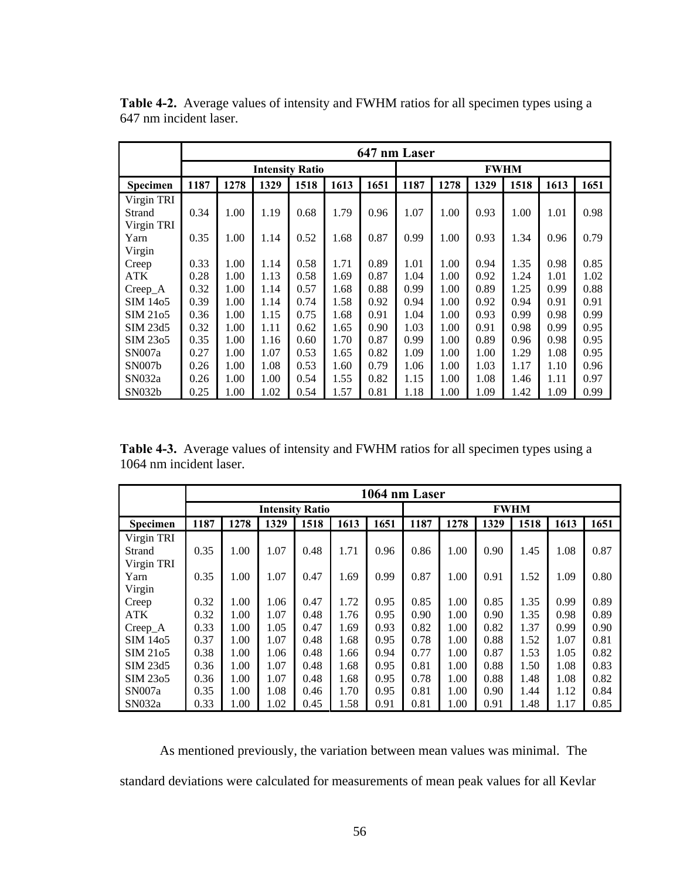**Table 4-2.** Average values of intensity and FWHM ratios for all specimen types using a 647 nm incident laser.

| | 647 nm Laser | | | | | | | | | | | |
|---|---|---|---|---|---|---|---|---|---|---|---|---|
| | Intensity Ratio | | | | | | FWHM | | | | | |
| **Specimen** | **1187** | **1278** | **1329** | **1518** | **1613** | **1651** | **1187** | **1278** | **1329** | **1518** | **1613** | **1651** |
| Virgin TRI Strand | 0.34 | 1.00 | 1.19 | 0.68 | 1.79 | 0.96 | 1.07 | 1.00 | 0.93 | 1.00 | 1.01 | 0.98 |
| Virgin TRI Yarn | 0.35 | 1.00 | 1.14 | 0.52 | 1.68 | 0.87 | 0.99 | 1.00 | 0.93 | 1.34 | 0.96 | 0.79 |
| Virgin Creep | 0.33 | 1.00 | 1.14 | 0.58 | 1.71 | 0.89 | 1.01 | 1.00 | 0.94 | 1.35 | 0.98 | 0.85 |
| ATK | 0.28 | 1.00 | 1.13 | 0.58 | 1.69 | 0.87 | 1.04 | 1.00 | 0.92 | 1.24 | 1.01 | 1.02 |
| Creep_A | 0.32 | 1.00 | 1.14 | 0.57 | 1.68 | 0.88 | 0.99 | 1.00 | 0.89 | 1.25 | 0.99 | 0.88 |
| SIM 14o5 | 0.39 | 1.00 | 1.14 | 0.74 | 1.58 | 0.92 | 0.94 | 1.00 | 0.92 | 0.94 | 0.91 | 0.91 |
| SIM 21o5 | 0.36 | 1.00 | 1.15 | 0.75 | 1.68 | 0.91 | 1.04 | 1.00 | 0.93 | 0.99 | 0.98 | 0.99 |
| SIM 23d5 | 0.32 | 1.00 | 1.11 | 0.62 | 1.65 | 0.90 | 1.03 | 1.00 | 0.91 | 0.98 | 0.99 | 0.95 |
| SIM 23o5 | 0.35 | 1.00 | 1.16 | 0.60 | 1.70 | 0.87 | 0.99 | 1.00 | 0.89 | 0.96 | 0.98 | 0.95 |
| SN007a | 0.27 | 1.00 | 1.07 | 0.53 | 1.65 | 0.82 | 1.09 | 1.00 | 1.00 | 1.29 | 1.08 | 0.95 |
| SN007b | 0.26 | 1.00 | 1.08 | 0.53 | 1.60 | 0.79 | 1.06 | 1.00 | 1.03 | 1.17 | 1.10 | 0.96 |
| SN032a | 0.26 | 1.00 | 1.00 | 0.54 | 1.55 | 0.82 | 1.15 | 1.00 | 1.08 | 1.46 | 1.11 | 0.97 |
| SN032b | 0.25 | 1.00 | 1.02 | 0.54 | 1.57 | 0.81 | 1.18 | 1.00 | 1.09 | 1.42 | 1.09 | 0.99 |

**Table 4-3.** Average values of intensity and FWHM ratios for all specimen types using a 1064 nm incident laser.

| | 1064 nm Laser | | | | | | | | | | | |
|---|---|---|---|---|---|---|---|---|---|---|---|---|
| | Intensity Ratio | | | | | | FWHM | | | | | |
| **Specimen** | **1187** | **1278** | **1329** | **1518** | **1613** | **1651** | **1187** | **1278** | **1329** | **1518** | **1613** | **1651** |
| Virgin TRI Strand | 0.35 | 1.00 | 1.07 | 0.48 | 1.71 | 0.96 | 0.86 | 1.00 | 0.90 | 1.45 | 1.08 | 0.87 |
| Virgin TRI Yarn | 0.35 | 1.00 | 1.07 | 0.47 | 1.69 | 0.99 | 0.87 | 1.00 | 0.91 | 1.52 | 1.09 | 0.80 |
| Virgin Creep | 0.32 | 1.00 | 1.06 | 0.47 | 1.72 | 0.95 | 0.85 | 1.00 | 0.85 | 1.35 | 0.99 | 0.89 |
| ATK | 0.32 | 1.00 | 1.07 | 0.48 | 1.76 | 0.95 | 0.90 | 1.00 | 0.90 | 1.35 | 0.98 | 0.89 |
| Creep_A | 0.33 | 1.00 | 1.05 | 0.47 | 1.69 | 0.93 | 0.82 | 1.00 | 0.82 | 1.37 | 0.99 | 0.90 |
| SIM 14o5 | 0.37 | 1.00 | 1.07 | 0.48 | 1.68 | 0.95 | 0.78 | 1.00 | 0.88 | 1.52 | 1.07 | 0.81 |
| SIM 21o5 | 0.38 | 1.00 | 1.06 | 0.48 | 1.66 | 0.94 | 0.77 | 1.00 | 0.87 | 1.53 | 1.05 | 0.82 |
| SIM 23d5 | 0.36 | 1.00 | 1.07 | 0.48 | 1.68 | 0.95 | 0.81 | 1.00 | 0.88 | 1.50 | 1.08 | 0.83 |
| SIM 23o5 | 0.36 | 1.00 | 1.07 | 0.48 | 1.68 | 0.95 | 0.78 | 1.00 | 0.88 | 1.48 | 1.08 | 0.82 |
| SN007a | 0.35 | 1.00 | 1.08 | 0.46 | 1.70 | 0.95 | 0.81 | 1.00 | 0.90 | 1.44 | 1.12 | 0.84 |
| SN032a | 0.33 | 1.00 | 1.02 | 0.45 | 1.58 | 0.91 | 0.81 | 1.00 | 0.91 | 1.48 | 1.17 | 0.85 |

As mentioned previously, the variation between mean values was minimal. The standard deviations were calculated for measurements of mean peak values for all Kevlar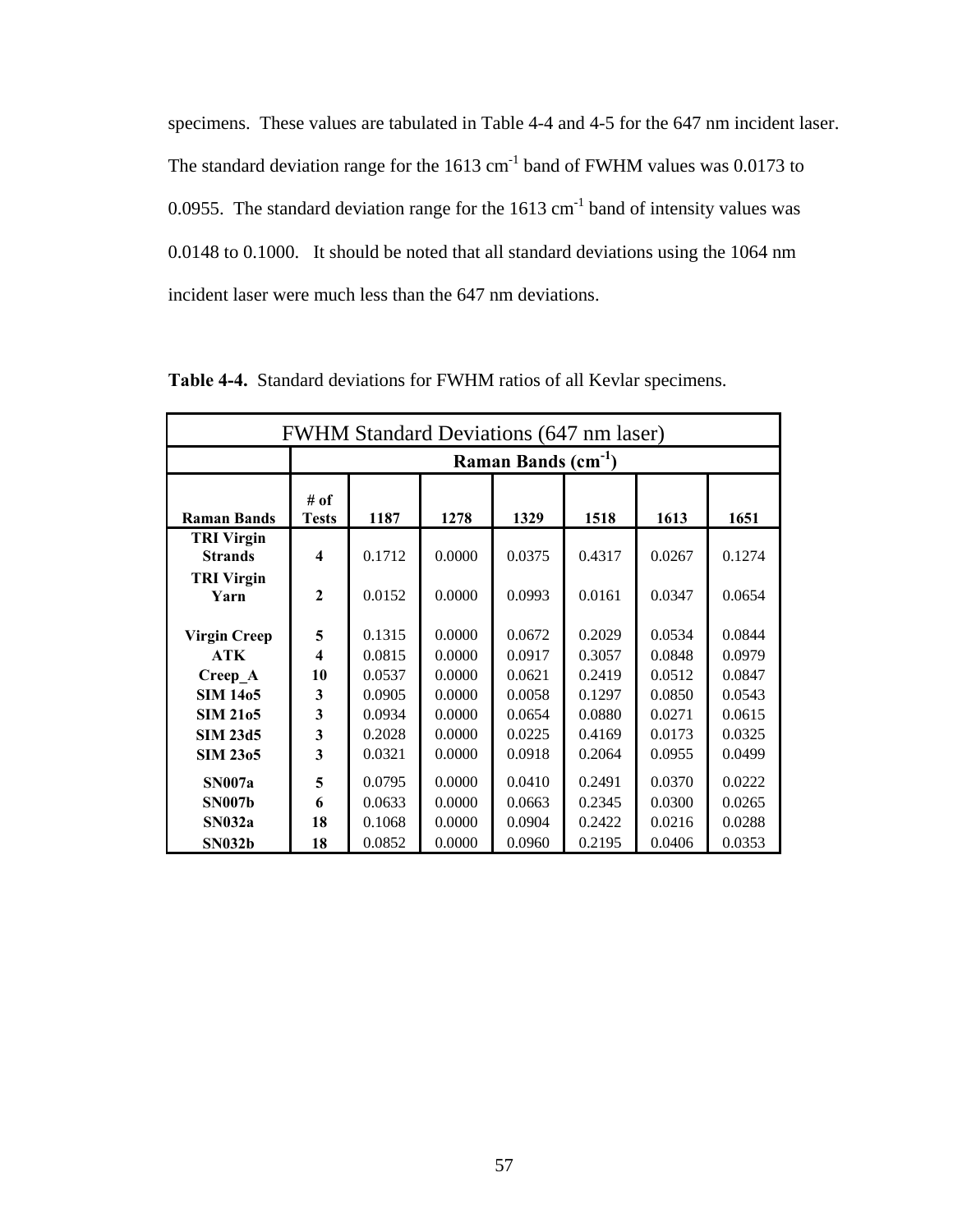specimens. These values are tabulated in Table 4-4 and 4-5 for the 647 nm incident laser. The standard deviation range for the 1613 $cm^{-1}$ band of FWHM values was 0.0173 to 0.0955. The standard deviation range for the 1613 $cm^{-1}$ band of intensity values was 0.0148 to 0.1000. It should be noted that all standard deviations using the 1064 nm incident laser were much less than the 647 nm deviations.

**Table 4-4.** Standard deviations for FWHM ratios of all Kevlar specimens.

| FWHM Standard Deviations (647 nm laser) | | | | | | | |
|---|---|---|---|---|---|---|---|
| | Raman Bands ($cm^{-1}$) | | | | | | |
| **Raman Bands** | **# of Tests** | **1187** | **1278** | **1329** | **1518** | **1613** | **1651** |
| **TRI Virgin Strands** | **4** | 0.1712 | 0.0000 | 0.0375 | 0.4317 | 0.0267 | 0.1274 |
| **TRI Virgin Yarn** | **2** | 0.0152 | 0.0000 | 0.0993 | 0.0161 | 0.0347 | 0.0654 |
| **Virgin Creep** | **5** | 0.1315 | 0.0000 | 0.0672 | 0.2029 | 0.0534 | 0.0844 |
| **ATK** | **4** | 0.0815 | 0.0000 | 0.0917 | 0.3057 | 0.0848 | 0.0979 |
| **Creep_A** | **10** | 0.0537 | 0.0000 | 0.0621 | 0.2419 | 0.0512 | 0.0847 |
| **SIM 14o5** | **3** | 0.0905 | 0.0000 | 0.0058 | 0.1297 | 0.0850 | 0.0543 |
| **SIM 21o5** | **3** | 0.0934 | 0.0000 | 0.0654 | 0.0880 | 0.0271 | 0.0615 |
| **SIM 23d5** | **3** | 0.2028 | 0.0000 | 0.0225 | 0.4169 | 0.0173 | 0.0325 |
| **SIM 23o5** | **3** | 0.0321 | 0.0000 | 0.0918 | 0.2064 | 0.0955 | 0.0499 |
| **SN007a** | **5** | 0.0795 | 0.0000 | 0.0410 | 0.2491 | 0.0370 | 0.0222 |
| **SN007b** | **6** | 0.0633 | 0.0000 | 0.0663 | 0.2345 | 0.0300 | 0.0265 |
| **SN032a** | **18** | 0.1068 | 0.0000 | 0.0904 | 0.2422 | 0.0216 | 0.0288 |
| **SN032b** | **18** | 0.0852 | 0.0000 | 0.0960 | 0.2195 | 0.0406 | 0.0353 |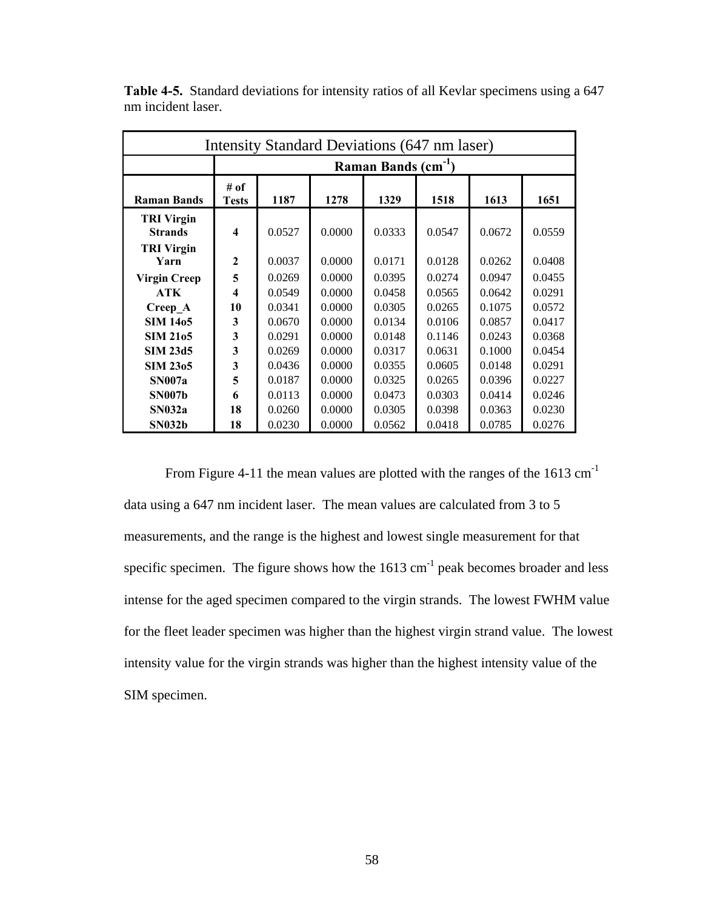**Table 4-5.** Standard deviations for intensity ratios of all Kevlar specimens using a 647 nm incident laser.

| Intensity Standard Deviations (647 nm laser) | | | | | | | |
|---|---|---|---|---|---|---|---|
| | Raman Bands ($cm^{-1}$) | | | | | | |
| **Raman Bands** | **# of Tests** | **1187** | **1278** | **1329** | **1518** | **1613** | **1651** |
| **TRI Virgin Strands** | **4** | 0.0527 | 0.0000 | 0.0333 | 0.0547 | 0.0672 | 0.0559 |
| **TRI Virgin Yarn** | **2** | 0.0037 | 0.0000 | 0.0171 | 0.0128 | 0.0262 | 0.0408 |
| **Virgin Creep** | **5** | 0.0269 | 0.0000 | 0.0395 | 0.0274 | 0.0947 | 0.0455 |
| **ATK** | **4** | 0.0549 | 0.0000 | 0.0458 | 0.0565 | 0.0642 | 0.0291 |
| **Creep_A** | **10** | 0.0341 | 0.0000 | 0.0305 | 0.0265 | 0.1075 | 0.0572 |
| **SIM 14o5** | **3** | 0.0670 | 0.0000 | 0.0134 | 0.0106 | 0.0857 | 0.0417 |
| **SIM 21o5** | **3** | 0.0291 | 0.0000 | 0.0148 | 0.1146 | 0.0243 | 0.0368 |
| **SIM 23d5** | **3** | 0.0269 | 0.0000 | 0.0317 | 0.0631 | 0.1000 | 0.0454 |
| **SIM 23o5** | **3** | 0.0436 | 0.0000 | 0.0355 | 0.0605 | 0.0148 | 0.0291 |
| **SN007a** | **5** | 0.0187 | 0.0000 | 0.0325 | 0.0265 | 0.0396 | 0.0227 |
| **SN007b** | **6** | 0.0113 | 0.0000 | 0.0473 | 0.0303 | 0.0414 | 0.0246 |
| **SN032a** | **18** | 0.0260 | 0.0000 | 0.0305 | 0.0398 | 0.0363 | 0.0230 |
| **SN032b** | **18** | 0.0230 | 0.0000 | 0.0562 | 0.0418 | 0.0785 | 0.0276 |

From Figure 4-11 the mean values are plotted with the ranges of the 1613 $cm^{-1}$ data using a 647 nm incident laser. The mean values are calculated from 3 to 5 measurements, and the range is the highest and lowest single measurement for that specific specimen. The figure shows how the 1613 $cm^{-1}$ peak becomes broader and less intense for the aged specimen compared to the virgin strands. The lowest FWHM value for the fleet leader specimen was higher than the highest virgin strand value. The lowest intensity value for the virgin strands was higher than the highest intensity value of the SIM specimen.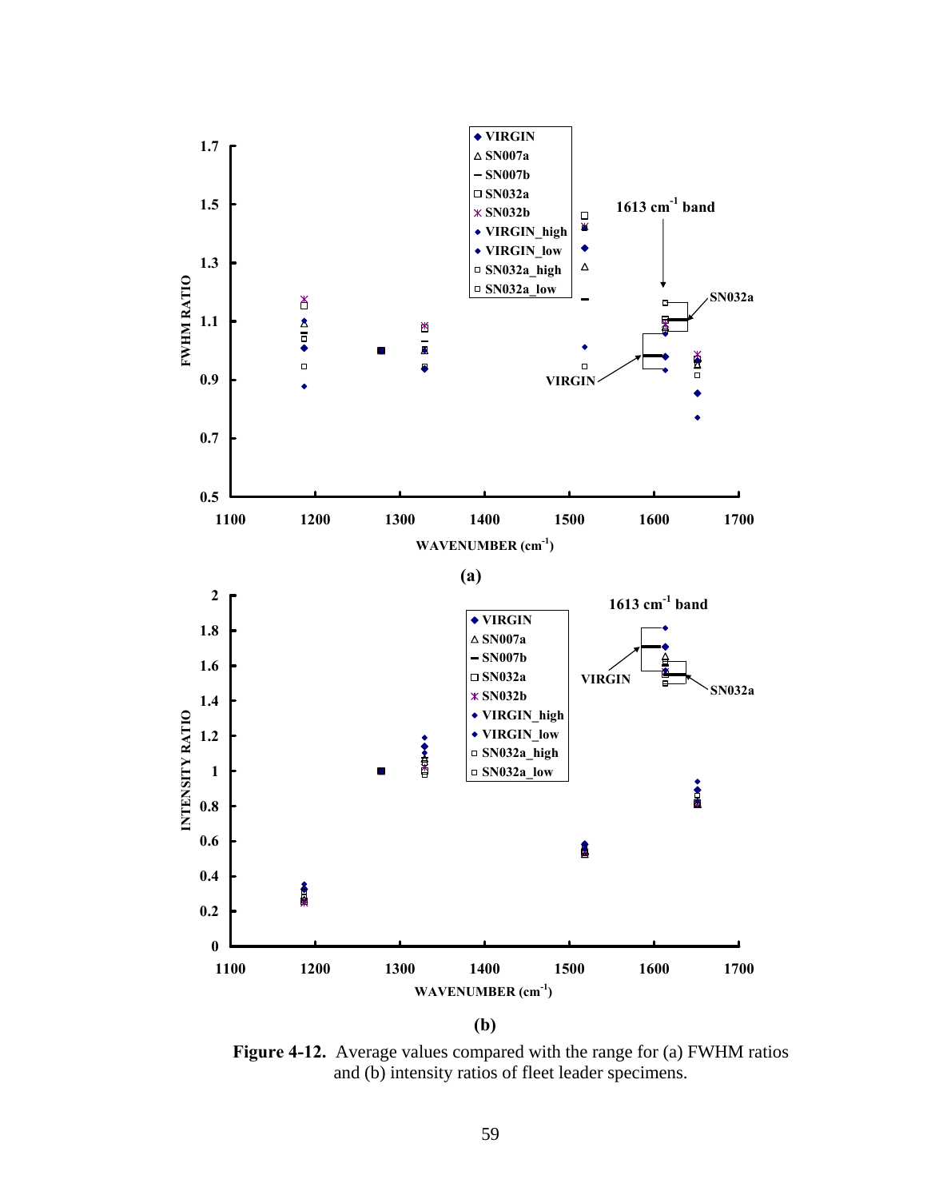**Figure 4-12.** Average values compared with the range for (a) FWHM ratios and (b) intensity ratios of fleet leader specimens.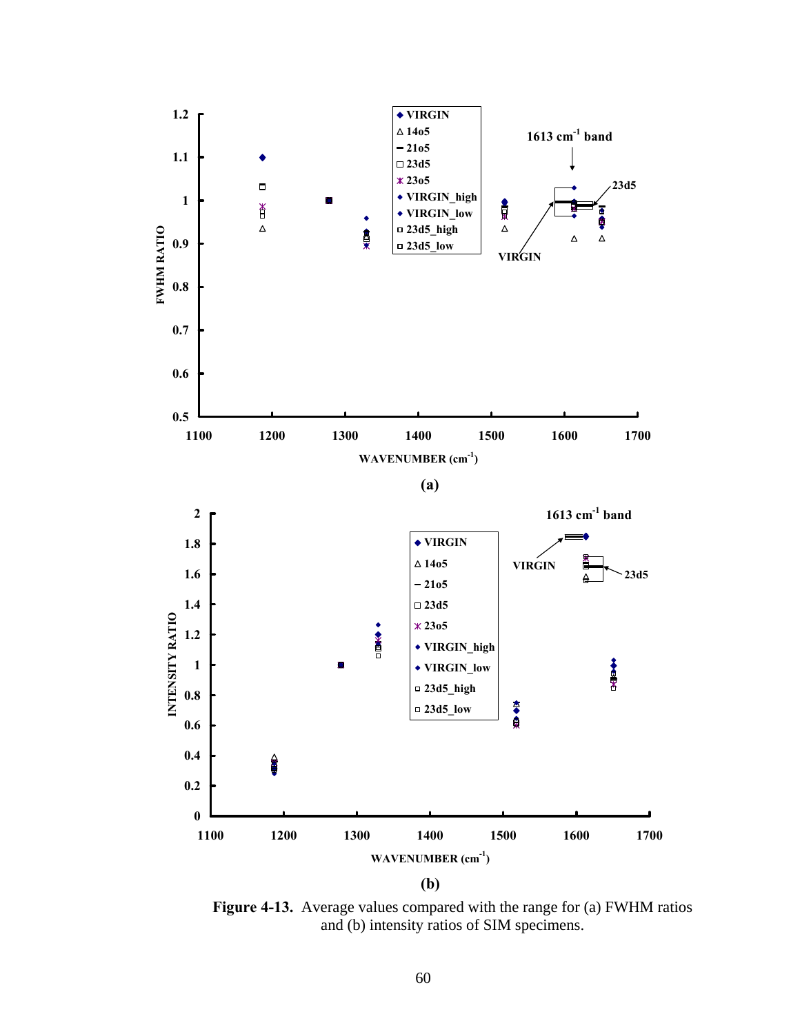**Figure 4-13.** Average values compared with the range for (a) FWHM ratios and (b) intensity ratios of SIM specimens.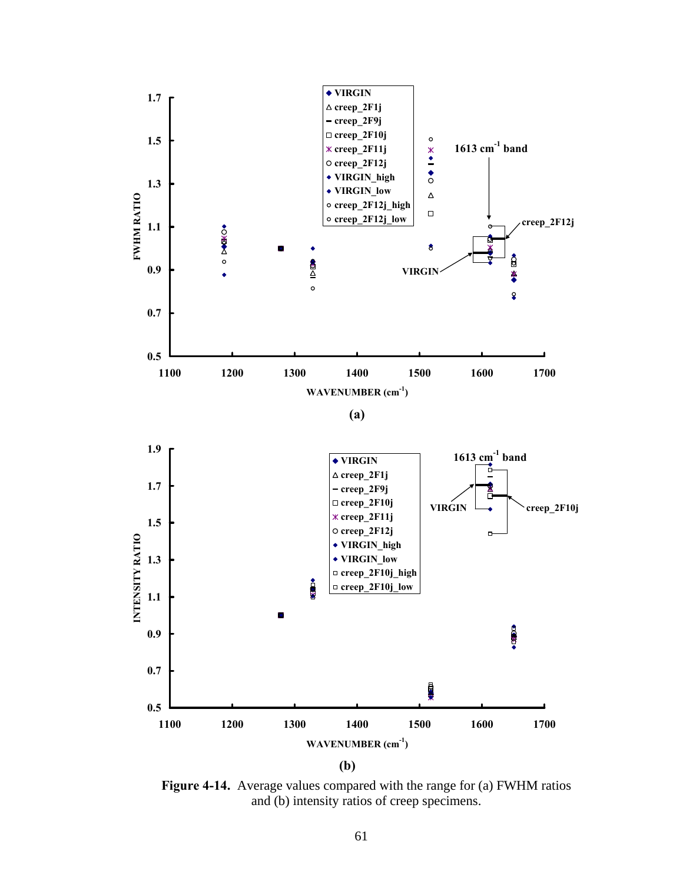**Figure 4-14.** Average values compared with the range for (a) FWHM ratios and (b) intensity ratios of creep specimens.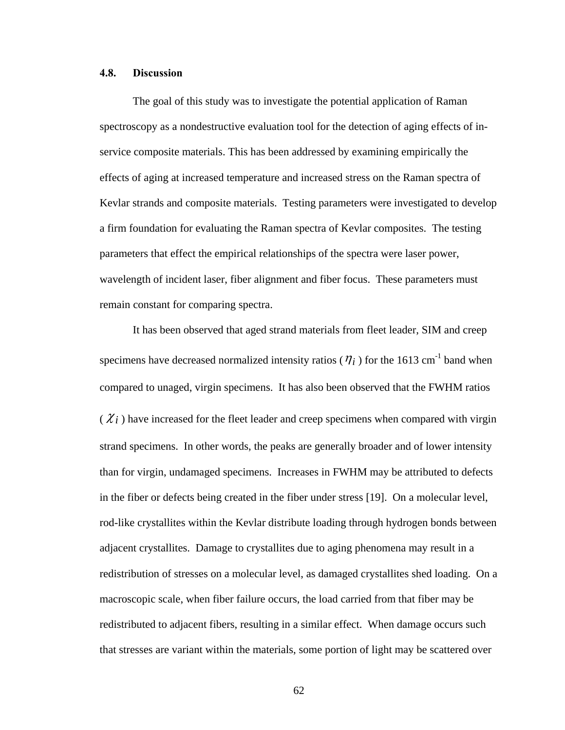### 4.8. Discussion

The goal of this study was to investigate the potential application of Raman spectroscopy as a nondestructive evaluation tool for the detection of aging effects of in-service composite materials. This has been addressed by examining empirically the effects of aging at increased temperature and increased stress on the Raman spectra of Kevlar strands and composite materials. Testing parameters were investigated to develop a firm foundation for evaluating the Raman spectra of Kevlar composites. The testing parameters that effect the empirical relationships of the spectra were laser power, wavelength of incident laser, fiber alignment and fiber focus. These parameters must remain constant for comparing spectra.

It has been observed that aged strand materials from fleet leader, SIM and creep specimens have decreased normalized intensity ratios ( $\eta_i$ ) for the 1613 $cm^{-1}$ band when compared to unaged, virgin specimens. It has also been observed that the FWHM ratios ( $\chi_i$ ) have increased for the fleet leader and creep specimens when compared with virgin strand specimens. In other words, the peaks are generally broader and of lower intensity than for virgin, undamaged specimens. Increases in FWHM may be attributed to defects in the fiber or defects being created in the fiber under stress [19]. On a molecular level, rod-like crystallites within the Kevlar distribute loading through hydrogen bonds between adjacent crystallites. Damage to crystallites due to aging phenomena may result in a redistribution of stresses on a molecular level, as damaged crystallites shed loading. On a macroscopic scale, when fiber failure occurs, the load carried from that fiber may be redistributed to adjacent fibers, resulting in a similar effect. When damage occurs such that stresses are variant within the materials, some portion of light may be scattered over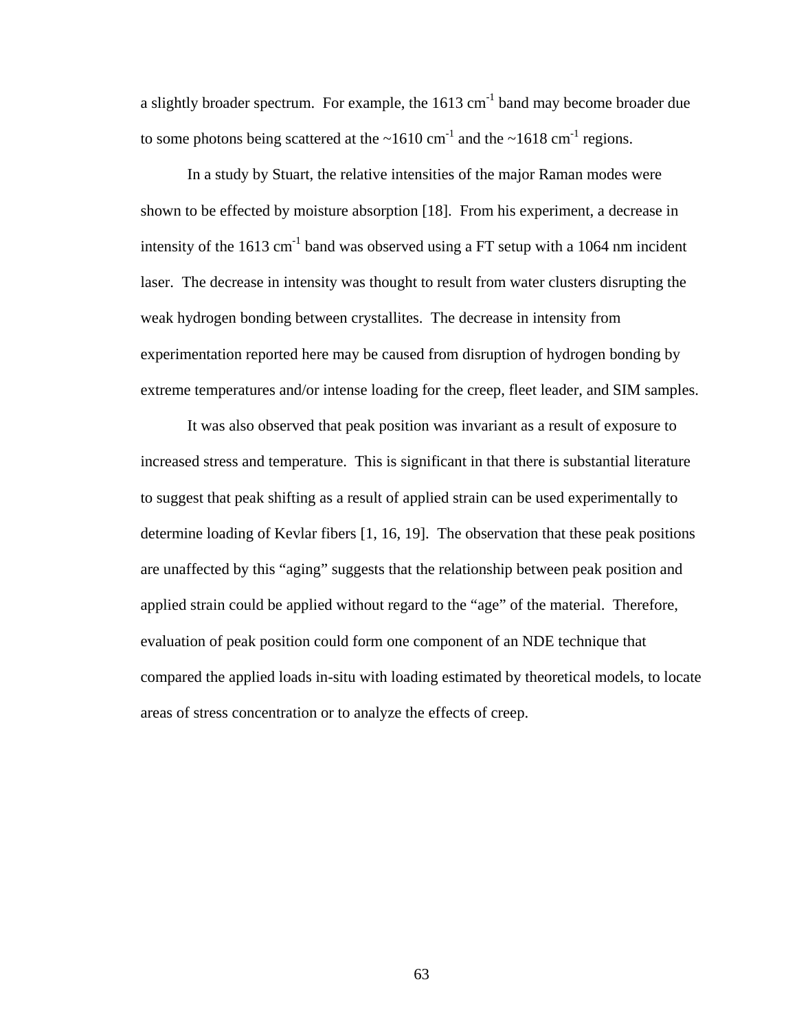a slightly broader spectrum. For example, the 1613 $cm^{-1}$ band may become broader due to some photons being scattered at the ~1610 $cm^{-1}$ and the ~1618 $cm^{-1}$ regions.

In a study by Stuart, the relative intensities of the major Raman modes were shown to be effected by moisture absorption [18]. From his experiment, a decrease in intensity of the 1613 $cm^{-1}$ band was observed using a FT setup with a 1064 nm incident laser. The decrease in intensity was thought to result from water clusters disrupting the weak hydrogen bonding between crystallites. The decrease in intensity from experimentation reported here may be caused from disruption of hydrogen bonding by extreme temperatures and/or intense loading for the creep, fleet leader, and SIM samples.

It was also observed that peak position was invariant as a result of exposure to increased stress and temperature. This is significant in that there is substantial literature to suggest that peak shifting as a result of applied strain can be used experimentally to determine loading of Kevlar fibers [1, 16, 19]. The observation that these peak positions are unaffected by this "aging" suggests that the relationship between peak position and applied strain could be applied without regard to the "age" of the material. Therefore, evaluation of peak position could form one component of an NDE technique that compared the applied loads in-situ with loading estimated by theoretical models, to locate areas of stress concentration or to analyze the effects of creep.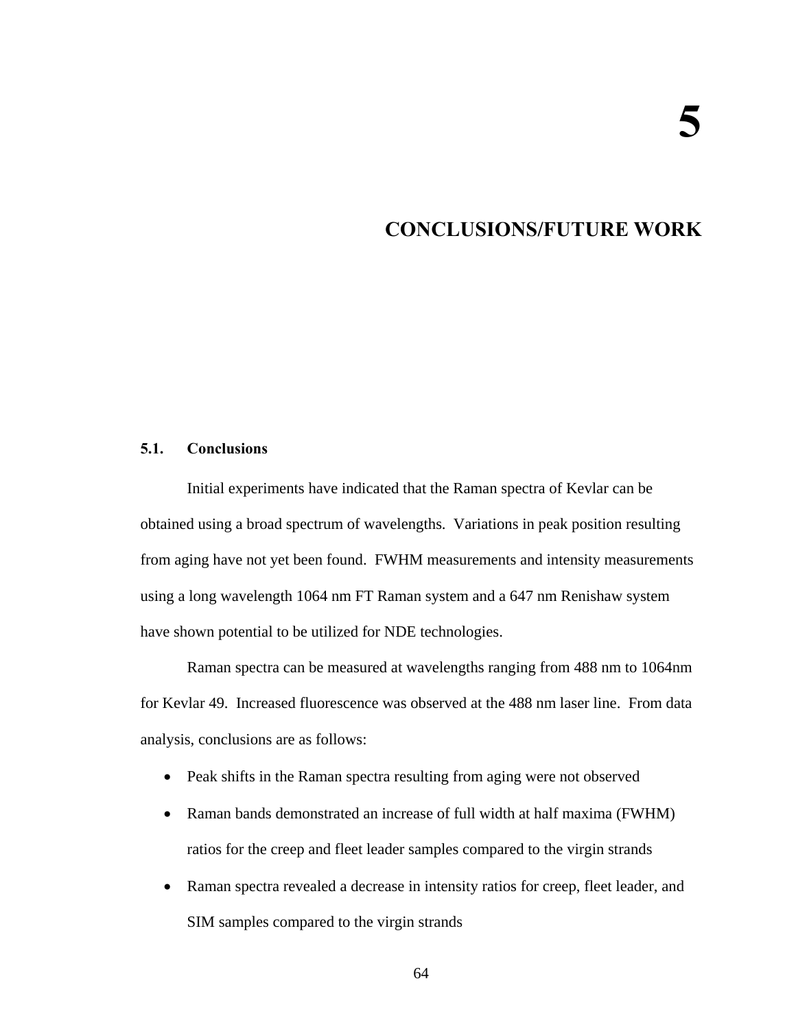# 5

# CONCLUSIONS/FUTURE WORK

## 5.1. Conclusions

Initial experiments have indicated that the Raman spectra of Kevlar can be obtained using a broad spectrum of wavelengths. Variations in peak position resulting from aging have not yet been found. FWHM measurements and intensity measurements using a long wavelength 1064 nm FT Raman system and a 647 nm Renishaw system have shown potential to be utilized for NDE technologies.

Raman spectra can be measured at wavelengths ranging from 488 nm to 1064nm for Kevlar 49. Increased fluorescence was observed at the 488 nm laser line. From data analysis, conclusions are as follows:

- Peak shifts in the Raman spectra resulting from aging were not observed
- Raman bands demonstrated an increase of full width at half maxima (FWHM) ratios for the creep and fleet leader samples compared to the virgin strands
- Raman spectra revealed a decrease in intensity ratios for creep, fleet leader, and SIM samples compared to the virgin strands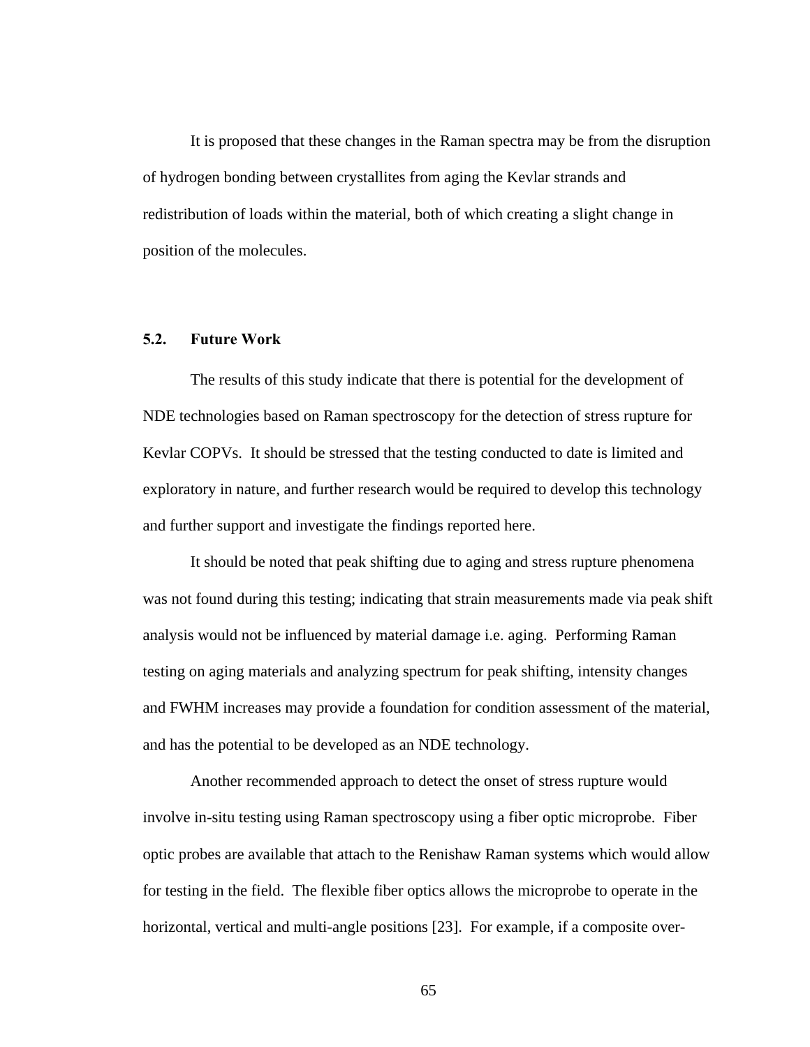It is proposed that these changes in the Raman spectra may be from the disruption of hydrogen bonding between crystallites from aging the Kevlar strands and redistribution of loads within the material, both of which creating a slight change in position of the molecules.

### 5.2. Future Work

The results of this study indicate that there is potential for the development of NDE technologies based on Raman spectroscopy for the detection of stress rupture for Kevlar COPVs. It should be stressed that the testing conducted to date is limited and exploratory in nature, and further research would be required to develop this technology and further support and investigate the findings reported here.

It should be noted that peak shifting due to aging and stress rupture phenomena was not found during this testing; indicating that strain measurements made via peak shift analysis would not be influenced by material damage i.e. aging. Performing Raman testing on aging materials and analyzing spectrum for peak shifting, intensity changes and FWHM increases may provide a foundation for condition assessment of the material, and has the potential to be developed as an NDE technology.

Another recommended approach to detect the onset of stress rupture would involve in-situ testing using Raman spectroscopy using a fiber optic microprobe. Fiber optic probes are available that attach to the Renishaw Raman systems which would allow for testing in the field. The flexible fiber optics allows the microprobe to operate in the horizontal, vertical and multi-angle positions [23]. For example, if a composite over-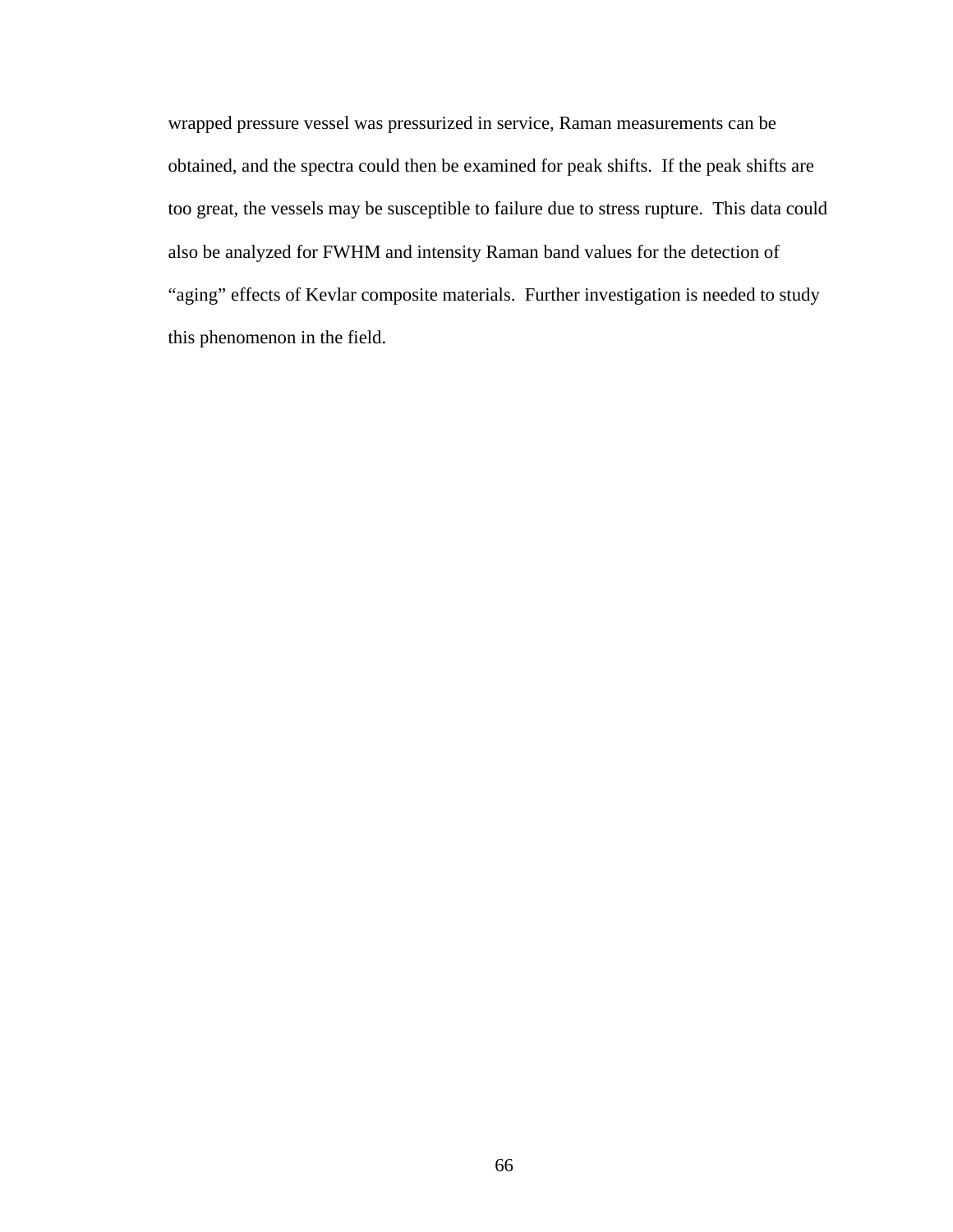wrapped pressure vessel was pressurized in service, Raman measurements can be obtained, and the spectra could then be examined for peak shifts. If the peak shifts are too great, the vessels may be susceptible to failure due to stress rupture. This data could also be analyzed for FWHM and intensity Raman band values for the detection of "aging" effects of Kevlar composite materials. Further investigation is needed to study this phenomenon in the field.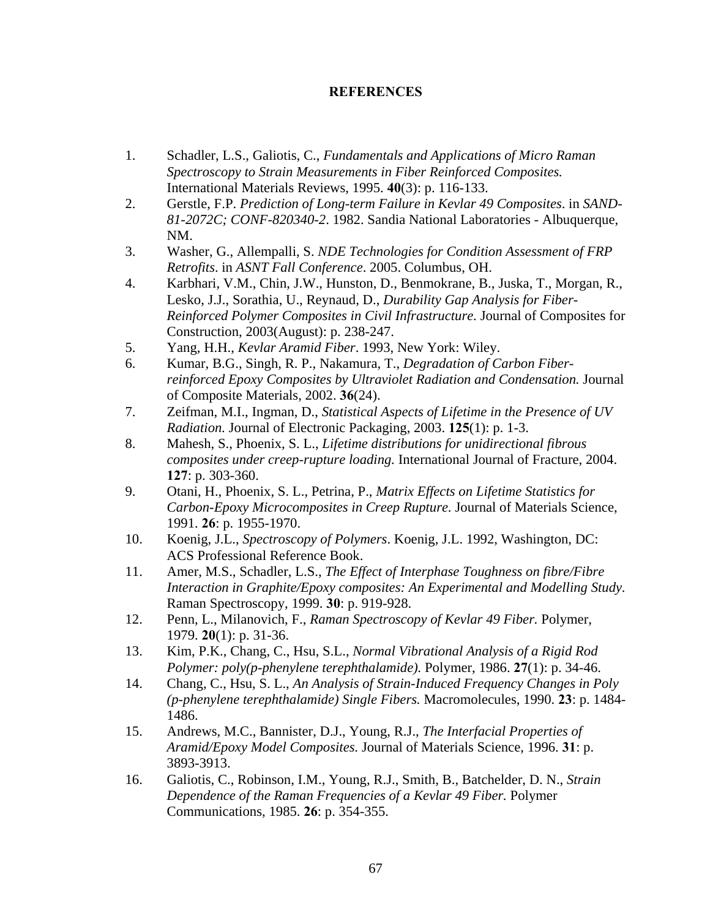# REFERENCES

1. Schadler, L.S., Galiotis, C., *Fundamentals and Applications of Micro Raman Spectroscopy to Strain Measurements in Fiber Reinforced Composites.* International Materials Reviews, 1995. **40**(3): p. 116-133.
2. Gerstle, F.P. *Prediction of Long-term Failure in Kevlar 49 Composites*. in *SAND-81-2072C; CONF-820340-2*. 1982. Sandia National Laboratories - Albuquerque, NM.
3. Washer, G., Allempalli, S. *NDE Technologies for Condition Assessment of FRP Retrofits*. in *ASNT Fall Conference*. 2005. Columbus, OH.
4. Karbhari, V.M., Chin, J.W., Hunston, D., Benmokrane, B., Juska, T., Morgan, R., Lesko, J.J., Sorathia, U., Reynaud, D., *Durability Gap Analysis for Fiber-Reinforced Polymer Composites in Civil Infrastructure.* Journal of Composites for Construction, 2003(August): p. 238-247.
5. Yang, H.H., *Kevlar Aramid Fiber*. 1993, New York: Wiley.
6. Kumar, B.G., Singh, R. P., Nakamura, T., *Degradation of Carbon Fiber-reinforced Epoxy Composites by Ultraviolet Radiation and Condensation.* Journal of Composite Materials, 2002. **36**(24).
7. Zeifman, M.I., Ingman, D., *Statistical Aspects of Lifetime in the Presence of UV Radiation.* Journal of Electronic Packaging, 2003. **125**(1): p. 1-3.
8. Mahesh, S., Phoenix, S. L., *Lifetime distributions for unidirectional fibrous composites under creep-rupture loading.* International Journal of Fracture, 2004. **127**: p. 303-360.
9. Otani, H., Phoenix, S. L., Petrina, P., *Matrix Effects on Lifetime Statistics for Carbon-Epoxy Microcomposites in Creep Rupture.* Journal of Materials Science, 1991. **26**: p. 1955-1970.
10. Koenig, J.L., *Spectroscopy of Polymers*. Koenig, J.L. 1992, Washington, DC: ACS Professional Reference Book.
11. Amer, M.S., Schadler, L.S., *The Effect of Interphase Toughness on fibre/Fibre Interaction in Graphite/Epoxy composites: An Experimental and Modelling Study*. Raman Spectroscopy, 1999. **30**: p. 919-928.
12. Penn, L., Milanovich, F., *Raman Spectroscopy of Kevlar 49 Fiber.* Polymer, 1979. **20**(1): p. 31-36.
13. Kim, P.K., Chang, C., Hsu, S.L., *Normal Vibrational Analysis of a Rigid Rod Polymer: poly(p-phenylene terephthalamide).* Polymer, 1986. **27**(1): p. 34-46.
14. Chang, C., Hsu, S. L., *An Analysis of Strain-Induced Frequency Changes in Poly (p-phenylene terephthalamide) Single Fibers.* Macromolecules, 1990. **23**: p. 1484-1486.
15. Andrews, M.C., Bannister, D.J., Young, R.J., *The Interfacial Properties of Aramid/Epoxy Model Composites.* Journal of Materials Science, 1996. **31**: p. 3893-3913.
16. Galiotis, C., Robinson, I.M., Young, R.J., Smith, B., Batchelder, D. N., *Strain Dependence of the Raman Frequencies of a Kevlar 49 Fiber.* Polymer Communications, 1985. **26**: p. 354-355.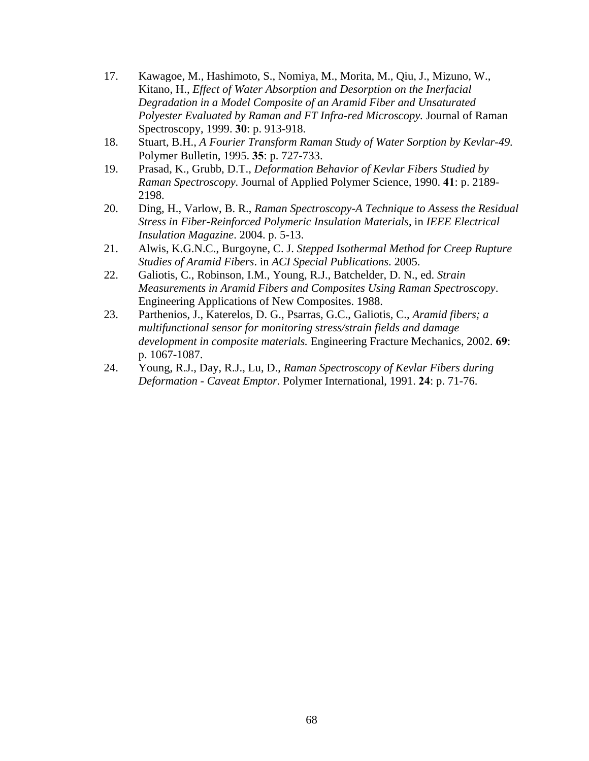17. Kawagoe, M., Hashimoto, S., Nomiya, M., Morita, M., Qiu, J., Mizuno, W., Kitano, H., *Effect of Water Absorption and Desorption on the Inerfacial Degradation in a Model Composite of an Aramid Fiber and Unsaturated Polyester Evaluated by Raman and FT Infra-red Microscopy.* Journal of Raman Spectroscopy, 1999. **30**: p. 913-918.
18. Stuart, B.H., *A Fourier Transform Raman Study of Water Sorption by Kevlar-49.* Polymer Bulletin, 1995. **35**: p. 727-733.
19. Prasad, K., Grubb, D.T., *Deformation Behavior of Kevlar Fibers Studied by Raman Spectroscopy.* Journal of Applied Polymer Science, 1990. **41**: p. 2189-2198.
20. Ding, H., Varlow, B. R., *Raman Spectroscopy-A Technique to Assess the Residual Stress in Fiber-Reinforced Polymeric Insulation Materials*, in *IEEE Electrical Insulation Magazine*. 2004. p. 5-13.
21. Alwis, K.G.N.C., Burgoyne, C. J. *Stepped Isothermal Method for Creep Rupture Studies of Aramid Fibers*. in *ACI Special Publications*. 2005.
22. Galiotis, C., Robinson, I.M., Young, R.J., Batchelder, D. N., ed. *Strain Measurements in Aramid Fibers and Composites Using Raman Spectroscopy*. Engineering Applications of New Composites. 1988.
23. Parthenios, J., Katerelos, D. G., Psarras, G.C., Galiotis, C., *Aramid fibers; a multifunctional sensor for monitoring stress/strain fields and damage development in composite materials.* Engineering Fracture Mechanics, 2002. **69**: p. 1067-1087.
24. Young, R.J., Day, R.J., Lu, D., *Raman Spectroscopy of Kevlar Fibers during Deformation - Caveat Emptor.* Polymer International, 1991. **24**: p. 71-76.